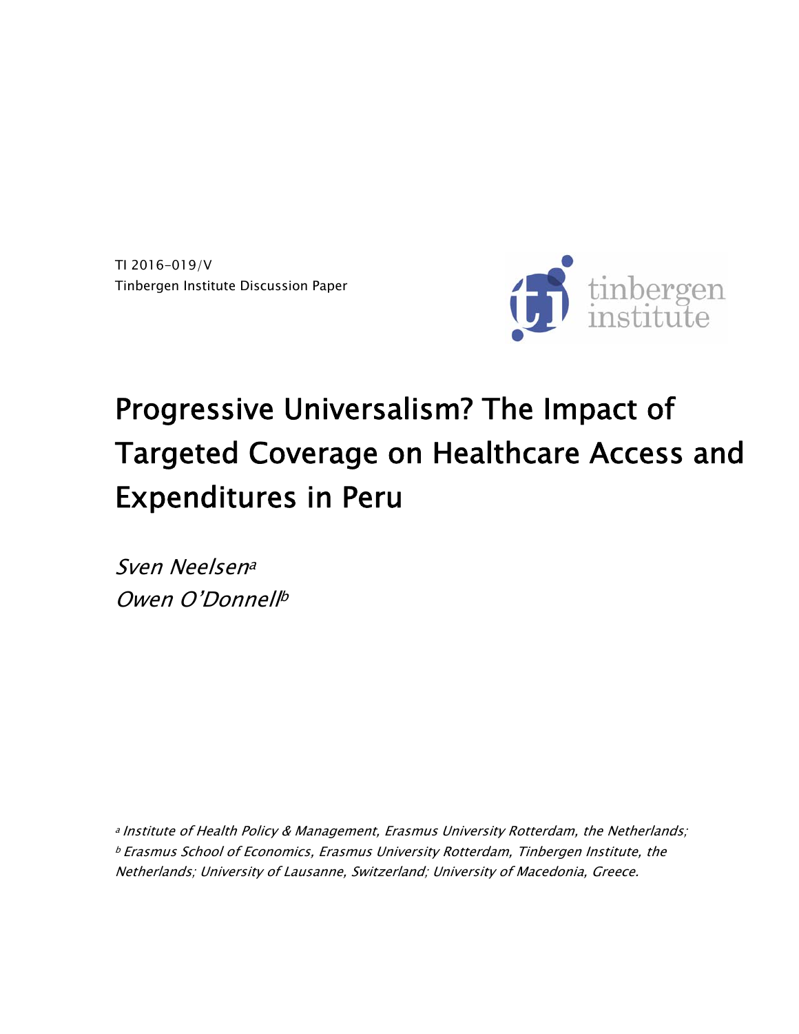TI 2016-019/V
Tinbergen Institute Discussion Paper

# Progressive Universalism? The Impact of Targeted Coverage on Healthcare Access and Expenditures in Peru

*Sven Neelsen*[a]
*Owen O'Donnell*[b]

[a] *Institute of Health Policy & Management, Erasmus University Rotterdam, the Netherlands;*
[b] *Erasmus School of Economics, Erasmus University Rotterdam, Tinbergen Institute, the Netherlands; University of Lausanne, Switzerland; University of Macedonia, Greece.*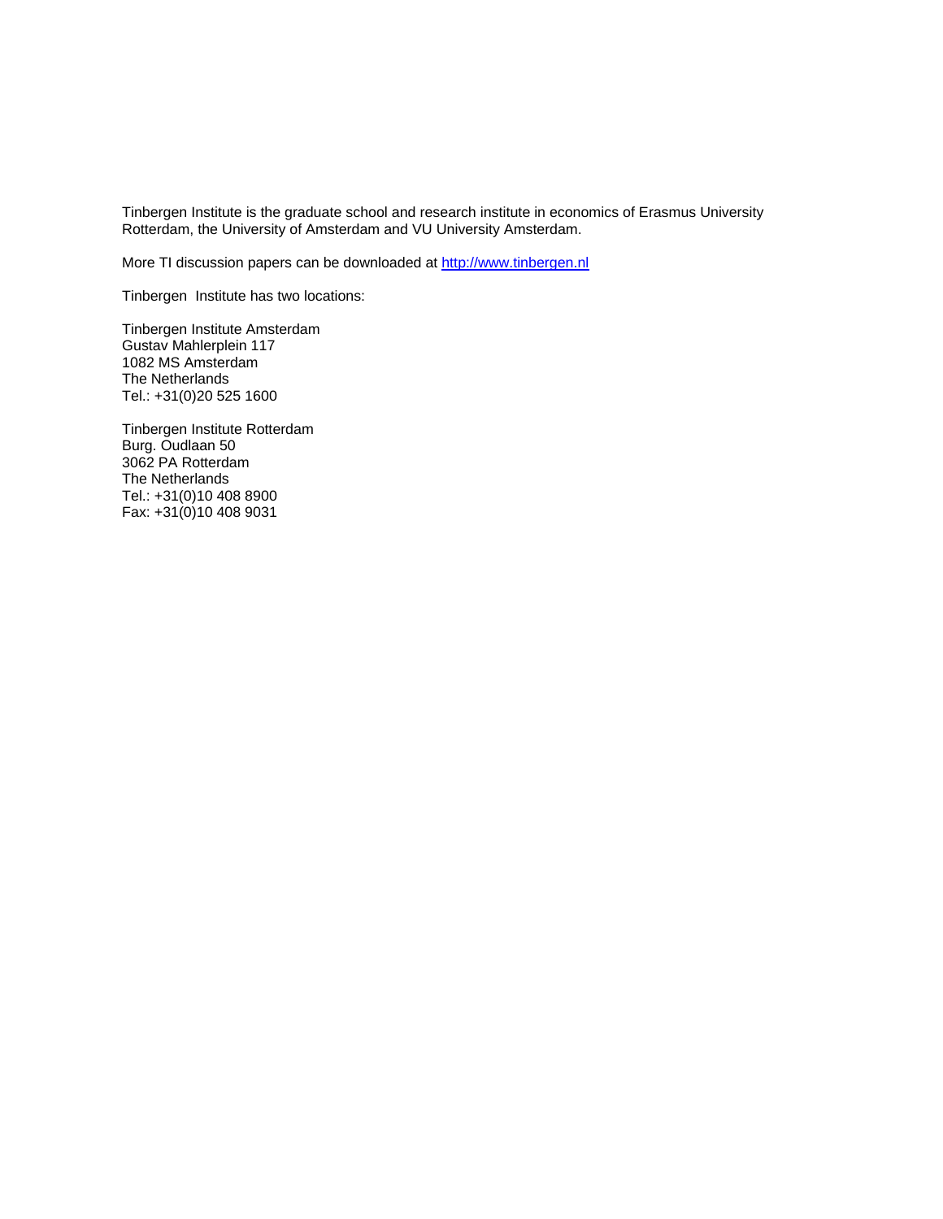Tinbergen Institute is the graduate school and research institute in economics of Erasmus University Rotterdam, the University of Amsterdam and VU University Amsterdam.

More TI discussion papers can be downloaded at http://www.tinbergen.nl

Tinbergen Institute has two locations:

Tinbergen Institute Amsterdam  
Gustav Mahlerplein 117  
1082 MS Amsterdam  
The Netherlands  
Tel.: +31(0)20 525 1600

Tinbergen Institute Rotterdam  
Burg. Oudlaan 50  
3062 PA Rotterdam  
The Netherlands  
Tel.: +31(0)10 408 8900  
Fax: +31(0)10 408 9031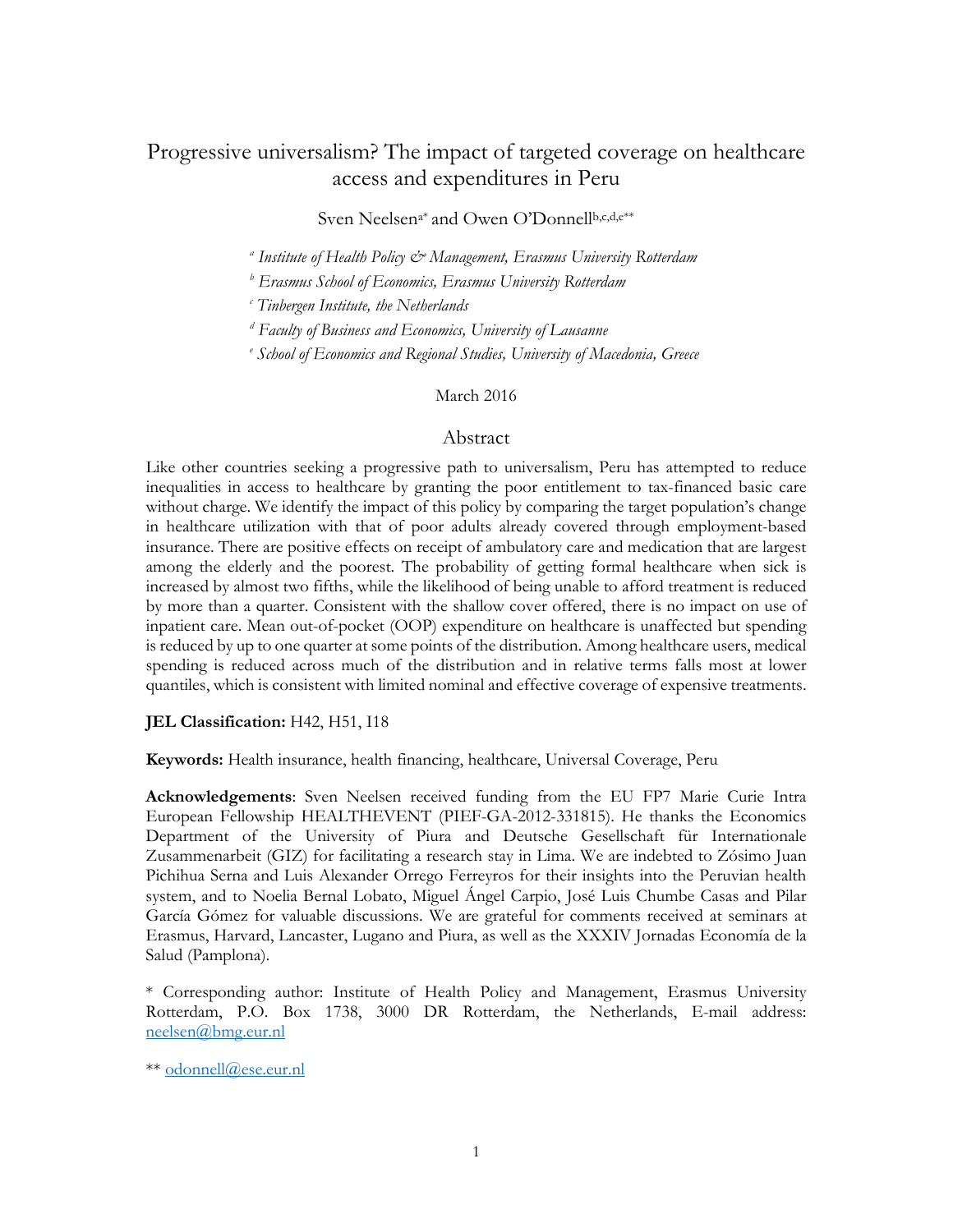# Progressive universalism? The impact of targeted coverage on healthcare access and expenditures in Peru

Sven Neelsen[a*] and Owen O'Donnell[b,c,d,e**]

[a] *Institute of Health Policy & Management, Erasmus University Rotterdam*

[b] *Erasmus School of Economics, Erasmus University Rotterdam*

[c] *Tinbergen Institute, the Netherlands*

[d] *Faculty of Business and Economics, University of Lausanne*

[e] *School of Economics and Regional Studies, University of Macedonia, Greece*

March 2016

## Abstract

Like other countries seeking a progressive path to universalism, Peru has attempted to reduce inequalities in access to healthcare by granting the poor entitlement to tax-financed basic care without charge. We identify the impact of this policy by comparing the target population's change in healthcare utilization with that of poor adults already covered through employment-based insurance. There are positive effects on receipt of ambulatory care and medication that are largest among the elderly and the poorest. The probability of getting formal healthcare when sick is increased by almost two fifths, while the likelihood of being unable to afford treatment is reduced by more than a quarter. Consistent with the shallow cover offered, there is no impact on use of inpatient care. Mean out-of-pocket (OOP) expenditure on healthcare is unaffected but spending is reduced by up to one quarter at some points of the distribution. Among healthcare users, medical spending is reduced across much of the distribution and in relative terms falls most at lower quantiles, which is consistent with limited nominal and effective coverage of expensive treatments.

**JEL Classification:** H42, H51, I18

**Keywords:** Health insurance, health financing, healthcare, Universal Coverage, Peru

**Acknowledgements**: Sven Neelsen received funding from the EU FP7 Marie Curie Intra European Fellowship HEALTHEVENT (PIEF-GA-2012-331815). He thanks the Economics Department of the University of Piura and Deutsche Gesellschaft für Internationale Zusammenarbeit (GIZ) for facilitating a research stay in Lima. We are indebted to Zósimo Juan Pichihua Serna and Luis Alexander Orrego Ferreyros for their insights into the Peruvian health system, and to Noelia Bernal Lobato, Miguel Ángel Carpio, José Luis Chumbe Casas and Pilar García Gómez for valuable discussions. We are grateful for comments received at seminars at Erasmus, Harvard, Lancaster, Lugano and Piura, as well as the XXXIV Jornadas Economía de la Salud (Pamplona).

\* Corresponding author: Institute of Health Policy and Management, Erasmus University Rotterdam, P.O. Box 1738, 3000 DR Rotterdam, the Netherlands, E-mail address: neelsen@bmg.eur.nl

\*\* odonnell@ese.eur.nl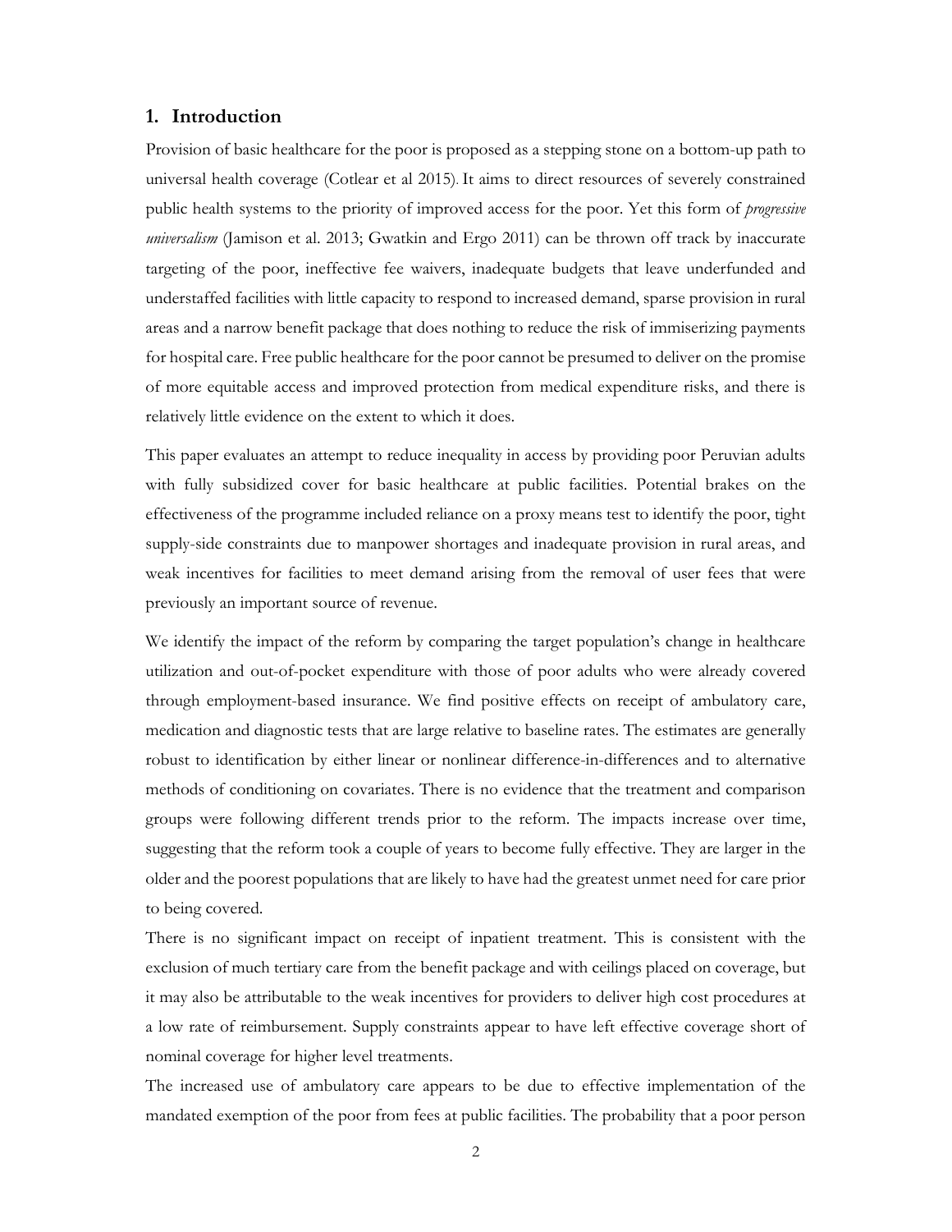## 1. Introduction

Provision of basic healthcare for the poor is proposed as a stepping stone on a bottom-up path to universal health coverage (Cotlear et al 2015). It aims to direct resources of severely constrained public health systems to the priority of improved access for the poor. Yet this form of *progressive universalism* (Jamison et al. 2013; Gwatkin and Ergo 2011) can be thrown off track by inaccurate targeting of the poor, ineffective fee waivers, inadequate budgets that leave underfunded and understaffed facilities with little capacity to respond to increased demand, sparse provision in rural areas and a narrow benefit package that does nothing to reduce the risk of immiserizing payments for hospital care. Free public healthcare for the poor cannot be presumed to deliver on the promise of more equitable access and improved protection from medical expenditure risks, and there is relatively little evidence on the extent to which it does.

This paper evaluates an attempt to reduce inequality in access by providing poor Peruvian adults with fully subsidized cover for basic healthcare at public facilities. Potential brakes on the effectiveness of the programme included reliance on a proxy means test to identify the poor, tight supply-side constraints due to manpower shortages and inadequate provision in rural areas, and weak incentives for facilities to meet demand arising from the removal of user fees that were previously an important source of revenue.

We identify the impact of the reform by comparing the target population's change in healthcare utilization and out-of-pocket expenditure with those of poor adults who were already covered through employment-based insurance. We find positive effects on receipt of ambulatory care, medication and diagnostic tests that are large relative to baseline rates. The estimates are generally robust to identification by either linear or nonlinear difference-in-differences and to alternative methods of conditioning on covariates. There is no evidence that the treatment and comparison groups were following different trends prior to the reform. The impacts increase over time, suggesting that the reform took a couple of years to become fully effective. They are larger in the older and the poorest populations that are likely to have had the greatest unmet need for care prior to being covered.

There is no significant impact on receipt of inpatient treatment. This is consistent with the exclusion of much tertiary care from the benefit package and with ceilings placed on coverage, but it may also be attributable to the weak incentives for providers to deliver high cost procedures at a low rate of reimbursement. Supply constraints appear to have left effective coverage short of nominal coverage for higher level treatments.

The increased use of ambulatory care appears to be due to effective implementation of the mandated exemption of the poor from fees at public facilities. The probability that a poor person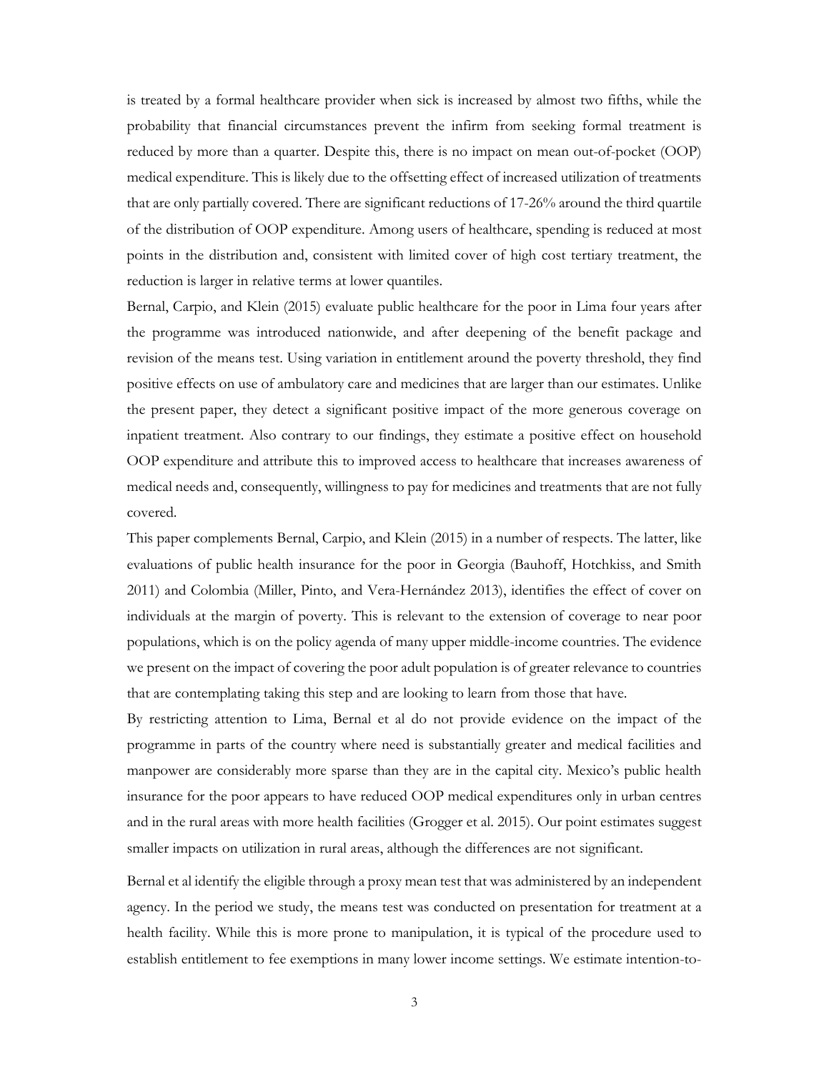is treated by a formal healthcare provider when sick is increased by almost two fifths, while the probability that financial circumstances prevent the infirm from seeking formal treatment is reduced by more than a quarter. Despite this, there is no impact on mean out-of-pocket (OOP) medical expenditure. This is likely due to the offsetting effect of increased utilization of treatments that are only partially covered. There are significant reductions of 17-26% around the third quartile of the distribution of OOP expenditure. Among users of healthcare, spending is reduced at most points in the distribution and, consistent with limited cover of high cost tertiary treatment, the reduction is larger in relative terms at lower quantiles.

Bernal, Carpio, and Klein (2015) evaluate public healthcare for the poor in Lima four years after the programme was introduced nationwide, and after deepening of the benefit package and revision of the means test. Using variation in entitlement around the poverty threshold, they find positive effects on use of ambulatory care and medicines that are larger than our estimates. Unlike the present paper, they detect a significant positive impact of the more generous coverage on inpatient treatment. Also contrary to our findings, they estimate a positive effect on household OOP expenditure and attribute this to improved access to healthcare that increases awareness of medical needs and, consequently, willingness to pay for medicines and treatments that are not fully covered.

This paper complements Bernal, Carpio, and Klein (2015) in a number of respects. The latter, like evaluations of public health insurance for the poor in Georgia (Bauhoff, Hotchkiss, and Smith 2011) and Colombia (Miller, Pinto, and Vera-Hernández 2013), identifies the effect of cover on individuals at the margin of poverty. This is relevant to the extension of coverage to near poor populations, which is on the policy agenda of many upper middle-income countries. The evidence we present on the impact of covering the poor adult population is of greater relevance to countries that are contemplating taking this step and are looking to learn from those that have.

By restricting attention to Lima, Bernal et al do not provide evidence on the impact of the programme in parts of the country where need is substantially greater and medical facilities and manpower are considerably more sparse than they are in the capital city. Mexico's public health insurance for the poor appears to have reduced OOP medical expenditures only in urban centres and in the rural areas with more health facilities (Grogger et al. 2015). Our point estimates suggest smaller impacts on utilization in rural areas, although the differences are not significant.

Bernal et al identify the eligible through a proxy mean test that was administered by an independent agency. In the period we study, the means test was conducted on presentation for treatment at a health facility. While this is more prone to manipulation, it is typical of the procedure used to establish entitlement to fee exemptions in many lower income settings. We estimate intention-to-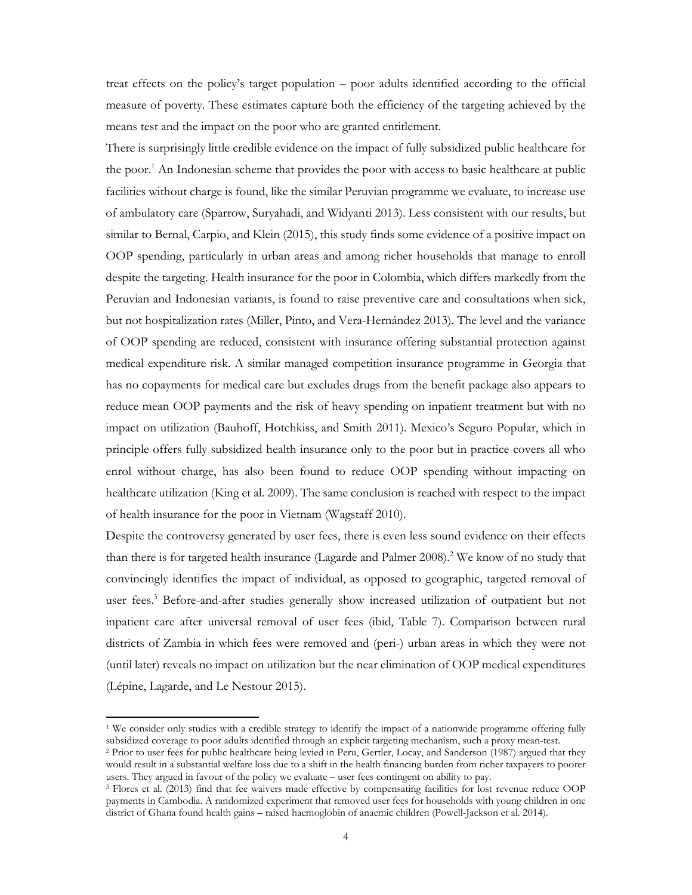treat effects on the policy's target population – poor adults identified according to the official measure of poverty. These estimates capture both the efficiency of the targeting achieved by the means test and the impact on the poor who are granted entitlement.

There is surprisingly little credible evidence on the impact of fully subsidized public healthcare for the poor.[1] An Indonesian scheme that provides the poor with access to basic healthcare at public facilities without charge is found, like the similar Peruvian programme we evaluate, to increase use of ambulatory care (Sparrow, Suryahadi, and Widyanti 2013). Less consistent with our results, but similar to Bernal, Carpio, and Klein (2015), this study finds some evidence of a positive impact on OOP spending, particularly in urban areas and among richer households that manage to enroll despite the targeting. Health insurance for the poor in Colombia, which differs markedly from the Peruvian and Indonesian variants, is found to raise preventive care and consultations when sick, but not hospitalization rates (Miller, Pinto, and Vera-Hernández 2013). The level and the variance of OOP spending are reduced, consistent with insurance offering substantial protection against medical expenditure risk. A similar managed competition insurance programme in Georgia that has no copayments for medical care but excludes drugs from the benefit package also appears to reduce mean OOP payments and the risk of heavy spending on inpatient treatment but with no impact on utilization (Bauhoff, Hotchkiss, and Smith 2011). Mexico's Seguro Popular, which in principle offers fully subsidized health insurance only to the poor but in practice covers all who enrol without charge, has also been found to reduce OOP spending without impacting on healthcare utilization (King et al. 2009). The same conclusion is reached with respect to the impact of health insurance for the poor in Vietnam (Wagstaff 2010).

Despite the controversy generated by user fees, there is even less sound evidence on their effects than there is for targeted health insurance (Lagarde and Palmer 2008).[2] We know of no study that convincingly identifies the impact of individual, as opposed to geographic, targeted removal of user fees.[3] Before-and-after studies generally show increased utilization of outpatient but not inpatient care after universal removal of user fees (ibid, Table 7). Comparison between rural districts of Zambia in which fees were removed and (peri-) urban areas in which they were not (until later) reveals no impact on utilization but the near elimination of OOP medical expenditures (Lépine, Lagarde, and Le Nestour 2015).

---

[1] We consider only studies with a credible strategy to identify the impact of a nationwide programme offering fully subsidized coverage to poor adults identified through an explicit targeting mechanism, such a proxy mean-test.

[2] Prior to user fees for public healthcare being levied in Peru, Gertler, Locay, and Sanderson (1987) argued that they would result in a substantial welfare loss due to a shift in the health financing burden from richer taxpayers to poorer users. They argued in favour of the policy we evaluate – user fees contingent on ability to pay.

[3] Flores et al. (2013) find that fee waivers made effective by compensating facilities for lost revenue reduce OOP payments in Cambodia. A randomized experiment that removed user fees for households with young children in one district of Ghana found health gains – raised haemoglobin of anaemic children (Powell-Jackson et al. 2014).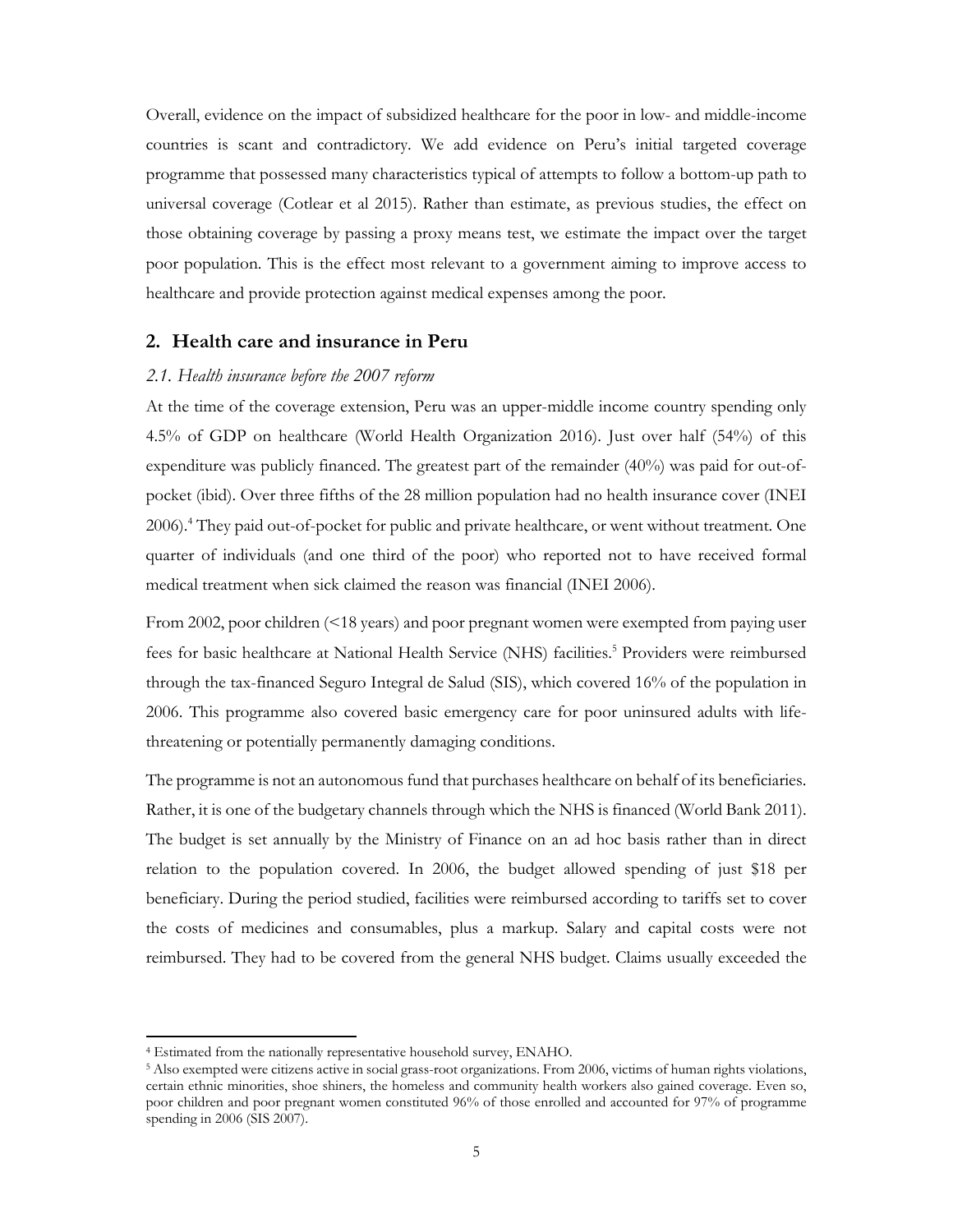Overall, evidence on the impact of subsidized healthcare for the poor in low- and middle-income countries is scant and contradictory. We add evidence on Peru's initial targeted coverage programme that possessed many characteristics typical of attempts to follow a bottom-up path to universal coverage (Cotlear et al 2015). Rather than estimate, as previous studies, the effect on those obtaining coverage by passing a proxy means test, we estimate the impact over the target poor population. This is the effect most relevant to a government aiming to improve access to healthcare and provide protection against medical expenses among the poor.

## 2. Health care and insurance in Peru

### *2.1. Health insurance before the 2007 reform*

At the time of the coverage extension, Peru was an upper-middle income country spending only 4.5% of GDP on healthcare (World Health Organization 2016). Just over half (54%) of this expenditure was publicly financed. The greatest part of the remainder (40%) was paid for out-of-pocket (ibid). Over three fifths of the 28 million population had no health insurance cover (INEI 2006).[4] They paid out-of-pocket for public and private healthcare, or went without treatment. One quarter of individuals (and one third of the poor) who reported not to have received formal medical treatment when sick claimed the reason was financial (INEI 2006).

From 2002, poor children (<18 years) and poor pregnant women were exempted from paying user fees for basic healthcare at National Health Service (NHS) facilities.[5] Providers were reimbursed through the tax-financed Seguro Integral de Salud (SIS), which covered 16% of the population in 2006. This programme also covered basic emergency care for poor uninsured adults with life-threatening or potentially permanently damaging conditions.

The programme is not an autonomous fund that purchases healthcare on behalf of its beneficiaries. Rather, it is one of the budgetary channels through which the NHS is financed (World Bank 2011). The budget is set annually by the Ministry of Finance on an ad hoc basis rather than in direct relation to the population covered. In 2006, the budget allowed spending of just $18 per beneficiary. During the period studied, facilities were reimbursed according to tariffs set to cover the costs of medicines and consumables, plus a markup. Salary and capital costs were not reimbursed. They had to be covered from the general NHS budget. Claims usually exceeded the

---

[4] Estimated from the nationally representative household survey, ENAHO.

[5] Also exempted were citizens active in social grass-root organizations. From 2006, victims of human rights violations, certain ethnic minorities, shoe shiners, the homeless and community health workers also gained coverage. Even so, poor children and poor pregnant women constituted 96% of those enrolled and accounted for 97% of programme spending in 2006 (SIS 2007).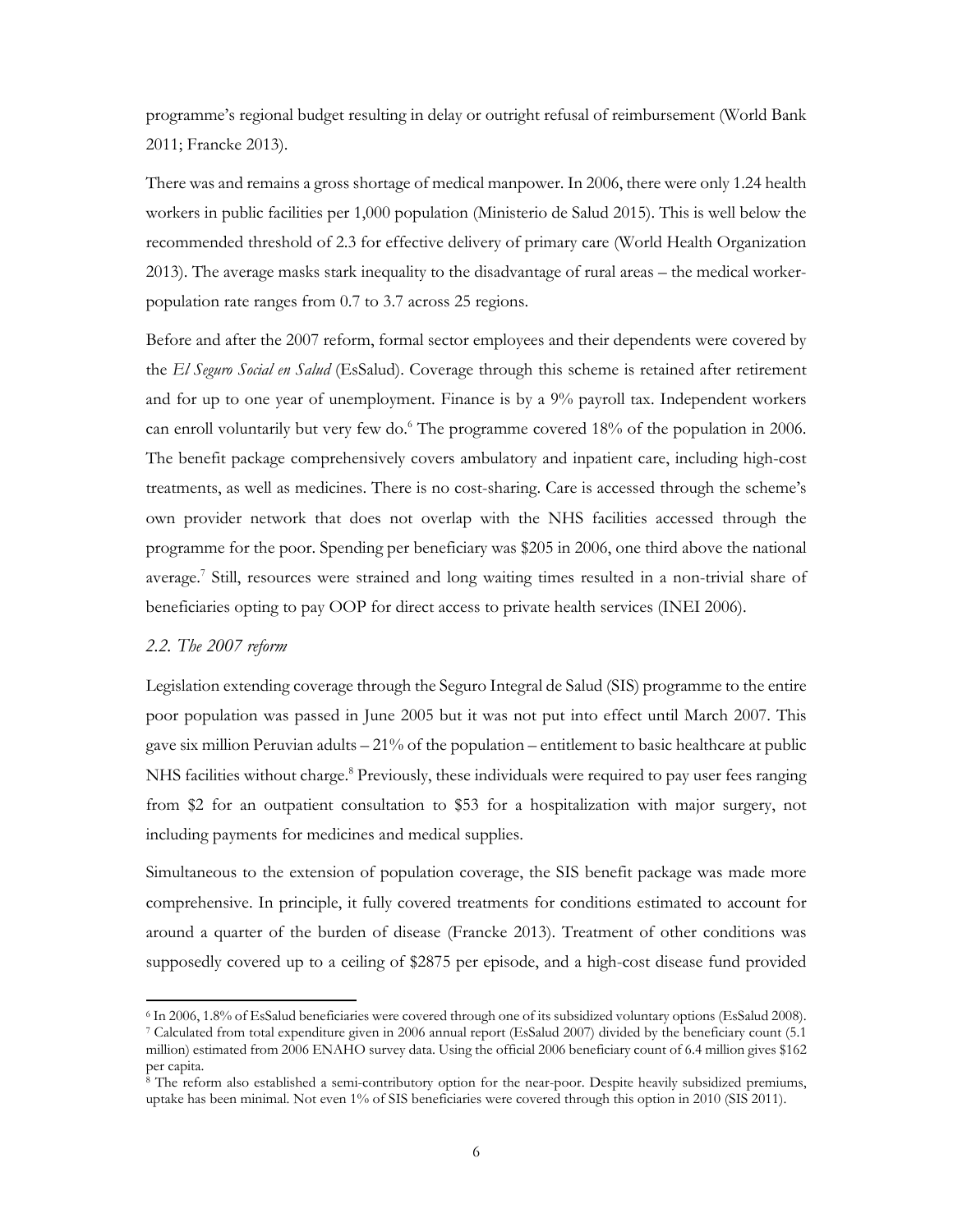programme's regional budget resulting in delay or outright refusal of reimbursement (World Bank 2011; Francke 2013).

There was and remains a gross shortage of medical manpower. In 2006, there were only 1.24 health workers in public facilities per 1,000 population (Ministerio de Salud 2015). This is well below the recommended threshold of 2.3 for effective delivery of primary care (World Health Organization 2013). The average masks stark inequality to the disadvantage of rural areas – the medical worker-population rate ranges from 0.7 to 3.7 across 25 regions.

Before and after the 2007 reform, formal sector employees and their dependents were covered by the *El Seguro Social en Salud* (EsSalud). Coverage through this scheme is retained after retirement and for up to one year of unemployment. Finance is by a 9% payroll tax. Independent workers can enroll voluntarily but very few do.[6] The programme covered 18% of the population in 2006. The benefit package comprehensively covers ambulatory and inpatient care, including high-cost treatments, as well as medicines. There is no cost-sharing. Care is accessed through the scheme's own provider network that does not overlap with the NHS facilities accessed through the programme for the poor. Spending per beneficiary was $205 in 2006, one third above the national average.[7] Still, resources were strained and long waiting times resulted in a non-trivial share of beneficiaries opting to pay OOP for direct access to private health services (INEI 2006).

### *2.2. The 2007 reform*

Legislation extending coverage through the Seguro Integral de Salud (SIS) programme to the entire poor population was passed in June 2005 but it was not put into effect until March 2007. This gave six million Peruvian adults – 21% of the population – entitlement to basic healthcare at public NHS facilities without charge.[8] Previously, these individuals were required to pay user fees ranging from $2 for an outpatient consultation to $53 for a hospitalization with major surgery, not including payments for medicines and medical supplies.

Simultaneous to the extension of population coverage, the SIS benefit package was made more comprehensive. In principle, it fully covered treatments for conditions estimated to account for around a quarter of the burden of disease (Francke 2013). Treatment of other conditions was supposedly covered up to a ceiling of $2875 per episode, and a high-cost disease fund provided

---

[6] In 2006, 1.8% of EsSalud beneficiaries were covered through one of its subsidized voluntary options (EsSalud 2008).

[7] Calculated from total expenditure given in 2006 annual report (EsSalud 2007) divided by the beneficiary count (5.1 million) estimated from 2006 ENAHO survey data. Using the official 2006 beneficiary count of 6.4 million gives $162 per capita.

[8] The reform also established a semi-contributory option for the near-poor. Despite heavily subsidized premiums, uptake has been minimal. Not even 1% of SIS beneficiaries were covered through this option in 2010 (SIS 2011).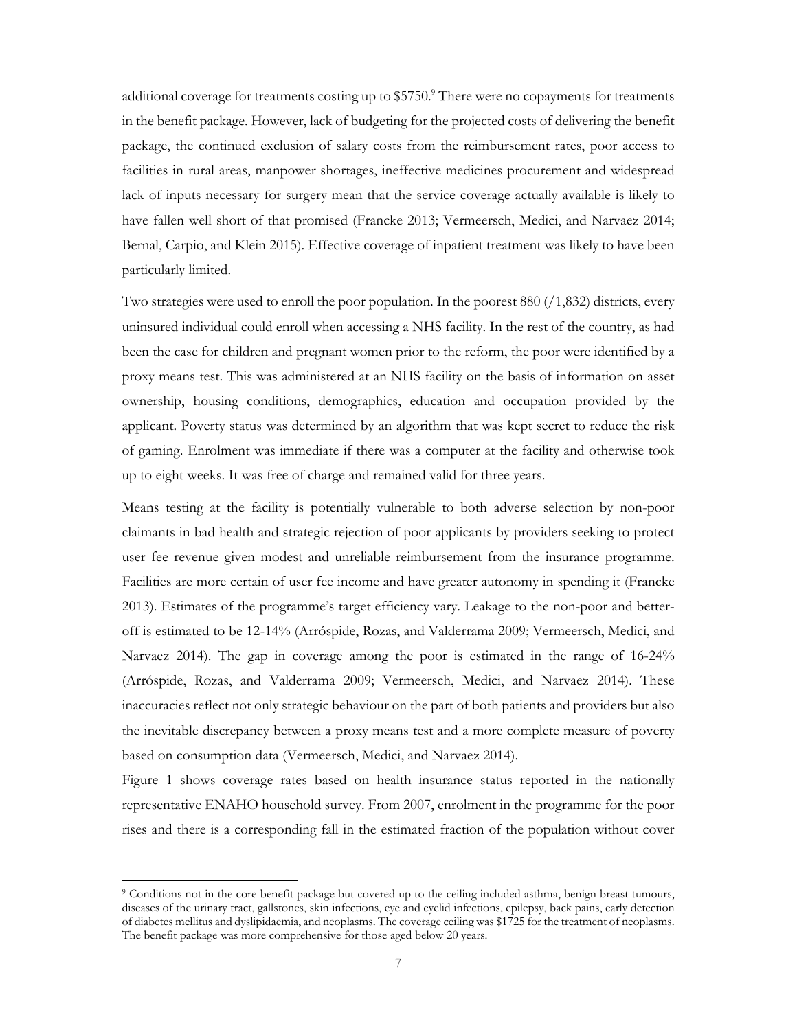additional coverage for treatments costing up to $5750.[9] There were no copayments for treatments in the benefit package. However, lack of budgeting for the projected costs of delivering the benefit package, the continued exclusion of salary costs from the reimbursement rates, poor access to facilities in rural areas, manpower shortages, ineffective medicines procurement and widespread lack of inputs necessary for surgery mean that the service coverage actually available is likely to have fallen well short of that promised (Francke 2013; Vermeersch, Medici, and Narvaez 2014; Bernal, Carpio, and Klein 2015). Effective coverage of inpatient treatment was likely to have been particularly limited.

Two strategies were used to enroll the poor population. In the poorest 880 (/1,832) districts, every uninsured individual could enroll when accessing a NHS facility. In the rest of the country, as had been the case for children and pregnant women prior to the reform, the poor were identified by a proxy means test. This was administered at an NHS facility on the basis of information on asset ownership, housing conditions, demographics, education and occupation provided by the applicant. Poverty status was determined by an algorithm that was kept secret to reduce the risk of gaming. Enrolment was immediate if there was a computer at the facility and otherwise took up to eight weeks. It was free of charge and remained valid for three years.

Means testing at the facility is potentially vulnerable to both adverse selection by non-poor claimants in bad health and strategic rejection of poor applicants by providers seeking to protect user fee revenue given modest and unreliable reimbursement from the insurance programme. Facilities are more certain of user fee income and have greater autonomy in spending it (Francke 2013). Estimates of the programme's target efficiency vary. Leakage to the non-poor and better-off is estimated to be 12-14% (Arróspide, Rozas, and Valderrama 2009; Vermeersch, Medici, and Narvaez 2014). The gap in coverage among the poor is estimated in the range of 16-24% (Arróspide, Rozas, and Valderrama 2009; Vermeersch, Medici, and Narvaez 2014). These inaccuracies reflect not only strategic behaviour on the part of both patients and providers but also the inevitable discrepancy between a proxy means test and a more complete measure of poverty based on consumption data (Vermeersch, Medici, and Narvaez 2014).

Figure 1 shows coverage rates based on health insurance status reported in the nationally representative ENAHO household survey. From 2007, enrolment in the programme for the poor rises and there is a corresponding fall in the estimated fraction of the population without cover

[9] Conditions not in the core benefit package but covered up to the ceiling included asthma, benign breast tumours, diseases of the urinary tract, gallstones, skin infections, eye and eyelid infections, epilepsy, back pains, early detection of diabetes mellitus and dyslipidaemia, and neoplasms. The coverage ceiling was $1725 for the treatment of neoplasms. The benefit package was more comprehensive for those aged below 20 years.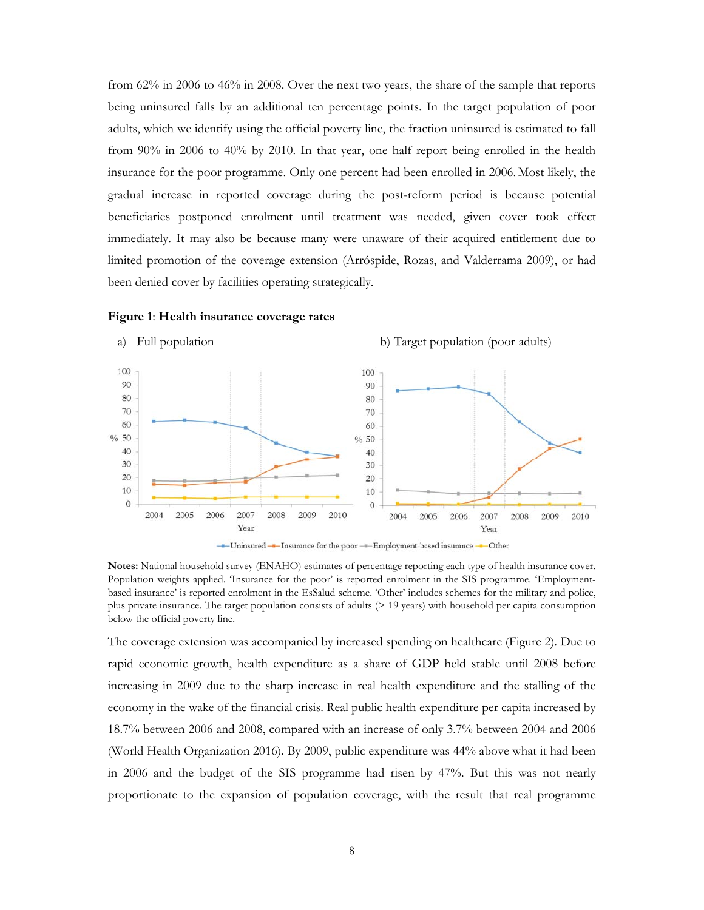from 62% in 2006 to 46% in 2008. Over the next two years, the share of the sample that reports being uninsured falls by an additional ten percentage points. In the target population of poor adults, which we identify using the official poverty line, the fraction uninsured is estimated to fall from 90% in 2006 to 40% by 2010. In that year, one half report being enrolled in the health insurance for the poor programme. Only one percent had been enrolled in 2006. Most likely, the gradual increase in reported coverage during the post-reform period is because potential beneficiaries postponed enrolment until treatment was needed, given cover took effect immediately. It may also be because many were unaware of their acquired entitlement due to limited promotion of the coverage extension (Arróspide, Rozas, and Valderrama 2009), or had been denied cover by facilities operating strategically.

**Figure 1**: **Health insurance coverage rates**

a) Full population

b) Target population (poor adults)

**Notes:** National household survey (ENAHO) estimates of percentage reporting each type of health insurance cover. Population weights applied. 'Insurance for the poor' is reported enrolment in the SIS programme. 'Employment-based insurance' is reported enrolment in the EsSalud scheme. 'Other' includes schemes for the military and police, plus private insurance. The target population consists of adults (> 19 years) with household per capita consumption below the official poverty line.

The coverage extension was accompanied by increased spending on healthcare (Figure 2). Due to rapid economic growth, health expenditure as a share of GDP held stable until 2008 before increasing in 2009 due to the sharp increase in real health expenditure and the stalling of the economy in the wake of the financial crisis. Real public health expenditure per capita increased by 18.7% between 2006 and 2008, compared with an increase of only 3.7% between 2004 and 2006 (World Health Organization 2016). By 2009, public expenditure was 44% above what it had been in 2006 and the budget of the SIS programme had risen by 47%. But this was not nearly proportionate to the expansion of population coverage, with the result that real programme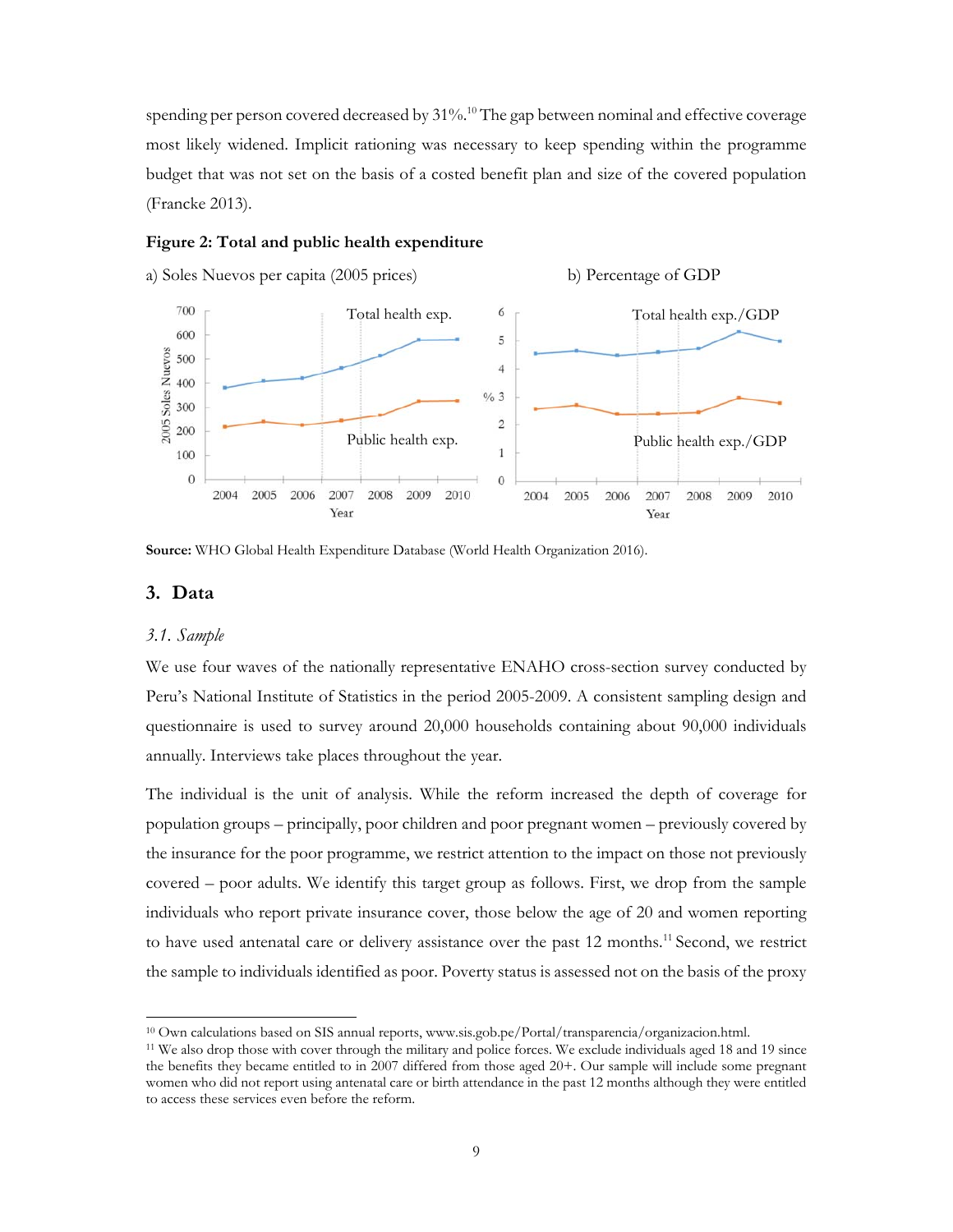spending per person covered decreased by 31%.[10] The gap between nominal and effective coverage most likely widened. Implicit rationing was necessary to keep spending within the programme budget that was not set on the basis of a costed benefit plan and size of the covered population (Francke 2013).

**Figure 2: Total and public health expenditure**

a) Soles Nuevos per capita (2005 prices) b) Percentage of GDP

**Source:** WHO Global Health Expenditure Database (World Health Organization 2016).

## 3. Data

### *3.1. Sample*

We use four waves of the nationally representative ENAHO cross-section survey conducted by Peru's National Institute of Statistics in the period 2005-2009. A consistent sampling design and questionnaire is used to survey around 20,000 households containing about 90,000 individuals annually. Interviews take places throughout the year.

The individual is the unit of analysis. While the reform increased the depth of coverage for population groups – principally, poor children and poor pregnant women – previously covered by the insurance for the poor programme, we restrict attention to the impact on those not previously covered – poor adults. We identify this target group as follows. First, we drop from the sample individuals who report private insurance cover, those below the age of 20 and women reporting to have used antenatal care or delivery assistance over the past 12 months.[11] Second, we restrict the sample to individuals identified as poor. Poverty status is assessed not on the basis of the proxy

[10] Own calculations based on SIS annual reports, www.sis.gob.pe/Portal/transparencia/organizacion.html.

[11] We also drop those with cover through the military and police forces. We exclude individuals aged 18 and 19 since the benefits they became entitled to in 2007 differed from those aged 20+. Our sample will include some pregnant women who did not report using antenatal care or birth attendance in the past 12 months although they were entitled to access these services even before the reform.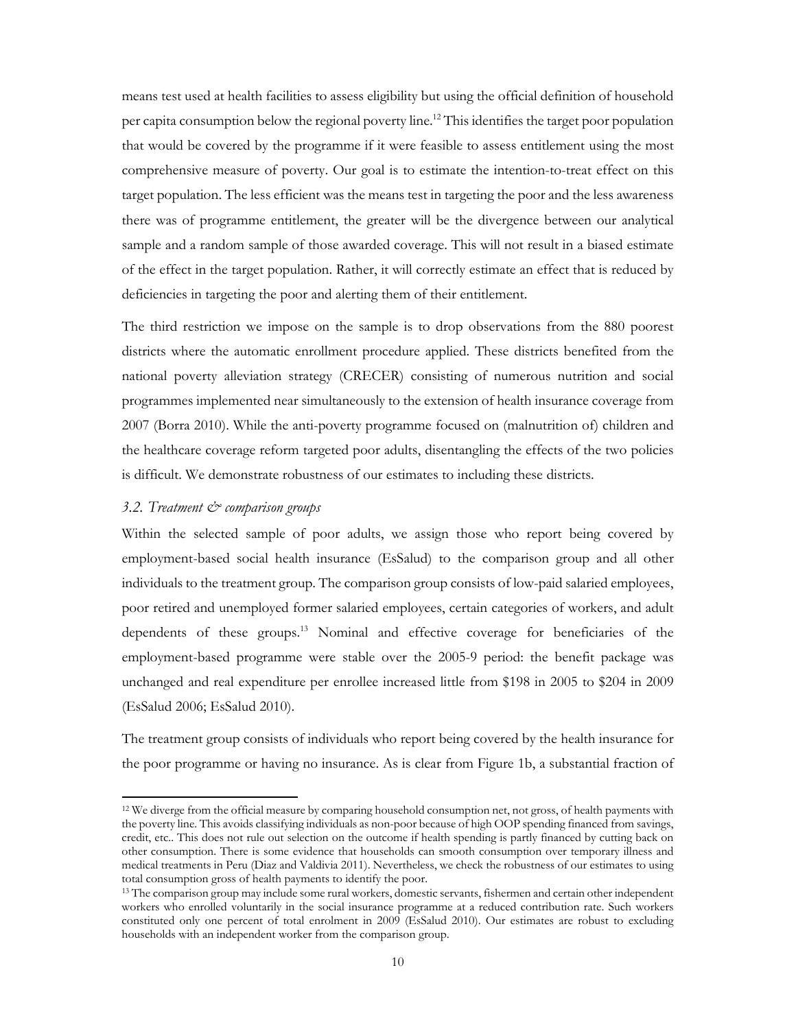means test used at health facilities to assess eligibility but using the official definition of household per capita consumption below the regional poverty line.[12] This identifies the target poor population that would be covered by the programme if it were feasible to assess entitlement using the most comprehensive measure of poverty. Our goal is to estimate the intention-to-treat effect on this target population. The less efficient was the means test in targeting the poor and the less awareness there was of programme entitlement, the greater will be the divergence between our analytical sample and a random sample of those awarded coverage. This will not result in a biased estimate of the effect in the target population. Rather, it will correctly estimate an effect that is reduced by deficiencies in targeting the poor and alerting them of their entitlement.

The third restriction we impose on the sample is to drop observations from the 880 poorest districts where the automatic enrollment procedure applied. These districts benefited from the national poverty alleviation strategy (CRECER) consisting of numerous nutrition and social programmes implemented near simultaneously to the extension of health insurance coverage from 2007 (Borra 2010). While the anti-poverty programme focused on (malnutrition of) children and the healthcare coverage reform targeted poor adults, disentangling the effects of the two policies is difficult. We demonstrate robustness of our estimates to including these districts.

### *3.2. Treatment & comparison groups*

Within the selected sample of poor adults, we assign those who report being covered by employment-based social health insurance (EsSalud) to the comparison group and all other individuals to the treatment group. The comparison group consists of low-paid salaried employees, poor retired and unemployed former salaried employees, certain categories of workers, and adult dependents of these groups.[13] Nominal and effective coverage for beneficiaries of the employment-based programme were stable over the 2005-9 period: the benefit package was unchanged and real expenditure per enrollee increased little from $198 in 2005 to $204 in 2009 (EsSalud 2006; EsSalud 2010).

The treatment group consists of individuals who report being covered by the health insurance for the poor programme or having no insurance. As is clear from Figure 1b, a substantial fraction of

---

[12] We diverge from the official measure by comparing household consumption net, not gross, of health payments with the poverty line. This avoids classifying individuals as non-poor because of high OOP spending financed from savings, credit, etc.. This does not rule out selection on the outcome if health spending is partly financed by cutting back on other consumption. There is some evidence that households can smooth consumption over temporary illness and medical treatments in Peru (Diaz and Valdivia 2011). Nevertheless, we check the robustness of our estimates to using total consumption gross of health payments to identify the poor.

[13] The comparison group may include some rural workers, domestic servants, fishermen and certain other independent workers who enrolled voluntarily in the social insurance programme at a reduced contribution rate. Such workers constituted only one percent of total enrolment in 2009 (EsSalud 2010). Our estimates are robust to excluding households with an independent worker from the comparison group.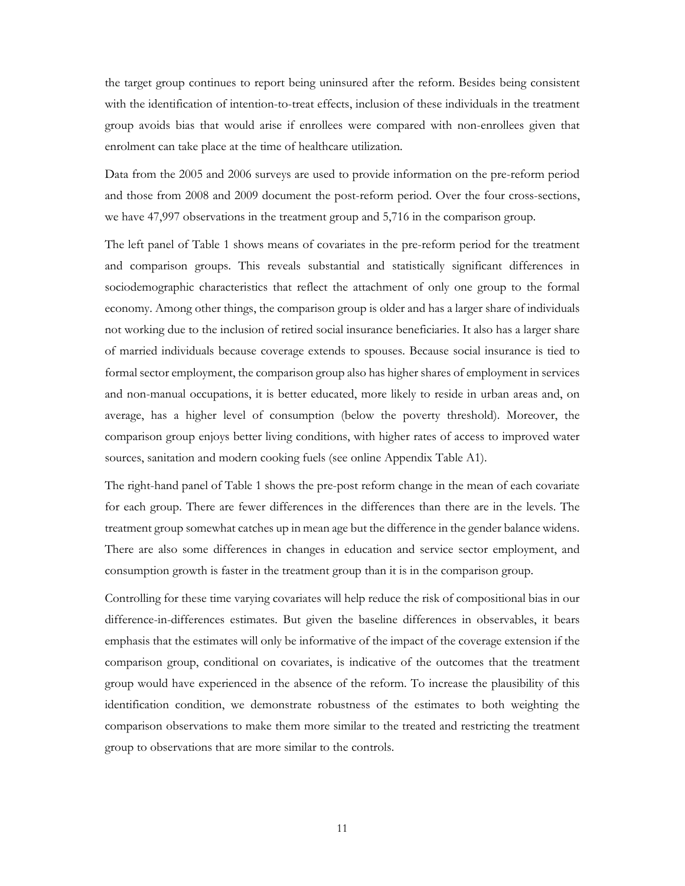the target group continues to report being uninsured after the reform. Besides being consistent with the identification of intention-to-treat effects, inclusion of these individuals in the treatment group avoids bias that would arise if enrollees were compared with non-enrollees given that enrolment can take place at the time of healthcare utilization.

Data from the 2005 and 2006 surveys are used to provide information on the pre-reform period and those from 2008 and 2009 document the post-reform period. Over the four cross-sections, we have 47,997 observations in the treatment group and 5,716 in the comparison group.

The left panel of Table 1 shows means of covariates in the pre-reform period for the treatment and comparison groups. This reveals substantial and statistically significant differences in sociodemographic characteristics that reflect the attachment of only one group to the formal economy. Among other things, the comparison group is older and has a larger share of individuals not working due to the inclusion of retired social insurance beneficiaries. It also has a larger share of married individuals because coverage extends to spouses. Because social insurance is tied to formal sector employment, the comparison group also has higher shares of employment in services and non-manual occupations, it is better educated, more likely to reside in urban areas and, on average, has a higher level of consumption (below the poverty threshold). Moreover, the comparison group enjoys better living conditions, with higher rates of access to improved water sources, sanitation and modern cooking fuels (see online Appendix Table A1).

The right-hand panel of Table 1 shows the pre-post reform change in the mean of each covariate for each group. There are fewer differences in the differences than there are in the levels. The treatment group somewhat catches up in mean age but the difference in the gender balance widens. There are also some differences in changes in education and service sector employment, and consumption growth is faster in the treatment group than it is in the comparison group.

Controlling for these time varying covariates will help reduce the risk of compositional bias in our difference-in-differences estimates. But given the baseline differences in observables, it bears emphasis that the estimates will only be informative of the impact of the coverage extension if the comparison group, conditional on covariates, is indicative of the outcomes that the treatment group would have experienced in the absence of the reform. To increase the plausibility of this identification condition, we demonstrate robustness of the estimates to both weighting the comparison observations to make them more similar to the treated and restricting the treatment group to observations that are more similar to the controls.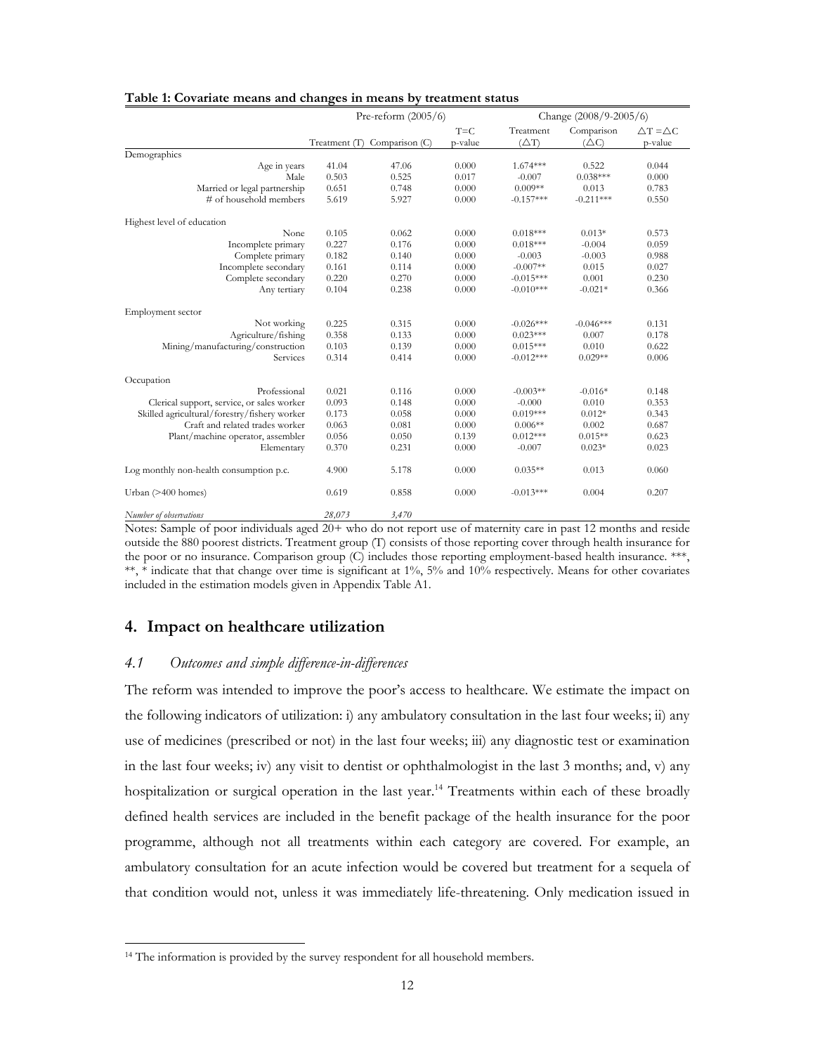**Table 1: Covariate means and changes in means by treatment status**

| | Pre-reform (2005/6) | | | Change (2008/9-2005/6) | | |
|---|---|---|---|---|---|---|
| | Treatment (T) | Comparison (C) | T=C p-value | Treatment (△T) | Comparison (△C) | △T =△C p-value |
| Demographics | | | | | | |
| Age in years | 41.04 | 47.06 | 0.000 | 1.674*** | 0.522 | 0.044 |
| Male | 0.503 | 0.525 | 0.017 | -0.007 | 0.038*** | 0.000 |
| Married or legal partnership | 0.651 | 0.748 | 0.000 | 0.009** | 0.013 | 0.783 |
| # of household members | 5.619 | 5.927 | 0.000 | -0.157*** | -0.211*** | 0.550 |
| Highest level of education | | | | | | |
| None | 0.105 | 0.062 | 0.000 | 0.018*** | 0.013* | 0.573 |
| Incomplete primary | 0.227 | 0.176 | 0.000 | 0.018*** | -0.004 | 0.059 |
| Complete primary | 0.182 | 0.140 | 0.000 | -0.003 | -0.003 | 0.988 |
| Incomplete secondary | 0.161 | 0.114 | 0.000 | -0.007** | 0.015 | 0.027 |
| Complete secondary | 0.220 | 0.270 | 0.000 | -0.015*** | 0.001 | 0.230 |
| Any tertiary | 0.104 | 0.238 | 0.000 | -0.010*** | -0.021* | 0.366 |
| Employment sector | | | | | | |
| Not working | 0.225 | 0.315 | 0.000 | -0.026*** | -0.046*** | 0.131 |
| Agriculture/fishing | 0.358 | 0.133 | 0.000 | 0.023*** | 0.007 | 0.178 |
| Mining/manufacturing/construction | 0.103 | 0.139 | 0.000 | 0.015*** | 0.010 | 0.622 |
| Services | 0.314 | 0.414 | 0.000 | -0.012*** | 0.029** | 0.006 |
| Occupation | | | | | | |
| Professional | 0.021 | 0.116 | 0.000 | -0.003** | -0.016* | 0.148 |
| Clerical support, service, or sales worker | 0.093 | 0.148 | 0.000 | -0.000 | 0.010 | 0.353 |
| Skilled agricultural/forestry/fishery worker | 0.173 | 0.058 | 0.000 | 0.019*** | 0.012* | 0.343 |
| Craft and related trades worker | 0.063 | 0.081 | 0.000 | 0.006** | 0.002 | 0.687 |
| Plant/machine operator, assembler | 0.056 | 0.050 | 0.139 | 0.012*** | 0.015** | 0.623 |
| Elementary | 0.370 | 0.231 | 0.000 | -0.007 | 0.023* | 0.023 |
| Log monthly non-health consumption p.c. | 4.900 | 5.178 | 0.000 | 0.035** | 0.013 | 0.060 |
| Urban (>400 homes) | 0.619 | 0.858 | 0.000 | -0.013*** | 0.004 | 0.207 |
| *Number of observations* | *28,073* | *3,470* | | | | |

Notes: Sample of poor individuals aged 20+ who do not report use of maternity care in past 12 months and reside outside the 880 poorest districts. Treatment group (T) consists of those reporting cover through health insurance for the poor or no insurance. Comparison group (C) includes those reporting employment-based health insurance. ***, **, * indicate that that change over time is significant at 1%, 5% and 10% respectively. Means for other covariates included in the estimation models given in Appendix Table A1.

## 4. Impact on healthcare utilization

### *4.1 Outcomes and simple difference-in-differences*

The reform was intended to improve the poor's access to healthcare. We estimate the impact on the following indicators of utilization: i) any ambulatory consultation in the last four weeks; ii) any use of medicines (prescribed or not) in the last four weeks; iii) any diagnostic test or examination in the last four weeks; iv) any visit to dentist or ophthalmologist in the last 3 months; and, v) any hospitalization or surgical operation in the last year.[14] Treatments within each of these broadly defined health services are included in the benefit package of the health insurance for the poor programme, although not all treatments within each category are covered. For example, an ambulatory consultation for an acute infection would be covered but treatment for a sequela of that condition would not, unless it was immediately life-threatening. Only medication issued in

[14] The information is provided by the survey respondent for all household members.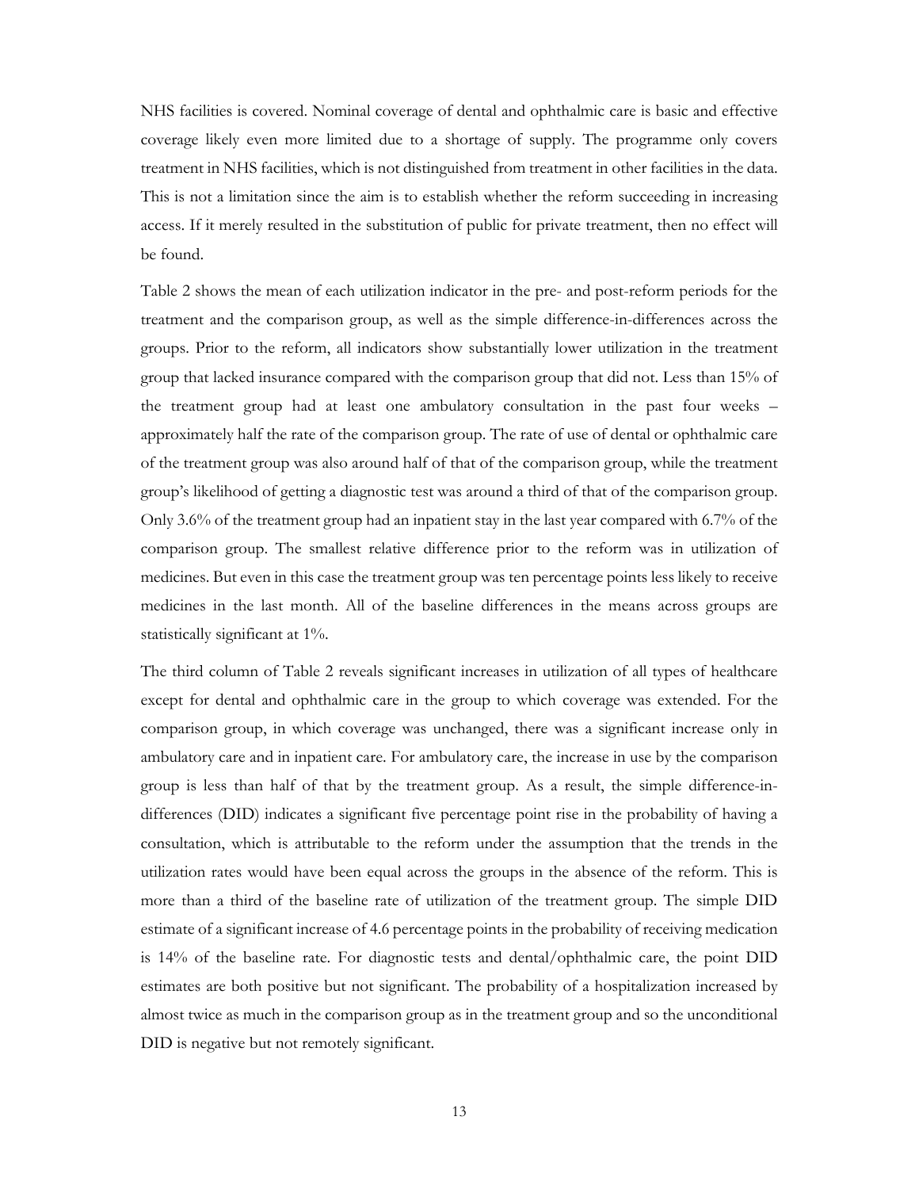NHS facilities is covered. Nominal coverage of dental and ophthalmic care is basic and effective coverage likely even more limited due to a shortage of supply. The programme only covers treatment in NHS facilities, which is not distinguished from treatment in other facilities in the data. This is not a limitation since the aim is to establish whether the reform succeeding in increasing access. If it merely resulted in the substitution of public for private treatment, then no effect will be found.

Table 2 shows the mean of each utilization indicator in the pre- and post-reform periods for the treatment and the comparison group, as well as the simple difference-in-differences across the groups. Prior to the reform, all indicators show substantially lower utilization in the treatment group that lacked insurance compared with the comparison group that did not. Less than 15% of the treatment group had at least one ambulatory consultation in the past four weeks – approximately half the rate of the comparison group. The rate of use of dental or ophthalmic care of the treatment group was also around half of that of the comparison group, while the treatment group's likelihood of getting a diagnostic test was around a third of that of the comparison group. Only 3.6% of the treatment group had an inpatient stay in the last year compared with 6.7% of the comparison group. The smallest relative difference prior to the reform was in utilization of medicines. But even in this case the treatment group was ten percentage points less likely to receive medicines in the last month. All of the baseline differences in the means across groups are statistically significant at 1%.

The third column of Table 2 reveals significant increases in utilization of all types of healthcare except for dental and ophthalmic care in the group to which coverage was extended. For the comparison group, in which coverage was unchanged, there was a significant increase only in ambulatory care and in inpatient care. For ambulatory care, the increase in use by the comparison group is less than half of that by the treatment group. As a result, the simple difference-in-differences (DID) indicates a significant five percentage point rise in the probability of having a consultation, which is attributable to the reform under the assumption that the trends in the utilization rates would have been equal across the groups in the absence of the reform. This is more than a third of the baseline rate of utilization of the treatment group. The simple DID estimate of a significant increase of 4.6 percentage points in the probability of receiving medication is 14% of the baseline rate. For diagnostic tests and dental/ophthalmic care, the point DID estimates are both positive but not significant. The probability of a hospitalization increased by almost twice as much in the comparison group as in the treatment group and so the unconditional DID is negative but not remotely significant.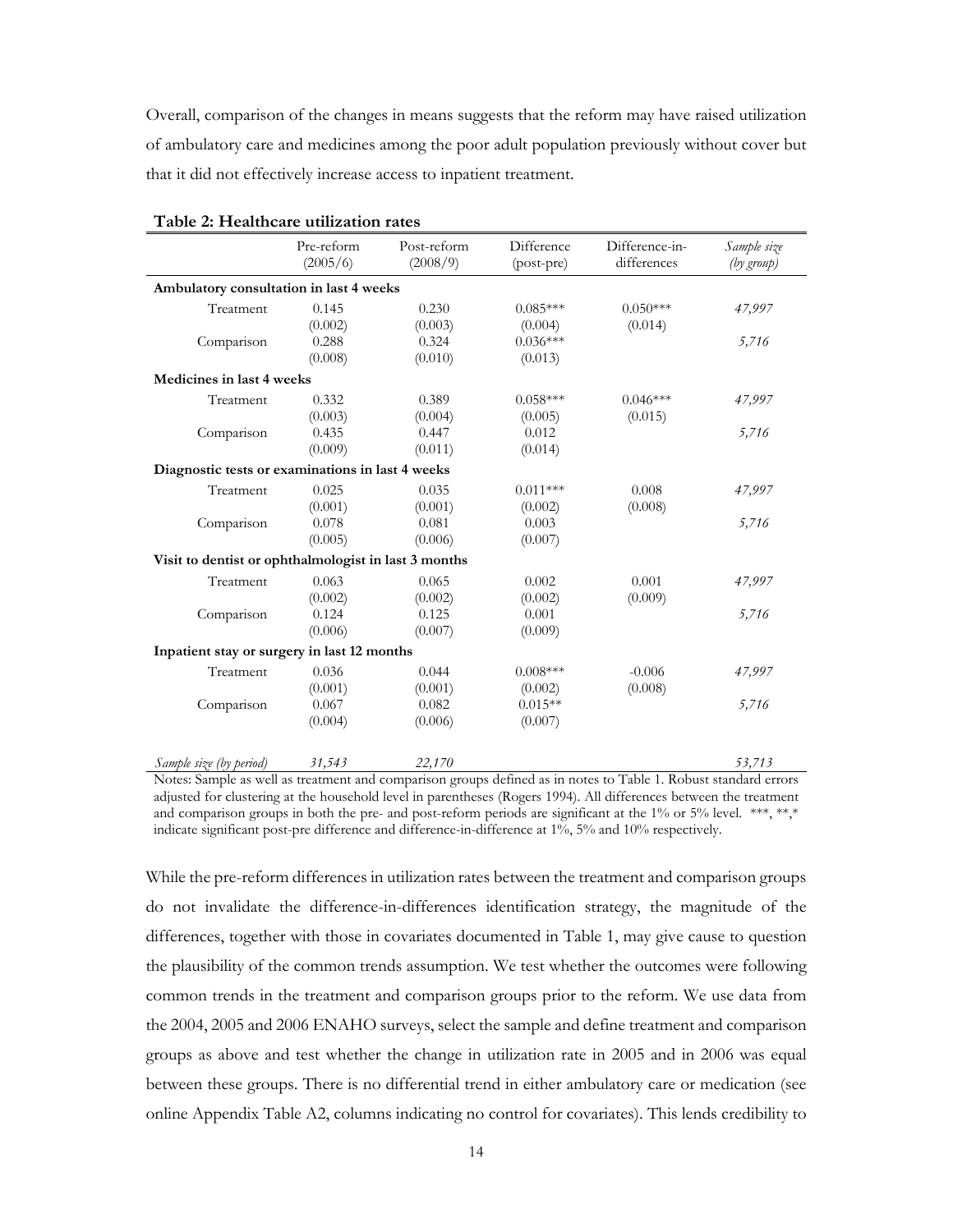Overall, comparison of the changes in means suggests that the reform may have raised utilization of ambulatory care and medicines among the poor adult population previously without cover but that it did not effectively increase access to inpatient treatment.

**Table 2: Healthcare utilization rates**

| | Pre-reform (2005/6) | Post-reform (2008/9) | Difference (post-pre) | Difference-in-differences | *Sample size (by group)* |
|---|---|---|---|---|---|
| **Ambulatory consultation in last 4 weeks** | | | | | |
| Treatment | 0.145 | 0.230 | 0.085*** | 0.050*** | *47,997* |
| | (0.002) | (0.003) | (0.004) | (0.014) | |
| Comparison | 0.288 | 0.324 | 0.036*** | | *5,716* |
| | (0.008) | (0.010) | (0.013) | | |
| **Medicines in last 4 weeks** | | | | | |
| Treatment | 0.332 | 0.389 | 0.058*** | 0.046*** | *47,997* |
| | (0.003) | (0.004) | (0.005) | (0.015) | |
| Comparison | 0.435 | 0.447 | 0.012 | | *5,716* |
| | (0.009) | (0.011) | (0.014) | | |
| **Diagnostic tests or examinations in last 4 weeks** | | | | | |
| Treatment | 0.025 | 0.035 | 0.011*** | 0.008 | *47,997* |
| | (0.001) | (0.001) | (0.002) | (0.008) | |
| Comparison | 0.078 | 0.081 | 0.003 | | *5,716* |
| | (0.005) | (0.006) | (0.007) | | |
| **Visit to dentist or ophthalmologist in last 3 months** | | | | | |
| Treatment | 0.063 | 0.065 | 0.002 | 0.001 | *47,997* |
| | (0.002) | (0.002) | (0.002) | (0.009) | |
| Comparison | 0.124 | 0.125 | 0.001 | | *5,716* |
| | (0.006) | (0.007) | (0.009) | | |
| **Inpatient stay or surgery in last 12 months** | | | | | |
| Treatment | 0.036 | 0.044 | 0.008*** | -0.006 | *47,997* |
| | (0.001) | (0.001) | (0.002) | (0.008) | |
| Comparison | 0.067 | 0.082 | 0.015** | | *5,716* |
| | (0.004) | (0.006) | (0.007) | | |
| *Sample size (by period)* | *31,543* | *22,170* | | | *53,713* |

Notes: Sample as well as treatment and comparison groups defined as in notes to Table 1. Robust standard errors adjusted for clustering at the household level in parentheses (Rogers 1994). All differences between the treatment and comparison groups in both the pre- and post-reform periods are significant at the 1% or 5% level. ***, **,* indicate significant post-pre difference and difference-in-difference at 1%, 5% and 10% respectively.

While the pre-reform differences in utilization rates between the treatment and comparison groups do not invalidate the difference-in-differences identification strategy, the magnitude of the differences, together with those in covariates documented in Table 1, may give cause to question the plausibility of the common trends assumption. We test whether the outcomes were following common trends in the treatment and comparison groups prior to the reform. We use data from the 2004, 2005 and 2006 ENAHO surveys, select the sample and define treatment and comparison groups as above and test whether the change in utilization rate in 2005 and in 2006 was equal between these groups. There is no differential trend in either ambulatory care or medication (see online Appendix Table A2, columns indicating no control for covariates). This lends credibility to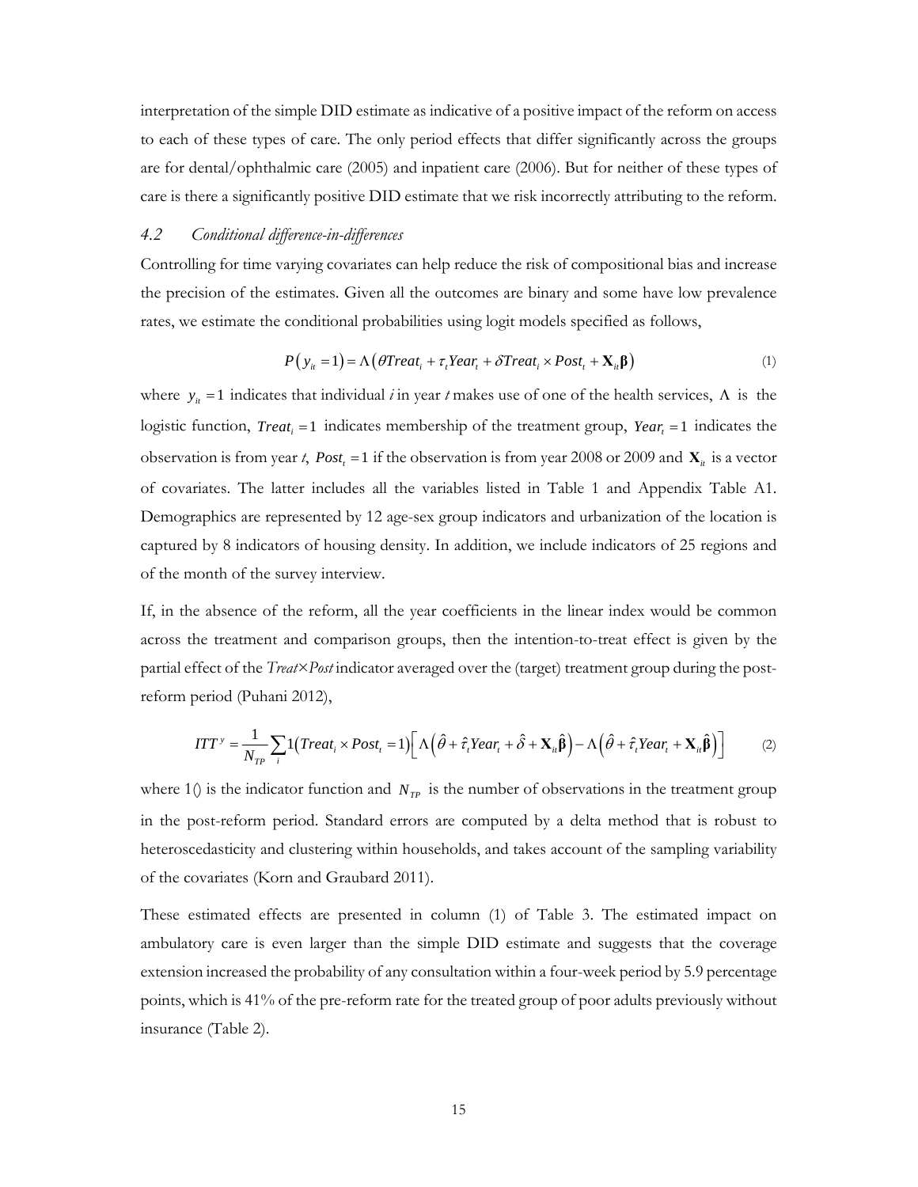interpretation of the simple DID estimate as indicative of a positive impact of the reform on access to each of these types of care. The only period effects that differ significantly across the groups are for dental/ophthalmic care (2005) and inpatient care (2006). But for neither of these types of care is there a significantly positive DID estimate that we risk incorrectly attributing to the reform.

### *4.2 Conditional difference-in-differences*

Controlling for time varying covariates can help reduce the risk of compositional bias and increase the precision of the estimates. Given all the outcomes are binary and some have low prevalence rates, we estimate the conditional probabilities using logit models specified as follows,

$$P\left(y_{it}=1\right)=\Lambda\left(\theta Treat_{i}+\tau_{t}Year_{t}+\delta Treat_{i}\times Post_{t}+\mathbf{X}_{it}\boldsymbol{\beta}\right) \tag{1}$$

where $y_{it}=1$ indicates that individual *i* in year *t* makes use of one of the health services, $\Lambda$ is the logistic function, $Treat_i=1$ indicates membership of the treatment group, $Year_t=1$ indicates the observation is from year *t*, $Post_t=1$ if the observation is from year 2008 or 2009 and $\mathbf{X}_{it}$ is a vector of covariates. The latter includes all the variables listed in Table 1 and Appendix Table A1. Demographics are represented by 12 age-sex group indicators and urbanization of the location is captured by 8 indicators of housing density. In addition, we include indicators of 25 regions and of the month of the survey interview.

If, in the absence of the reform, all the year coefficients in the linear index would be common across the treatment and comparison groups, then the intention-to-treat effect is given by the partial effect of the *Treat*×*Post* indicator averaged over the (target) treatment group during the post-reform period (Puhani 2012),

$$ITT^{y}=\frac{1}{N_{TP}}\sum_{i}1\left(Treat_{i}\times Post_{t}=1\right)\left[\Lambda\left(\hat{\theta}+\hat{\tau}_{t}Year_{t}+\hat{\delta}+\mathbf{X}_{it}\hat{\boldsymbol{\beta}}\right)-\Lambda\left(\hat{\theta}+\hat{\tau}_{t}Year_{t}+\mathbf{X}_{it}\hat{\boldsymbol{\beta}}\right)\right] \tag{2}$$

where $1()$ is the indicator function and $N_{TP}$ is the number of observations in the treatment group in the post-reform period. Standard errors are computed by a delta method that is robust to heteroscedasticity and clustering within households, and takes account of the sampling variability of the covariates (Korn and Graubard 2011).

These estimated effects are presented in column (1) of Table 3. The estimated impact on ambulatory care is even larger than the simple DID estimate and suggests that the coverage extension increased the probability of any consultation within a four-week period by 5.9 percentage points, which is 41% of the pre-reform rate for the treated group of poor adults previously without insurance (Table 2).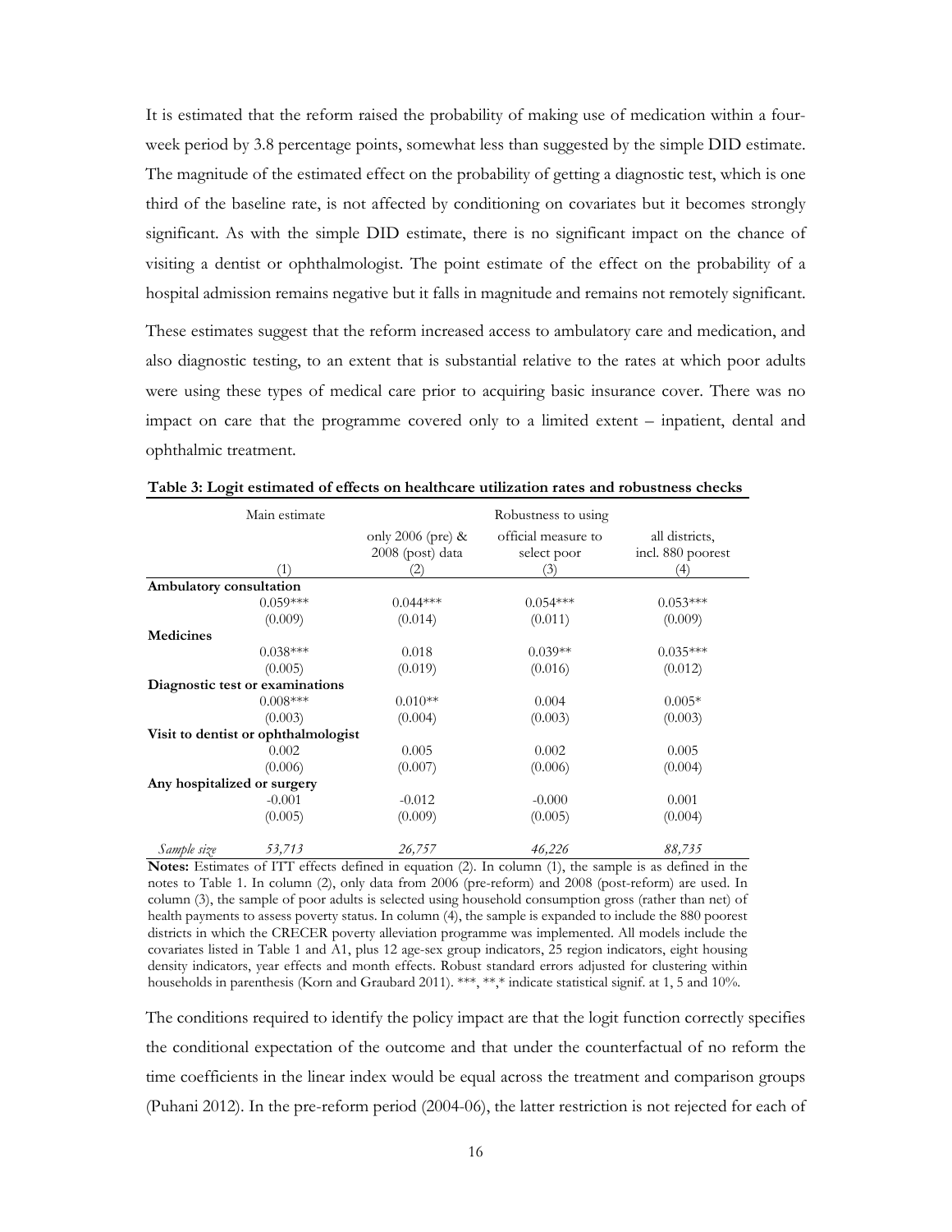It is estimated that the reform raised the probability of making use of medication within a four-week period by 3.8 percentage points, somewhat less than suggested by the simple DID estimate. The magnitude of the estimated effect on the probability of getting a diagnostic test, which is one third of the baseline rate, is not affected by conditioning on covariates but it becomes strongly significant. As with the simple DID estimate, there is no significant impact on the chance of visiting a dentist or ophthalmologist. The point estimate of the effect on the probability of a hospital admission remains negative but it falls in magnitude and remains not remotely significant.

These estimates suggest that the reform increased access to ambulatory care and medication, and also diagnostic testing, to an extent that is substantial relative to the rates at which poor adults were using these types of medical care prior to acquiring basic insurance cover. There was no impact on care that the programme covered only to a limited extent – inpatient, dental and ophthalmic treatment.

**Table 3: Logit estimated of effects on healthcare utilization rates and robustness checks**

| | Main estimate | Robustness to using | | |
|---|---|---|---|---|
| | | only 2006 (pre) & 2008 (post) data | official measure to select poor | all districts, incl. 880 poorest |
| | (1) | (2) | (3) | (4) |
| **Ambulatory consultation** | | | | |
| | 0.059*** | 0.044*** | 0.054*** | 0.053*** |
| | (0.009) | (0.014) | (0.011) | (0.009) |
| **Medicines** | | | | |
| | 0.038*** | 0.018 | 0.039** | 0.035*** |
| | (0.005) | (0.019) | (0.016) | (0.012) |
| **Diagnostic test or examinations** | | | | |
| | 0.008*** | 0.010** | 0.004 | 0.005* |
| | (0.003) | (0.004) | (0.003) | (0.003) |
| **Visit to dentist or ophthalmologist** | | | | |
| | 0.002 | 0.005 | 0.002 | 0.005 |
| | (0.006) | (0.007) | (0.006) | (0.004) |
| **Any hospitalized or surgery** | | | | |
| | -0.001 | -0.012 | -0.000 | 0.001 |
| | (0.005) | (0.009) | (0.005) | (0.004) |
| *Sample size* | *53,713* | *26,757* | *46,226* | *88,735* |

**Notes:** Estimates of ITT effects defined in equation (2). In column (1), the sample is as defined in the notes to Table 1. In column (2), only data from 2006 (pre-reform) and 2008 (post-reform) are used. In column (3), the sample of poor adults is selected using household consumption gross (rather than net) of health payments to assess poverty status. In column (4), the sample is expanded to include the 880 poorest districts in which the CRECER poverty alleviation programme was implemented. All models include the covariates listed in Table 1 and A1, plus 12 age-sex group indicators, 25 region indicators, eight housing density indicators, year effects and month effects. Robust standard errors adjusted for clustering within households in parenthesis (Korn and Graubard 2011). ***, **,* indicate statistical signif. at 1, 5 and 10%.

The conditions required to identify the policy impact are that the logit function correctly specifies the conditional expectation of the outcome and that under the counterfactual of no reform the time coefficients in the linear index would be equal across the treatment and comparison groups (Puhani 2012). In the pre-reform period (2004-06), the latter restriction is not rejected for each of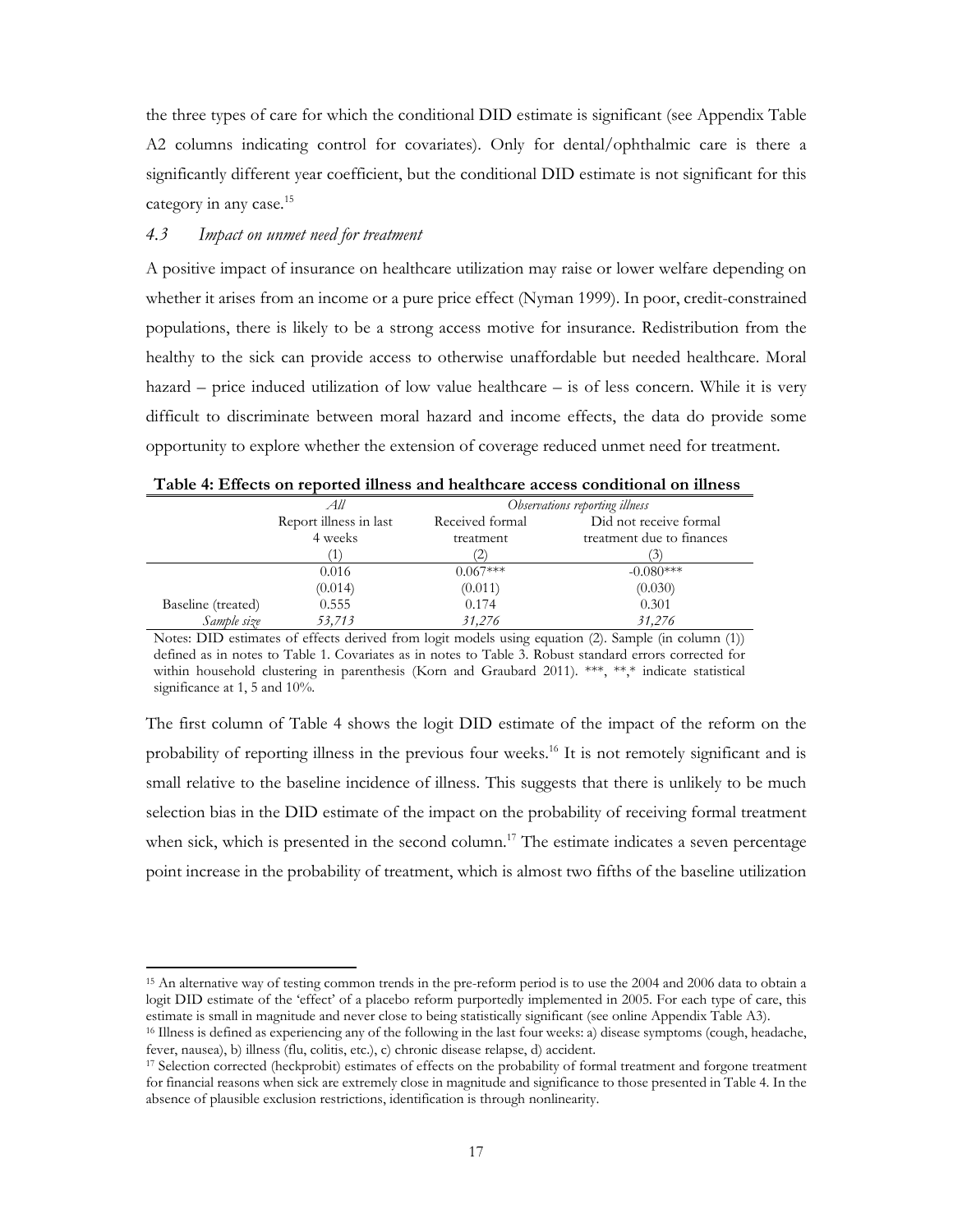the three types of care for which the conditional DID estimate is significant (see Appendix Table A2 columns indicating control for covariates). Only for dental/ophthalmic care is there a significantly different year coefficient, but the conditional DID estimate is not significant for this category in any case.[15]

### *4.3 Impact on unmet need for treatment*

A positive impact of insurance on healthcare utilization may raise or lower welfare depending on whether it arises from an income or a pure price effect (Nyman 1999). In poor, credit-constrained populations, there is likely to be a strong access motive for insurance. Redistribution from the healthy to the sick can provide access to otherwise unaffordable but needed healthcare. Moral hazard – price induced utilization of low value healthcare – is of less concern. While it is very difficult to discriminate between moral hazard and income effects, the data do provide some opportunity to explore whether the extension of coverage reduced unmet need for treatment.

**Table 4: Effects on reported illness and healthcare access conditional on illness**

| | *All* | *Observations reporting illness* | |
|---|---|---|---|
| | Report illness in last 4 weeks | Received formal treatment | Did not receive formal treatment due to finances |
| | (1) | (2) | (3) |
| | 0.016 | 0.067*** | -0.080*** |
| | (0.014) | (0.011) | (0.030) |
| Baseline (treated) | 0.555 | 0.174 | 0.301 |
| *Sample size* | *53,713* | *31,276* | *31,276* |

Notes: DID estimates of effects derived from logit models using equation (2). Sample (in column (1)) defined as in notes to Table 1. Covariates as in notes to Table 3. Robust standard errors corrected for within household clustering in parenthesis (Korn and Graubard 2011). ***, **,* indicate statistical significance at 1, 5 and 10%.

The first column of Table 4 shows the logit DID estimate of the impact of the reform on the probability of reporting illness in the previous four weeks.[16] It is not remotely significant and is small relative to the baseline incidence of illness. This suggests that there is unlikely to be much selection bias in the DID estimate of the impact on the probability of receiving formal treatment when sick, which is presented in the second column.[17] The estimate indicates a seven percentage point increase in the probability of treatment, which is almost two fifths of the baseline utilization

---

[15] An alternative way of testing common trends in the pre-reform period is to use the 2004 and 2006 data to obtain a logit DID estimate of the 'effect' of a placebo reform purportedly implemented in 2005. For each type of care, this estimate is small in magnitude and never close to being statistically significant (see online Appendix Table A3).

[16] Illness is defined as experiencing any of the following in the last four weeks: a) disease symptoms (cough, headache, fever, nausea), b) illness (flu, colitis, etc.), c) chronic disease relapse, d) accident.

[17] Selection corrected (heckprobit) estimates of effects on the probability of formal treatment and forgone treatment for financial reasons when sick are extremely close in magnitude and significance to those presented in Table 4. In the absence of plausible exclusion restrictions, identification is through nonlinearity.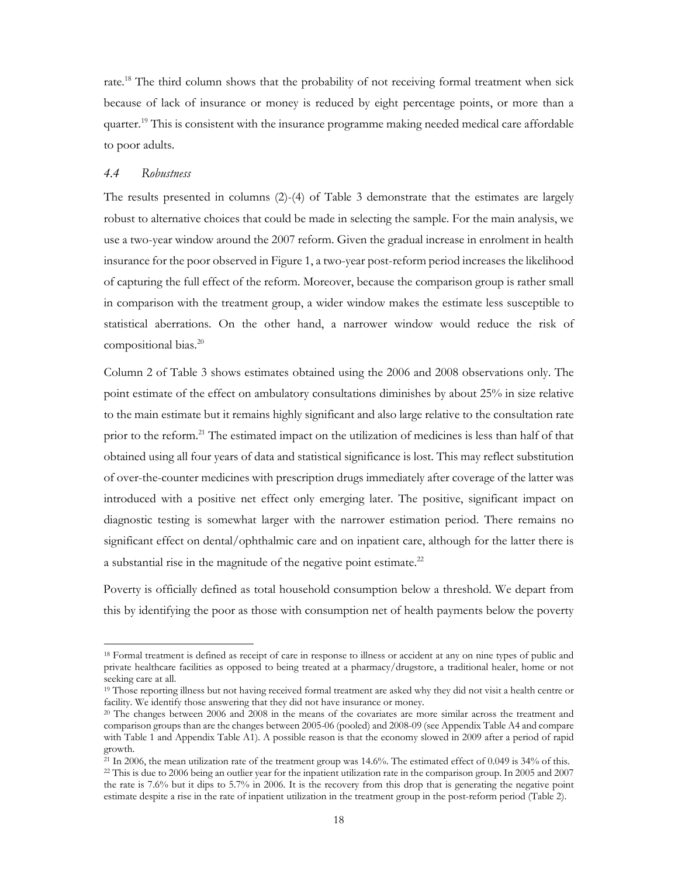rate.[18] The third column shows that the probability of not receiving formal treatment when sick because of lack of insurance or money is reduced by eight percentage points, or more than a quarter.[19] This is consistent with the insurance programme making needed medical care affordable to poor adults.

### *4.4 Robustness*

The results presented in columns (2)-(4) of Table 3 demonstrate that the estimates are largely robust to alternative choices that could be made in selecting the sample. For the main analysis, we use a two-year window around the 2007 reform. Given the gradual increase in enrolment in health insurance for the poor observed in Figure 1, a two-year post-reform period increases the likelihood of capturing the full effect of the reform. Moreover, because the comparison group is rather small in comparison with the treatment group, a wider window makes the estimate less susceptible to statistical aberrations. On the other hand, a narrower window would reduce the risk of compositional bias.[20]

Column 2 of Table 3 shows estimates obtained using the 2006 and 2008 observations only. The point estimate of the effect on ambulatory consultations diminishes by about 25% in size relative to the main estimate but it remains highly significant and also large relative to the consultation rate prior to the reform.[21] The estimated impact on the utilization of medicines is less than half of that obtained using all four years of data and statistical significance is lost. This may reflect substitution of over-the-counter medicines with prescription drugs immediately after coverage of the latter was introduced with a positive net effect only emerging later. The positive, significant impact on diagnostic testing is somewhat larger with the narrower estimation period. There remains no significant effect on dental/ophthalmic care and on inpatient care, although for the latter there is a substantial rise in the magnitude of the negative point estimate.[22]

Poverty is officially defined as total household consumption below a threshold. We depart from this by identifying the poor as those with consumption net of health payments below the poverty

---

[18] Formal treatment is defined as receipt of care in response to illness or accident at any on nine types of public and private healthcare facilities as opposed to being treated at a pharmacy/drugstore, a traditional healer, home or not seeking care at all.

[19] Those reporting illness but not having received formal treatment are asked why they did not visit a health centre or facility. We identify those answering that they did not have insurance or money.

[20] The changes between 2006 and 2008 in the means of the covariates are more similar across the treatment and comparison groups than are the changes between 2005-06 (pooled) and 2008-09 (see Appendix Table A4 and compare with Table 1 and Appendix Table A1). A possible reason is that the economy slowed in 2009 after a period of rapid growth.

[21] In 2006, the mean utilization rate of the treatment group was 14.6%. The estimated effect of 0.049 is 34% of this.

[22] This is due to 2006 being an outlier year for the inpatient utilization rate in the comparison group. In 2005 and 2007 the rate is 7.6% but it dips to 5.7% in 2006. It is the recovery from this drop that is generating the negative point estimate despite a rise in the rate of inpatient utilization in the treatment group in the post-reform period (Table 2).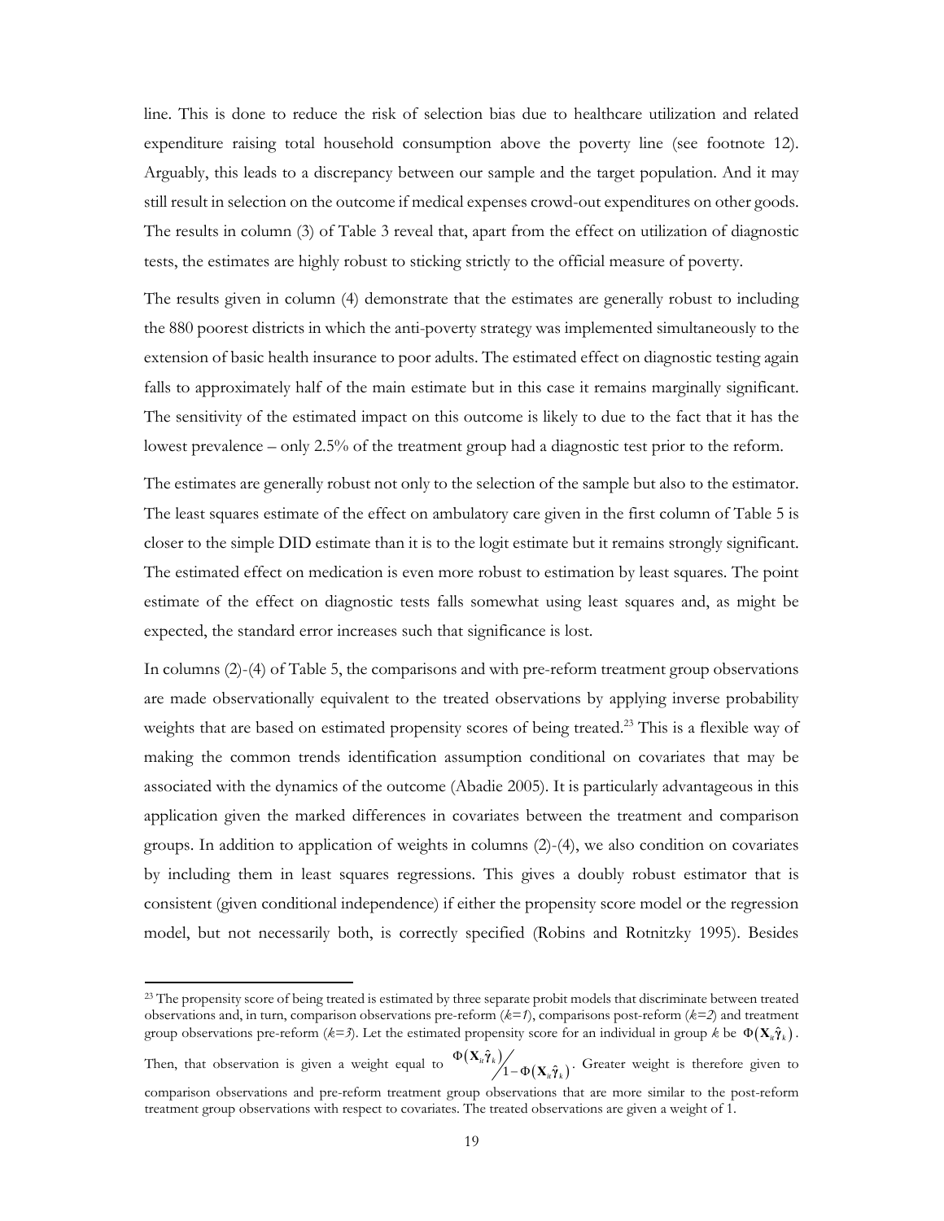line. This is done to reduce the risk of selection bias due to healthcare utilization and related expenditure raising total household consumption above the poverty line (see footnote 12). Arguably, this leads to a discrepancy between our sample and the target population. And it may still result in selection on the outcome if medical expenses crowd-out expenditures on other goods. The results in column (3) of Table 3 reveal that, apart from the effect on utilization of diagnostic tests, the estimates are highly robust to sticking strictly to the official measure of poverty.

The results given in column (4) demonstrate that the estimates are generally robust to including the 880 poorest districts in which the anti-poverty strategy was implemented simultaneously to the extension of basic health insurance to poor adults. The estimated effect on diagnostic testing again falls to approximately half of the main estimate but in this case it remains marginally significant. The sensitivity of the estimated impact on this outcome is likely to due to the fact that it has the lowest prevalence – only 2.5% of the treatment group had a diagnostic test prior to the reform.

The estimates are generally robust not only to the selection of the sample but also to the estimator. The least squares estimate of the effect on ambulatory care given in the first column of Table 5 is closer to the simple DID estimate than it is to the logit estimate but it remains strongly significant. The estimated effect on medication is even more robust to estimation by least squares. The point estimate of the effect on diagnostic tests falls somewhat using least squares and, as might be expected, the standard error increases such that significance is lost.

In columns (2)-(4) of Table 5, the comparisons and with pre-reform treatment group observations are made observationally equivalent to the treated observations by applying inverse probability weights that are based on estimated propensity scores of being treated.[23] This is a flexible way of making the common trends identification assumption conditional on covariates that may be associated with the dynamics of the outcome (Abadie 2005). It is particularly advantageous in this application given the marked differences in covariates between the treatment and comparison groups. In addition to application of weights in columns (2)-(4), we also condition on covariates by including them in least squares regressions. This gives a doubly robust estimator that is consistent (given conditional independence) if either the propensity score model or the regression model, but not necessarily both, is correctly specified (Robins and Rotnitzky 1995). Besides

---

[23] The propensity score of being treated is estimated by three separate probit models that discriminate between treated observations and, in turn, comparison observations pre-reform (*k=1*), comparisons post-reform (*k=2*) and treatment group observations pre-reform (*k=3*). Let the estimated propensity score for an individual in group *k* be $\Phi(\mathbf{X}_{it}\hat{\gamma}_k)$. Then, that observation is given a weight equal to $\Phi(\mathbf{X}_{it}\hat{\gamma}_k) / 1-\Phi(\mathbf{X}_{it}\hat{\gamma}_k)$. Greater weight is therefore given to comparison observations and pre-reform treatment group observations that are more similar to the post-reform treatment group observations with respect to covariates. The treated observations are given a weight of 1.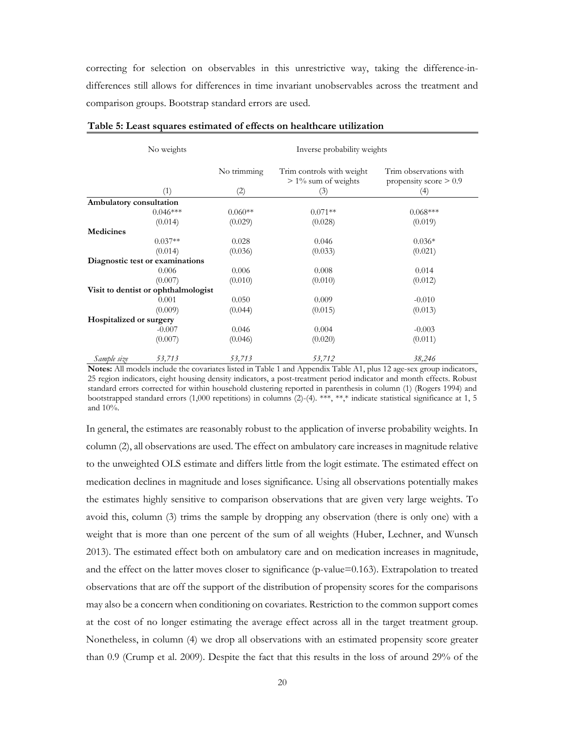correcting for selection on observables in this unrestrictive way, taking the difference-in-differences still allows for differences in time invariant unobservables across the treatment and comparison groups. Bootstrap standard errors are used.

**Table 5: Least squares estimated of effects on healthcare utilization**

| | No weights | Inverse probability weights | | |
|---|---|---|---|---|
| | | No trimming | Trim controls with weight > 1% sum of weights | Trim observations with propensity score > 0.9 |
| | (1) | (2) | (3) | (4) |
| **Ambulatory consultation** | | | | |
| | 0.046*** | 0.060** | 0.071** | 0.068*** |
| | (0.014) | (0.029) | (0.028) | (0.019) |
| **Medicines** | | | | |
| | 0.037** | 0.028 | 0.046 | 0.036* |
| | (0.014) | (0.036) | (0.033) | (0.021) |
| **Diagnostic test or examinations** | | | | |
| | 0.006 | 0.006 | 0.008 | 0.014 |
| | (0.007) | (0.010) | (0.010) | (0.012) |
| **Visit to dentist or ophthalmologist** | | | | |
| | 0.001 | 0.050 | 0.009 | -0.010 |
| | (0.009) | (0.044) | (0.015) | (0.013) |
| **Hospitalized or surgery** | | | | |
| | -0.007 | 0.046 | 0.004 | -0.003 |
| | (0.007) | (0.046) | (0.020) | (0.011) |
| *Sample size* | *53,713* | *53,713* | *53,712* | *38,246* |

**Notes:** All models include the covariates listed in Table 1 and Appendix Table A1, plus 12 age-sex group indicators, 25 region indicators, eight housing density indicators, a post-treatment period indicator and month effects. Robust standard errors corrected for within household clustering reported in parenthesis in column (1) (Rogers 1994) and bootstrapped standard errors (1,000 repetitions) in columns (2)-(4). ***, **,* indicate statistical significance at 1, 5 and 10%.

In general, the estimates are reasonably robust to the application of inverse probability weights. In column (2), all observations are used. The effect on ambulatory care increases in magnitude relative to the unweighted OLS estimate and differs little from the logit estimate. The estimated effect on medication declines in magnitude and loses significance. Using all observations potentially makes the estimates highly sensitive to comparison observations that are given very large weights. To avoid this, column (3) trims the sample by dropping any observation (there is only one) with a weight that is more than one percent of the sum of all weights (Huber, Lechner, and Wunsch 2013). The estimated effect both on ambulatory care and on medication increases in magnitude, and the effect on the latter moves closer to significance (p-value=0.163). Extrapolation to treated observations that are off the support of the distribution of propensity scores for the comparisons may also be a concern when conditioning on covariates. Restriction to the common support comes at the cost of no longer estimating the average effect across all in the target treatment group. Nonetheless, in column (4) we drop all observations with an estimated propensity score greater than 0.9 (Crump et al. 2009). Despite the fact that this results in the loss of around 29% of the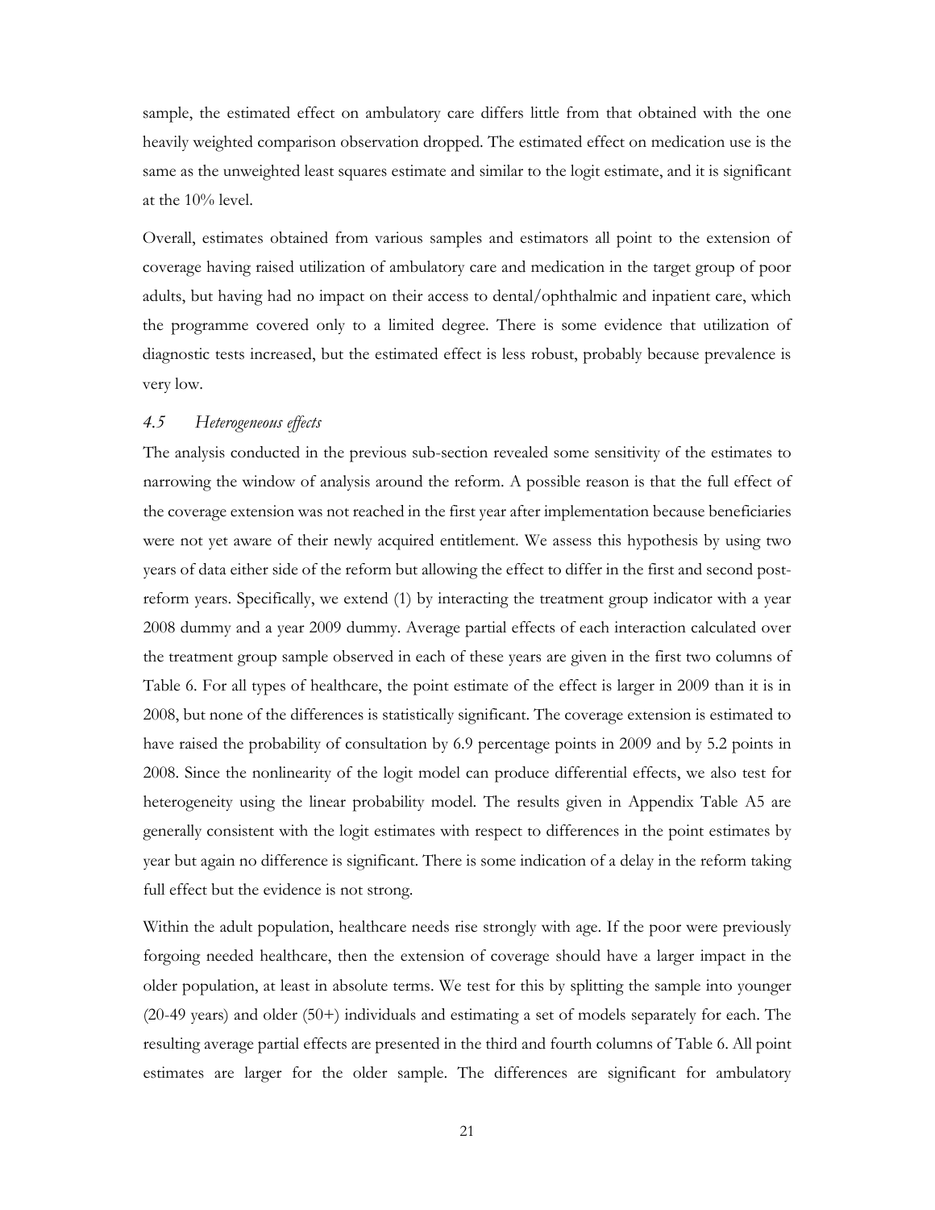sample, the estimated effect on ambulatory care differs little from that obtained with the one heavily weighted comparison observation dropped. The estimated effect on medication use is the same as the unweighted least squares estimate and similar to the logit estimate, and it is significant at the 10% level.

Overall, estimates obtained from various samples and estimators all point to the extension of coverage having raised utilization of ambulatory care and medication in the target group of poor adults, but having had no impact on their access to dental/ophthalmic and inpatient care, which the programme covered only to a limited degree. There is some evidence that utilization of diagnostic tests increased, but the estimated effect is less robust, probably because prevalence is very low.

### *4.5 Heterogeneous effects*

The analysis conducted in the previous sub-section revealed some sensitivity of the estimates to narrowing the window of analysis around the reform. A possible reason is that the full effect of the coverage extension was not reached in the first year after implementation because beneficiaries were not yet aware of their newly acquired entitlement. We assess this hypothesis by using two years of data either side of the reform but allowing the effect to differ in the first and second post-reform years. Specifically, we extend (1) by interacting the treatment group indicator with a year 2008 dummy and a year 2009 dummy. Average partial effects of each interaction calculated over the treatment group sample observed in each of these years are given in the first two columns of Table 6. For all types of healthcare, the point estimate of the effect is larger in 2009 than it is in 2008, but none of the differences is statistically significant. The coverage extension is estimated to have raised the probability of consultation by 6.9 percentage points in 2009 and by 5.2 points in 2008. Since the nonlinearity of the logit model can produce differential effects, we also test for heterogeneity using the linear probability model. The results given in Appendix Table A5 are generally consistent with the logit estimates with respect to differences in the point estimates by year but again no difference is significant. There is some indication of a delay in the reform taking full effect but the evidence is not strong.

Within the adult population, healthcare needs rise strongly with age. If the poor were previously forgoing needed healthcare, then the extension of coverage should have a larger impact in the older population, at least in absolute terms. We test for this by splitting the sample into younger (20-49 years) and older (50+) individuals and estimating a set of models separately for each. The resulting average partial effects are presented in the third and fourth columns of Table 6. All point estimates are larger for the older sample. The differences are significant for ambulatory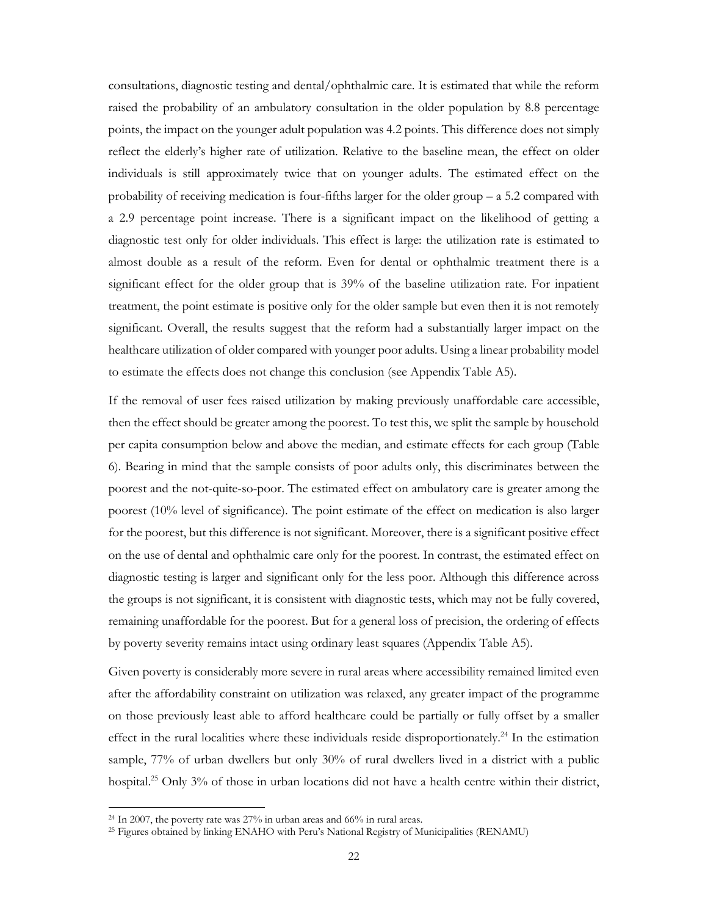consultations, diagnostic testing and dental/ophthalmic care. It is estimated that while the reform raised the probability of an ambulatory consultation in the older population by 8.8 percentage points, the impact on the younger adult population was 4.2 points. This difference does not simply reflect the elderly's higher rate of utilization. Relative to the baseline mean, the effect on older individuals is still approximately twice that on younger adults. The estimated effect on the probability of receiving medication is four-fifths larger for the older group – a 5.2 compared with a 2.9 percentage point increase. There is a significant impact on the likelihood of getting a diagnostic test only for older individuals. This effect is large: the utilization rate is estimated to almost double as a result of the reform. Even for dental or ophthalmic treatment there is a significant effect for the older group that is 39% of the baseline utilization rate. For inpatient treatment, the point estimate is positive only for the older sample but even then it is not remotely significant. Overall, the results suggest that the reform had a substantially larger impact on the healthcare utilization of older compared with younger poor adults. Using a linear probability model to estimate the effects does not change this conclusion (see Appendix Table A5).

If the removal of user fees raised utilization by making previously unaffordable care accessible, then the effect should be greater among the poorest. To test this, we split the sample by household per capita consumption below and above the median, and estimate effects for each group (Table 6). Bearing in mind that the sample consists of poor adults only, this discriminates between the poorest and the not-quite-so-poor. The estimated effect on ambulatory care is greater among the poorest (10% level of significance). The point estimate of the effect on medication is also larger for the poorest, but this difference is not significant. Moreover, there is a significant positive effect on the use of dental and ophthalmic care only for the poorest. In contrast, the estimated effect on diagnostic testing is larger and significant only for the less poor. Although this difference across the groups is not significant, it is consistent with diagnostic tests, which may not be fully covered, remaining unaffordable for the poorest. But for a general loss of precision, the ordering of effects by poverty severity remains intact using ordinary least squares (Appendix Table A5).

Given poverty is considerably more severe in rural areas where accessibility remained limited even after the affordability constraint on utilization was relaxed, any greater impact of the programme on those previously least able to afford healthcare could be partially or fully offset by a smaller effect in the rural localities where these individuals reside disproportionately.[24] In the estimation sample, 77% of urban dwellers but only 30% of rural dwellers lived in a district with a public hospital.[25] Only 3% of those in urban locations did not have a health centre within their district,

[24] In 2007, the poverty rate was 27% in urban areas and 66% in rural areas.

[25] Figures obtained by linking ENAHO with Peru's National Registry of Municipalities (RENAMU)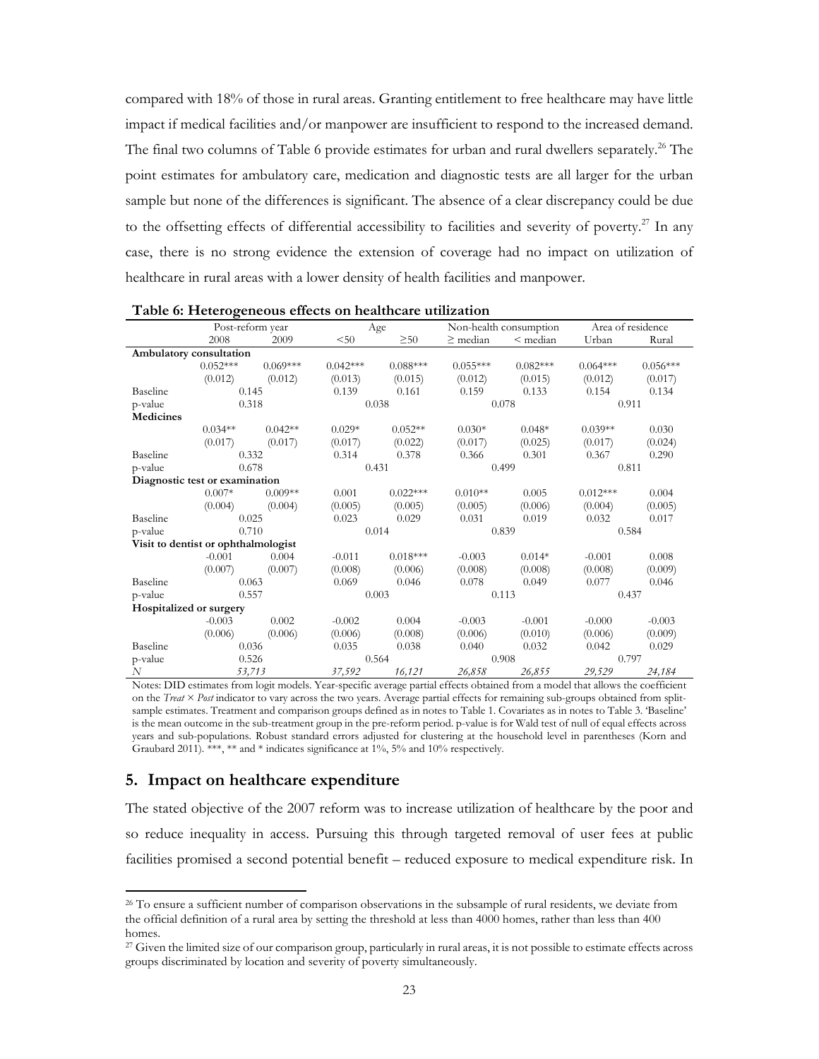compared with 18% of those in rural areas. Granting entitlement to free healthcare may have little impact if medical facilities and/or manpower are insufficient to respond to the increased demand. The final two columns of Table 6 provide estimates for urban and rural dwellers separately.[26] The point estimates for ambulatory care, medication and diagnostic tests are all larger for the urban sample but none of the differences is significant. The absence of a clear discrepancy could be due to the offsetting effects of differential accessibility to facilities and severity of poverty.[27] In any case, there is no strong evidence the extension of coverage had no impact on utilization of healthcare in rural areas with a lower density of health facilities and manpower.

**Table 6: Heterogeneous effects on healthcare utilization**

| | Post-reform year | | Age | | Non-health consumption | | Area of residence | |
|---|---|---|---|---|---|---|---|---|
| | 2008 | 2009 | <50 | ≥50 | ≥ median | < median | Urban | Rural |
| **Ambulatory consultation** | | | | | | | | |
| | 0.052*** | 0.069*** | 0.042*** | 0.088*** | 0.055*** | 0.082*** | 0.064*** | 0.056*** |
| | (0.012) | (0.012) | (0.013) | (0.015) | (0.012) | (0.015) | (0.012) | (0.017) |
| Baseline | 0.145 | | 0.139 | 0.161 | 0.159 | 0.133 | 0.154 | 0.134 |
| p-value | 0.318 | | 0.038 | | 0.078 | | 0.911 | |
| **Medicines** | | | | | | | | |
| | 0.034** | 0.042** | 0.029* | 0.052** | 0.030* | 0.048* | 0.039** | 0.030 |
| | (0.017) | (0.017) | (0.017) | (0.022) | (0.017) | (0.025) | (0.017) | (0.024) |
| Baseline | 0.332 | | 0.314 | 0.378 | 0.366 | 0.301 | 0.367 | 0.290 |
| p-value | 0.678 | | 0.431 | | 0.499 | | 0.811 | |
| **Diagnostic test or examination** | | | | | | | | |
| | 0.007* | 0.009** | 0.001 | 0.022*** | 0.010** | 0.005 | 0.012*** | 0.004 |
| | (0.004) | (0.004) | (0.005) | (0.005) | (0.005) | (0.006) | (0.004) | (0.005) |
| Baseline | 0.025 | | 0.023 | 0.029 | 0.031 | 0.019 | 0.032 | 0.017 |
| p-value | 0.710 | | 0.014 | | 0.839 | | 0.584 | |
| **Visit to dentist or ophthalmologist** | | | | | | | | |
| | -0.001 | 0.004 | -0.011 | 0.018*** | -0.003 | 0.014* | -0.001 | 0.008 |
| | (0.007) | (0.007) | (0.008) | (0.006) | (0.008) | (0.008) | (0.008) | (0.009) |
| Baseline | 0.063 | | 0.069 | 0.046 | 0.078 | 0.049 | 0.077 | 0.046 |
| p-value | 0.557 | | 0.003 | | 0.113 | | 0.437 | |
| **Hospitalized or surgery** | | | | | | | | |
| | -0.003 | 0.002 | -0.002 | 0.004 | -0.003 | -0.001 | -0.000 | -0.003 |
| | (0.006) | (0.006) | (0.006) | (0.008) | (0.006) | (0.010) | (0.006) | (0.009) |
| Baseline | 0.036 | | 0.035 | 0.038 | 0.040 | 0.032 | 0.042 | 0.029 |
| p-value | 0.526 | | 0.564 | | 0.908 | | 0.797 | |
| *N* | *53,713* | | *37,592* | *16,121* | *26,858* | *26,855* | *29,529* | *24,184* |

Notes: DID estimates from logit models. Year-specific average partial effects obtained from a model that allows the coefficient on the *Treat × Post* indicator to vary across the two years. Average partial effects for remaining sub-groups obtained from split-sample estimates. Treatment and comparison groups defined as in notes to Table 1. Covariates as in notes to Table 3. 'Baseline' is the mean outcome in the sub-treatment group in the pre-reform period. p-value is for Wald test of null of equal effects across years and sub-populations. Robust standard errors adjusted for clustering at the household level in parentheses (Korn and Graubard 2011). ***, ** and * indicates significance at 1%, 5% and 10% respectively.

## 5. Impact on healthcare expenditure

The stated objective of the 2007 reform was to increase utilization of healthcare by the poor and so reduce inequality in access. Pursuing this through targeted removal of user fees at public facilities promised a second potential benefit – reduced exposure to medical expenditure risk. In

[26] To ensure a sufficient number of comparison observations in the subsample of rural residents, we deviate from the official definition of a rural area by setting the threshold at less than 4000 homes, rather than less than 400 homes.

[27] Given the limited size of our comparison group, particularly in rural areas, it is not possible to estimate effects across groups discriminated by location and severity of poverty simultaneously.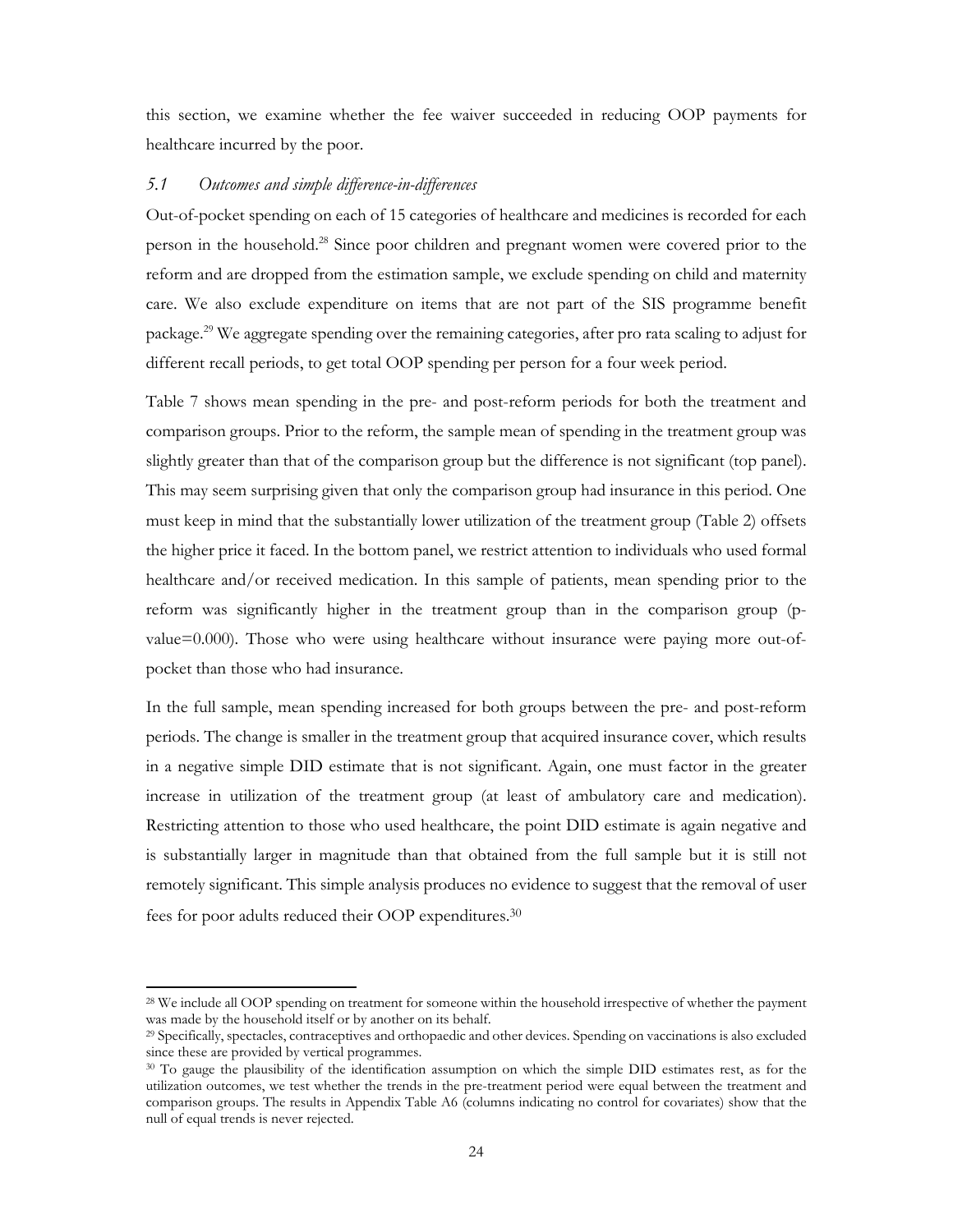this section, we examine whether the fee waiver succeeded in reducing OOP payments for healthcare incurred by the poor.

### *5.1 Outcomes and simple difference-in-differences*

Out-of-pocket spending on each of 15 categories of healthcare and medicines is recorded for each person in the household.[28] Since poor children and pregnant women were covered prior to the reform and are dropped from the estimation sample, we exclude spending on child and maternity care. We also exclude expenditure on items that are not part of the SIS programme benefit package.[29] We aggregate spending over the remaining categories, after pro rata scaling to adjust for different recall periods, to get total OOP spending per person for a four week period.

Table 7 shows mean spending in the pre- and post-reform periods for both the treatment and comparison groups. Prior to the reform, the sample mean of spending in the treatment group was slightly greater than that of the comparison group but the difference is not significant (top panel). This may seem surprising given that only the comparison group had insurance in this period. One must keep in mind that the substantially lower utilization of the treatment group (Table 2) offsets the higher price it faced. In the bottom panel, we restrict attention to individuals who used formal healthcare and/or received medication. In this sample of patients, mean spending prior to the reform was significantly higher in the treatment group than in the comparison group (p-value=0.000). Those who were using healthcare without insurance were paying more out-of-pocket than those who had insurance.

In the full sample, mean spending increased for both groups between the pre- and post-reform periods. The change is smaller in the treatment group that acquired insurance cover, which results in a negative simple DID estimate that is not significant. Again, one must factor in the greater increase in utilization of the treatment group (at least of ambulatory care and medication). Restricting attention to those who used healthcare, the point DID estimate is again negative and is substantially larger in magnitude than that obtained from the full sample but it is still not remotely significant. This simple analysis produces no evidence to suggest that the removal of user fees for poor adults reduced their OOP expenditures.[30]

---

[28] We include all OOP spending on treatment for someone within the household irrespective of whether the payment was made by the household itself or by another on its behalf.

[29] Specifically, spectacles, contraceptives and orthopaedic and other devices. Spending on vaccinations is also excluded since these are provided by vertical programmes.

[30] To gauge the plausibility of the identification assumption on which the simple DID estimates rest, as for the utilization outcomes, we test whether the trends in the pre-treatment period were equal between the treatment and comparison groups. The results in Appendix Table A6 (columns indicating no control for covariates) show that the null of equal trends is never rejected.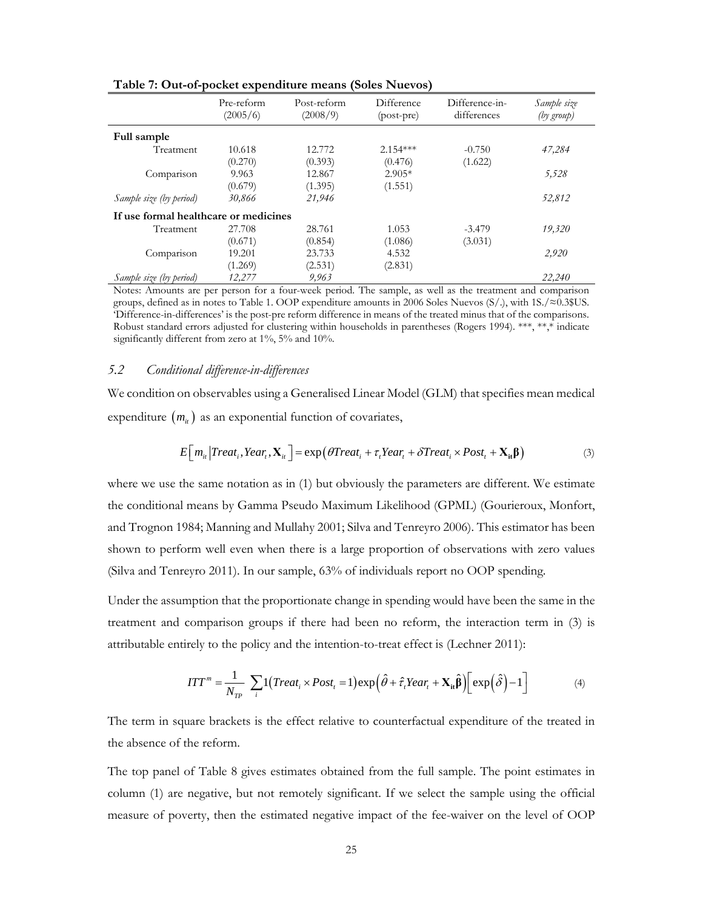**Table 7: Out-of-pocket expenditure means (Soles Nuevos)**

| | Pre-reform (2005/6) | Post-reform (2008/9) | Difference (post-pre) | Difference-in-differences | *Sample size (by group)* |
|---|---|---|---|---|---|
| **Full sample** | | | | | |
| Treatment | 10.618 | 12.772 | 2.154*** | -0.750 | *47,284* |
| | (0.270) | (0.393) | (0.476) | (1.622) | |
| Comparison | 9.963 | 12.867 | 2.905* | | *5,528* |
| | (0.679) | (1.395) | (1.551) | | |
| *Sample size (by period)* | *30,866* | *21,946* | | | *52,812* |
| **If use formal healthcare or medicines** | | | | | |
| Treatment | 27.708 | 28.761 | 1.053 | -3.479 | *19,320* |
| | (0.671) | (0.854) | (1.086) | (3.031) | |
| Comparison | 19.201 | 23.733 | 4.532 | | *2,920* |
| | (1.269) | (2.531) | (2.831) | | |
| *Sample size (by period)* | *12,277* | *9,963* | | | *22,240* |

Notes: Amounts are per person for a four-week period. The sample, as well as the treatment and comparison groups, defined as in notes to Table 1. OOP expenditure amounts in 2006 Soles Nuevos (S/.), with 1S./≈0.3$US. 'Difference-in-differences' is the post-pre reform difference in means of the treated minus that of the comparisons. Robust standard errors adjusted for clustering within households in parentheses (Rogers 1994). ***, **,* indicate significantly different from zero at 1%, 5% and 10%.

### 5.2 *Conditional difference-in-differences*

We condition on observables using a Generalised Linear Model (GLM) that specifies mean medical expenditure $(m_{it})$ as an exponential function of covariates,

$$E\left[m_{it} \middle| Treat_i, Year_t, \mathbf{X}_{it}\right] = \exp\left(\theta Treat_i + \tau_t Year_t + \delta Treat_i \times Post_t + \mathbf{X}_{it}\boldsymbol{\beta}\right) \tag{3}$$

where we use the same notation as in (1) but obviously the parameters are different. We estimate the conditional means by Gamma Pseudo Maximum Likelihood (GPML) (Gourieroux, Monfort, and Trognon 1984; Manning and Mullahy 2001; Silva and Tenreyro 2006). This estimator has been shown to perform well even when there is a large proportion of observations with zero values (Silva and Tenreyro 2011). In our sample, 63% of individuals report no OOP spending.

Under the assumption that the proportionate change in spending would have been the same in the treatment and comparison groups if there had been no reform, the interaction term in (3) is attributable entirely to the policy and the intention-to-treat effect is (Lechner 2011):

$$ITT^m = \frac{1}{N_{TP}} \sum_i 1\left(Treat_i \times Post_t = 1\right)\exp\left(\hat{\theta} + \hat{\tau}_t Year_t + \mathbf{X}_{it}\hat{\boldsymbol{\beta}}\right)\left[\exp\left(\hat{\delta}\right) - 1\right] \tag{4}$$

The term in square brackets is the effect relative to counterfactual expenditure of the treated in the absence of the reform.

The top panel of Table 8 gives estimates obtained from the full sample. The point estimates in column (1) are negative, but not remotely significant. If we select the sample using the official measure of poverty, then the estimated negative impact of the fee-waiver on the level of OOP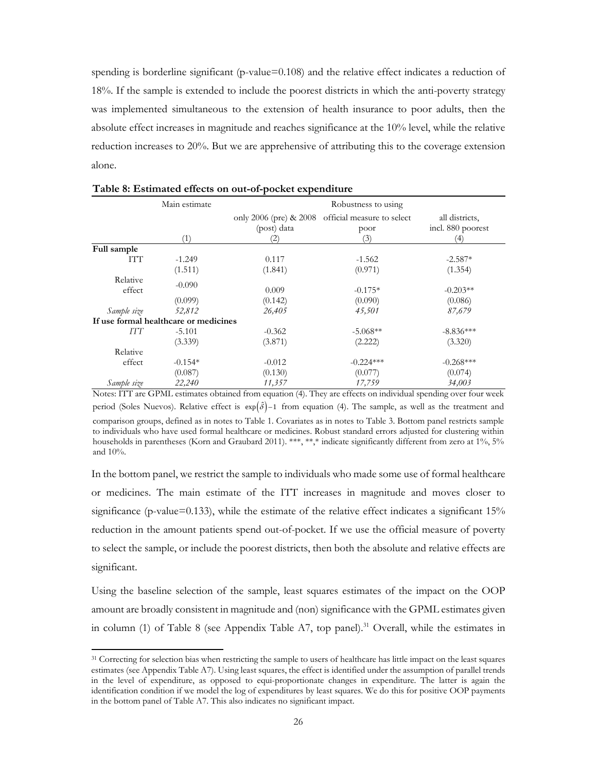spending is borderline significant (p-value=0.108) and the relative effect indicates a reduction of 18%. If the sample is extended to include the poorest districts in which the anti-poverty strategy was implemented simultaneous to the extension of health insurance to poor adults, then the absolute effect increases in magnitude and reaches significance at the 10% level, while the relative reduction increases to 20%. But we are apprehensive of attributing this to the coverage extension alone.

**Table 8: Estimated effects on out-of-pocket expenditure**

| | Main estimate | Robustness to using | | |
|---|---|---|---|---|
| | | only 2006 (pre) & 2008 (post) data | official measure to select poor | all districts, incl. 880 poorest |
| | (1) | (2) | (3) | (4) |
| **Full sample** | | | | |
| ITT | -1.249 | 0.117 | -1.562 | -2.587* |
| | (1.511) | (1.841) | (0.971) | (1.354) |
| Relative effect | -0.090 | 0.009 | -0.175* | -0.203** |
| | (0.099) | (0.142) | (0.090) | (0.086) |
| *Sample size* | *52,812* | *26,405* | *45,501* | *87,679* |
| **If use formal healthcare or medicines** | | | | |
| *ITT* | -5.101 | -0.362 | -5.068** | -8.836*** |
| | (3.339) | (3.871) | (2.222) | (3.320) |
| Relative effect | -0.154* | -0.012 | -0.224*** | -0.268*** |
| | (0.087) | (0.130) | (0.077) | (0.074) |
| *Sample size* | *22,240* | *11,357* | *17,759* | *34,003* |

Notes: ITT are GPML estimates obtained from equation (4). They are effects on individual spending over four week period (Soles Nuevos). Relative effect is $\exp(\hat{\delta})-1$ from equation (4). The sample, as well as the treatment and comparison groups, defined as in notes to Table 1. Covariates as in notes to Table 3. Bottom panel restricts sample to individuals who have used formal healthcare or medicines. Robust standard errors adjusted for clustering within households in parentheses (Korn and Graubard 2011). ***, **,* indicate significantly different from zero at 1%, 5% and 10%.

In the bottom panel, we restrict the sample to individuals who made some use of formal healthcare or medicines. The main estimate of the ITT increases in magnitude and moves closer to significance (p-value=0.133), while the estimate of the relative effect indicates a significant 15% reduction in the amount patients spend out-of-pocket. If we use the official measure of poverty to select the sample, or include the poorest districts, then both the absolute and relative effects are significant.

Using the baseline selection of the sample, least squares estimates of the impact on the OOP amount are broadly consistent in magnitude and (non) significance with the GPML estimates given in column (1) of Table 8 (see Appendix Table A7, top panel).[31] Overall, while the estimates in

[31] Correcting for selection bias when restricting the sample to users of healthcare has little impact on the least squares estimates (see Appendix Table A7). Using least squares, the effect is identified under the assumption of parallel trends in the level of expenditure, as opposed to equi-proportionate changes in expenditure. The latter is again the identification condition if we model the log of expenditures by least squares. We do this for positive OOP payments in the bottom panel of Table A7. This also indicates no significant impact.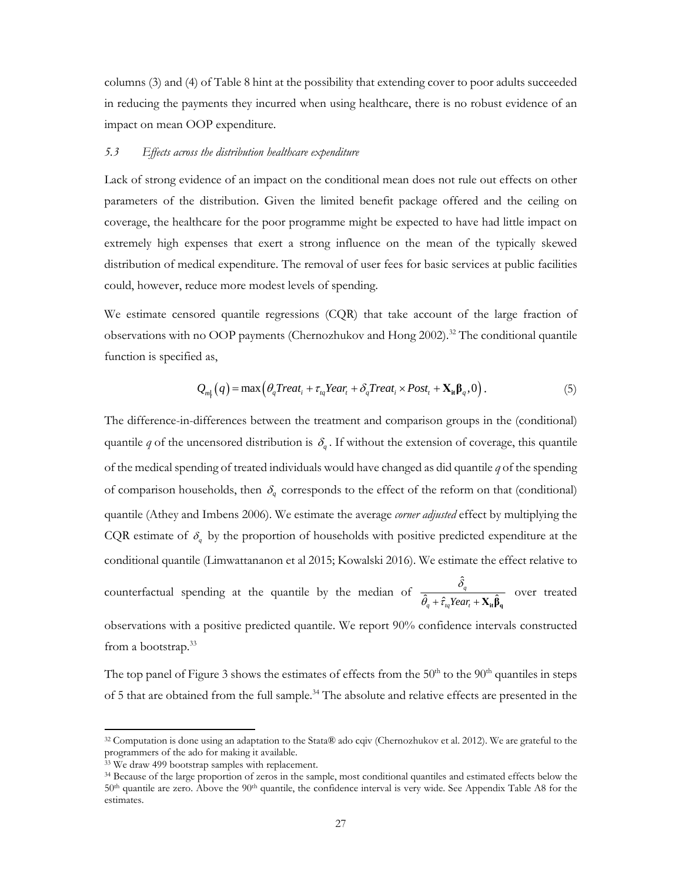columns (3) and (4) of Table 8 hint at the possibility that extending cover to poor adults succeeded in reducing the payments they incurred when using healthcare, there is no robust evidence of an impact on mean OOP expenditure.

### 5.3 *Effects across the distribution healthcare expenditure*

Lack of strong evidence of an impact on the conditional mean does not rule out effects on other parameters of the distribution. Given the limited benefit package offered and the ceiling on coverage, the healthcare for the poor programme might be expected to have had little impact on extremely high expenses that exert a strong influence on the mean of the typically skewed distribution of medical expenditure. The removal of user fees for basic services at public facilities could, however, reduce more modest levels of spending.

We estimate censored quantile regressions (CQR) that take account of the large fraction of observations with no OOP payments (Chernozhukov and Hong 2002).[32] The conditional quantile function is specified as,

$$Q_{m|}(q) = \max\left(\theta_q Treat_i + \tau_{tq} Year_t + \delta_q Treat_i \times Post_t + \mathbf{X_{it}\beta}_q, 0\right). \tag{5}$$

The difference-in-differences between the treatment and comparison groups in the (conditional) quantile $q$ of the uncensored distribution is $\delta_q$. If without the extension of coverage, this quantile of the medical spending of treated individuals would have changed as did quantile $q$ of the spending of comparison households, then $\delta_q$ corresponds to the effect of the reform on that (conditional) quantile (Athey and Imbens 2006). We estimate the average *corner adjusted* effect by multiplying the CQR estimate of $\delta_q$ by the proportion of households with positive predicted expenditure at the conditional quantile (Limwattananon et al 2015; Kowalski 2016). We estimate the effect relative to counterfactual spending at the quantile by the median of $\dfrac{\hat{\delta}_q}{\hat{\theta}_q + \hat{\tau}_{tq} Year_t + \mathbf{X_{it}\hat{\beta}_q}}$ over treated observations with a positive predicted quantile. We report 90% confidence intervals constructed from a bootstrap.[33]

The top panel of Figure 3 shows the estimates of effects from the 50th to the 90th quantiles in steps of 5 that are obtained from the full sample.[34] The absolute and relative effects are presented in the

---

[32] Computation is done using an adaptation to the Stata® ado cqiv (Chernozhukov et al. 2012). We are grateful to the programmers of the ado for making it available.

[33] We draw 499 bootstrap samples with replacement.

[34] Because of the large proportion of zeros in the sample, most conditional quantiles and estimated effects below the 50th quantile are zero. Above the 90th quantile, the confidence interval is very wide. See Appendix Table A8 for the estimates.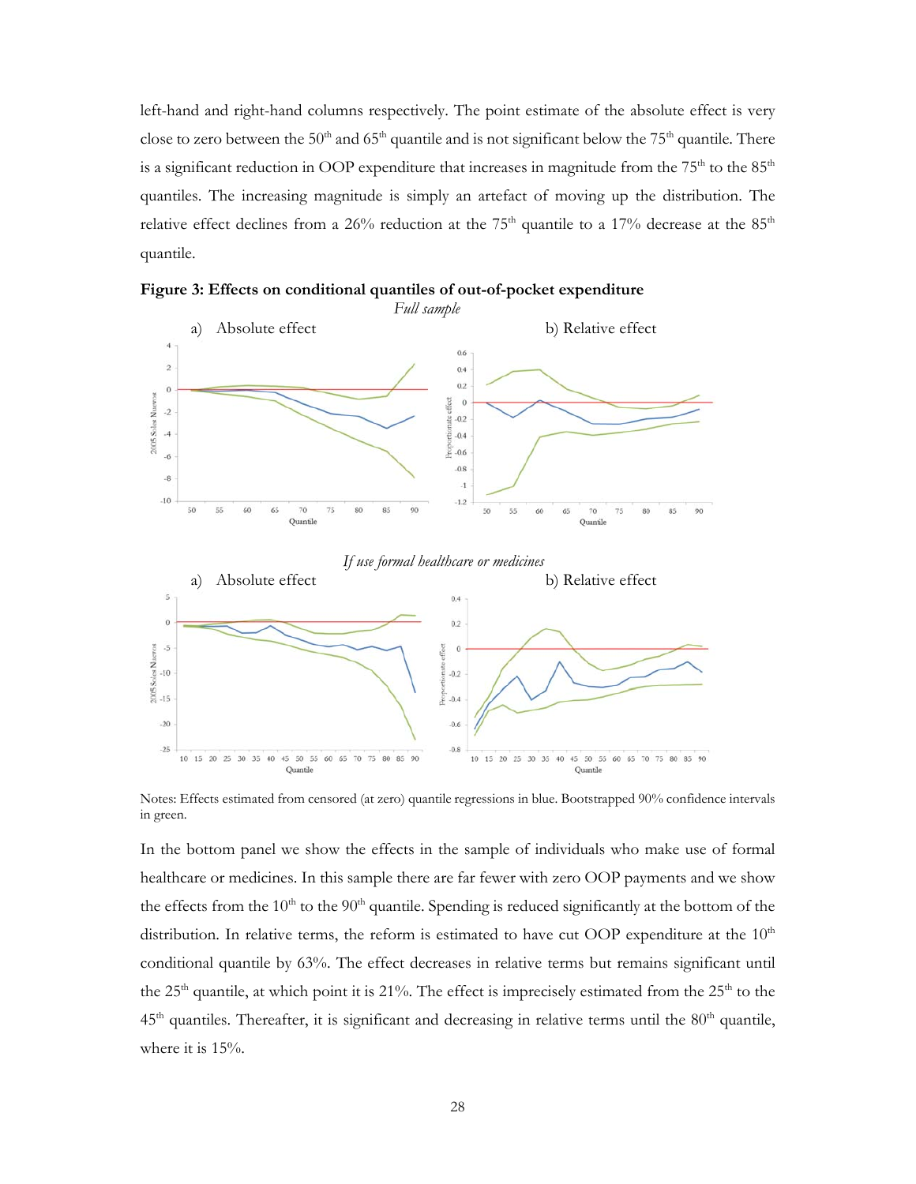left-hand and right-hand columns respectively. The point estimate of the absolute effect is very close to zero between the 50th and 65th quantile and is not significant below the 75th quantile. There is a significant reduction in OOP expenditure that increases in magnitude from the 75th to the 85th quantiles. The increasing magnitude is simply an artefact of moving up the distribution. The relative effect declines from a 26% reduction at the 75th quantile to a 17% decrease at the 85th quantile.

**Figure 3: Effects on conditional quantiles of out-of-pocket expenditure**

*Full sample*

a) Absolute effect b) Relative effect

*If use formal healthcare or medicines*

a) Absolute effect b) Relative effect

Notes: Effects estimated from censored (at zero) quantile regressions in blue. Bootstrapped 90% confidence intervals in green.

In the bottom panel we show the effects in the sample of individuals who make use of formal healthcare or medicines. In this sample there are far fewer with zero OOP payments and we show the effects from the 10th to the 90th quantile. Spending is reduced significantly at the bottom of the distribution. In relative terms, the reform is estimated to have cut OOP expenditure at the 10th conditional quantile by 63%. The effect decreases in relative terms but remains significant until the 25th quantile, at which point it is 21%. The effect is imprecisely estimated from the 25th to the 45th quantiles. Thereafter, it is significant and decreasing in relative terms until the 80th quantile, where it is 15%.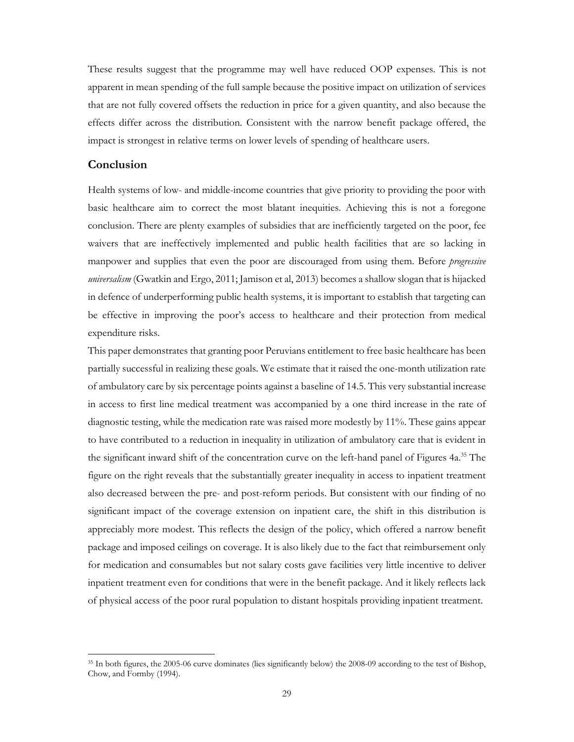These results suggest that the programme may well have reduced OOP expenses. This is not apparent in mean spending of the full sample because the positive impact on utilization of services that are not fully covered offsets the reduction in price for a given quantity, and also because the effects differ across the distribution. Consistent with the narrow benefit package offered, the impact is strongest in relative terms on lower levels of spending of healthcare users.

## Conclusion

Health systems of low- and middle-income countries that give priority to providing the poor with basic healthcare aim to correct the most blatant inequities. Achieving this is not a foregone conclusion. There are plenty examples of subsidies that are inefficiently targeted on the poor, fee waivers that are ineffectively implemented and public health facilities that are so lacking in manpower and supplies that even the poor are discouraged from using them. Before *progressive universalism* (Gwatkin and Ergo, 2011; Jamison et al, 2013) becomes a shallow slogan that is hijacked in defence of underperforming public health systems, it is important to establish that targeting can be effective in improving the poor's access to healthcare and their protection from medical expenditure risks.

This paper demonstrates that granting poor Peruvians entitlement to free basic healthcare has been partially successful in realizing these goals. We estimate that it raised the one-month utilization rate of ambulatory care by six percentage points against a baseline of 14.5. This very substantial increase in access to first line medical treatment was accompanied by a one third increase in the rate of diagnostic testing, while the medication rate was raised more modestly by 11%. These gains appear to have contributed to a reduction in inequality in utilization of ambulatory care that is evident in the significant inward shift of the concentration curve on the left-hand panel of Figures 4a.[35] The figure on the right reveals that the substantially greater inequality in access to inpatient treatment also decreased between the pre- and post-reform periods. But consistent with our finding of no significant impact of the coverage extension on inpatient care, the shift in this distribution is appreciably more modest. This reflects the design of the policy, which offered a narrow benefit package and imposed ceilings on coverage. It is also likely due to the fact that reimbursement only for medication and consumables but not salary costs gave facilities very little incentive to deliver inpatient treatment even for conditions that were in the benefit package. And it likely reflects lack of physical access of the poor rural population to distant hospitals providing inpatient treatment.

[35] In both figures, the 2005-06 curve dominates (lies significantly below) the 2008-09 according to the test of Bishop, Chow, and Formby (1994).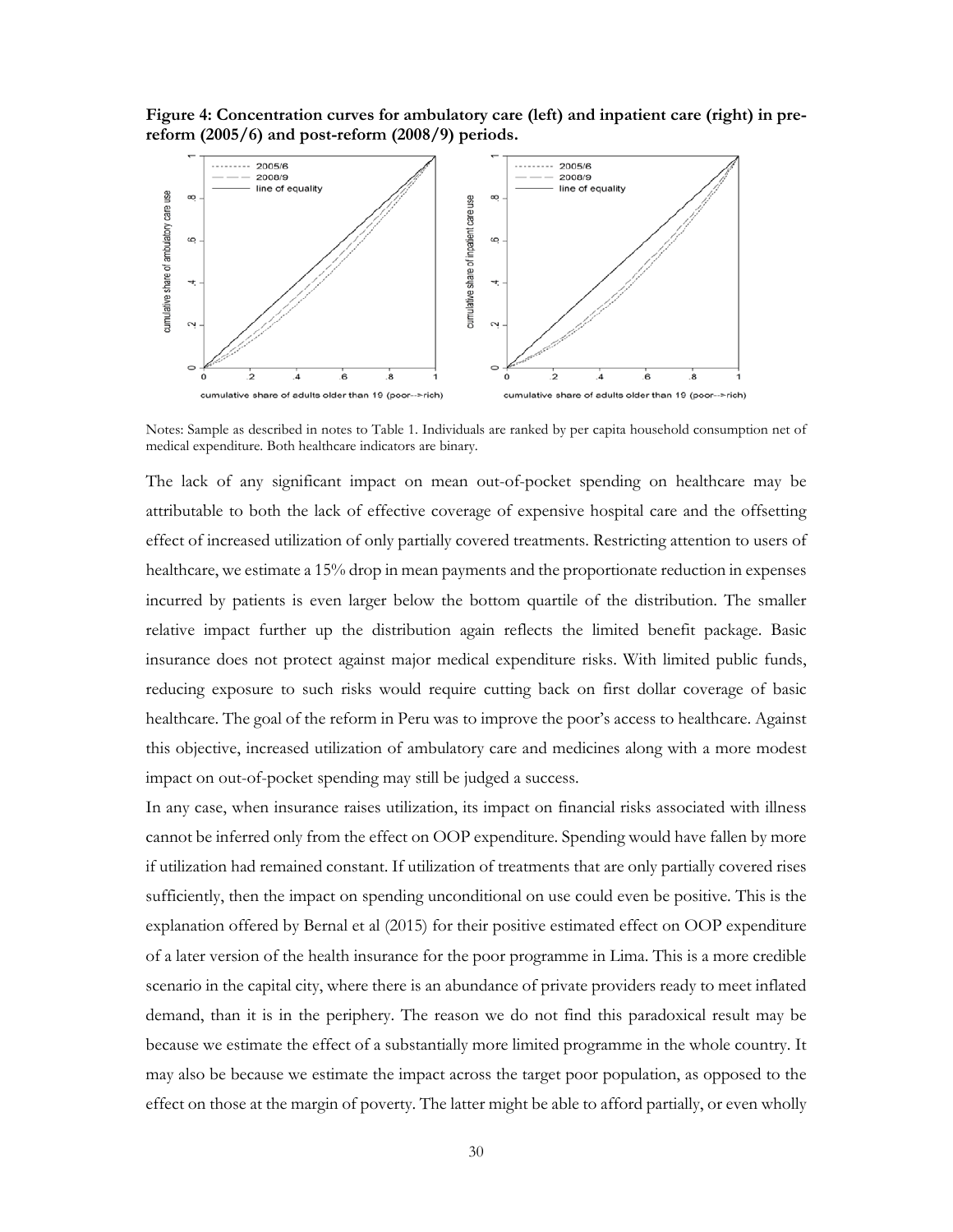**Figure 4: Concentration curves for ambulatory care (left) and inpatient care (right) in pre-reform (2005/6) and post-reform (2008/9) periods.**

Notes: Sample as described in notes to Table 1. Individuals are ranked by per capita household consumption net of medical expenditure. Both healthcare indicators are binary.

The lack of any significant impact on mean out-of-pocket spending on healthcare may be attributable to both the lack of effective coverage of expensive hospital care and the offsetting effect of increased utilization of only partially covered treatments. Restricting attention to users of healthcare, we estimate a 15% drop in mean payments and the proportionate reduction in expenses incurred by patients is even larger below the bottom quartile of the distribution. The smaller relative impact further up the distribution again reflects the limited benefit package. Basic insurance does not protect against major medical expenditure risks. With limited public funds, reducing exposure to such risks would require cutting back on first dollar coverage of basic healthcare. The goal of the reform in Peru was to improve the poor's access to healthcare. Against this objective, increased utilization of ambulatory care and medicines along with a more modest impact on out-of-pocket spending may still be judged a success.

In any case, when insurance raises utilization, its impact on financial risks associated with illness cannot be inferred only from the effect on OOP expenditure. Spending would have fallen by more if utilization had remained constant. If utilization of treatments that are only partially covered rises sufficiently, then the impact on spending unconditional on use could even be positive. This is the explanation offered by Bernal et al (2015) for their positive estimated effect on OOP expenditure of a later version of the health insurance for the poor programme in Lima. This is a more credible scenario in the capital city, where there is an abundance of private providers ready to meet inflated demand, than it is in the periphery. The reason we do not find this paradoxical result may be because we estimate the effect of a substantially more limited programme in the whole country. It may also be because we estimate the impact across the target poor population, as opposed to the effect on those at the margin of poverty. The latter might be able to afford partially, or even wholly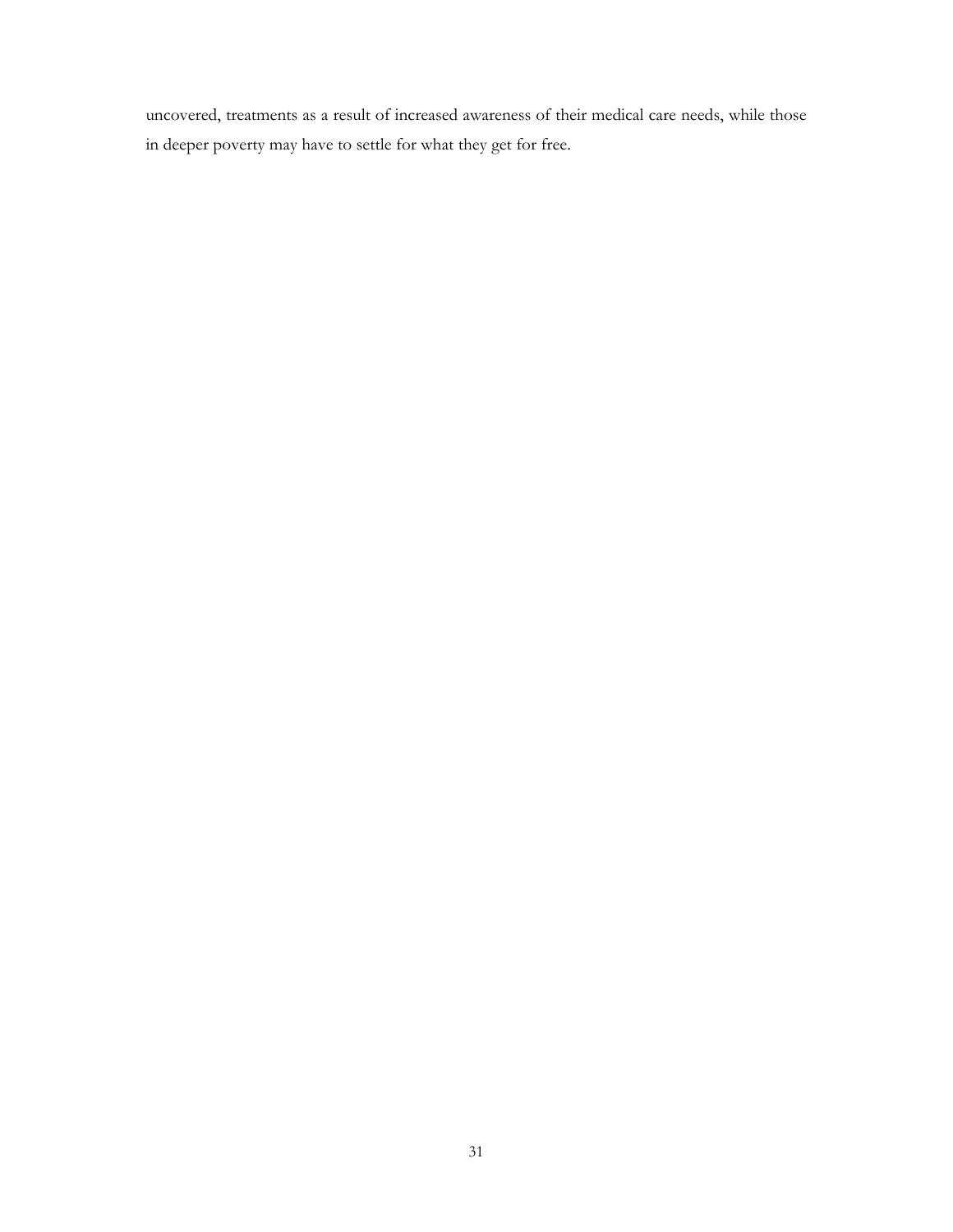uncovered, treatments as a result of increased awareness of their medical care needs, while those in deeper poverty may have to settle for what they get for free.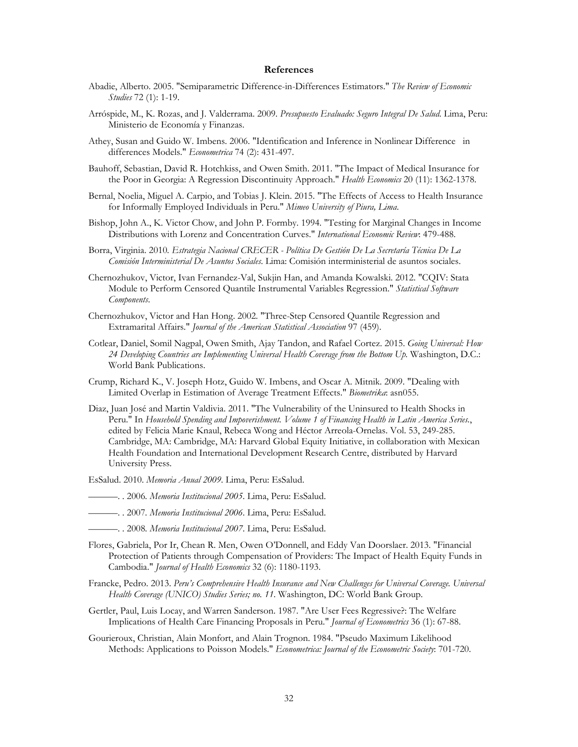## References

Abadie, Alberto. 2005. "Semiparametric Difference-in-Differences Estimators." *The Review of Economic Studies* 72 (1): 1-19.

Arróspide, M., K. Rozas, and J. Valderrama. 2009. *Presupuesto Evaluado: Seguro Integral De Salud.* Lima, Peru: Ministerio de Economía y Finanzas.

Athey, Susan and Guido W. Imbens. 2006. "Identification and Inference in Nonlinear Difference in differences Models." *Econometrica* 74 (2): 431-497.

Bauhoff, Sebastian, David R. Hotchkiss, and Owen Smith. 2011. "The Impact of Medical Insurance for the Poor in Georgia: A Regression Discontinuity Approach." *Health Economics* 20 (11): 1362-1378.

Bernal, Noelia, Miguel A. Carpio, and Tobias J. Klein. 2015. "The Effects of Access to Health Insurance for Informally Employed Individuals in Peru." *Mimeo University of Piura, Lima*.

Bishop, John A., K. Victor Chow, and John P. Formby. 1994. "Testing for Marginal Changes in Income Distributions with Lorenz and Concentration Curves." *International Economic Review*: 479-488.

Borra, Virginia. 2010. *Estrategia Nacional CRECER - Política De Gestión De La Secretaría Técnica De La Comisión Interministerial De Asuntos Sociales*. Lima: Comisión interministerial de asuntos sociales.

Chernozhukov, Victor, Ivan Fernandez-Val, Sukjin Han, and Amanda Kowalski. 2012. "CQIV: Stata Module to Perform Censored Quantile Instrumental Variables Regression." *Statistical Software Components*.

Chernozhukov, Victor and Han Hong. 2002. "Three-Step Censored Quantile Regression and Extramarital Affairs." *Journal of the American Statistical Association* 97 (459).

Cotlear, Daniel, Somil Nagpal, Owen Smith, Ajay Tandon, and Rafael Cortez. 2015. *Going Universal: How 24 Developing Countries are Implementing Universal Health Coverage from the Bottom Up.* Washington, D.C.: World Bank Publications.

Crump, Richard K., V. Joseph Hotz, Guido W. Imbens, and Oscar A. Mitnik. 2009. "Dealing with Limited Overlap in Estimation of Average Treatment Effects." *Biometrika*: asn055.

Diaz, Juan José and Martin Valdivia. 2011. "The Vulnerability of the Uninsured to Health Shocks in Peru." In *Household Spending and Impoverishment. Volume 1 of Financing Health in Latin America Series.*, edited by Felicia Marie Knaul, Rebeca Wong and Héctor Arreola-Ornelas. Vol. 53, 249-285. Cambridge, MA: Cambridge, MA: Harvard Global Equity Initiative, in collaboration with Mexican Health Foundation and International Development Research Centre, distributed by Harvard University Press.

EsSalud. 2010. *Memoria Anual 2009*. Lima, Peru: EsSalud.

———. . 2006. *Memoria Institucional 2005*. Lima, Peru: EsSalud.

———. . 2007. *Memoria Institucional 2006*. Lima, Peru: EsSalud.

———. . 2008. *Memoria Institucional 2007*. Lima, Peru: EsSalud.

Flores, Gabriela, Por Ir, Chean R. Men, Owen O'Donnell, and Eddy Van Doorslaer. 2013. "Financial Protection of Patients through Compensation of Providers: The Impact of Health Equity Funds in Cambodia." *Journal of Health Economics* 32 (6): 1180-1193.

Francke, Pedro. 2013. *Peru's Comprehensive Health Insurance and New Challenges for Universal Coverage. Universal Health Coverage (UNICO) Studies Series; no. 11*. Washington, DC: World Bank Group.

Gertler, Paul, Luis Locay, and Warren Sanderson. 1987. "Are User Fees Regressive?: The Welfare Implications of Health Care Financing Proposals in Peru." *Journal of Econometrics* 36 (1): 67-88.

Gourieroux, Christian, Alain Monfort, and Alain Trognon. 1984. "Pseudo Maximum Likelihood Methods: Applications to Poisson Models." *Econometrica: Journal of the Econometric Society*: 701-720.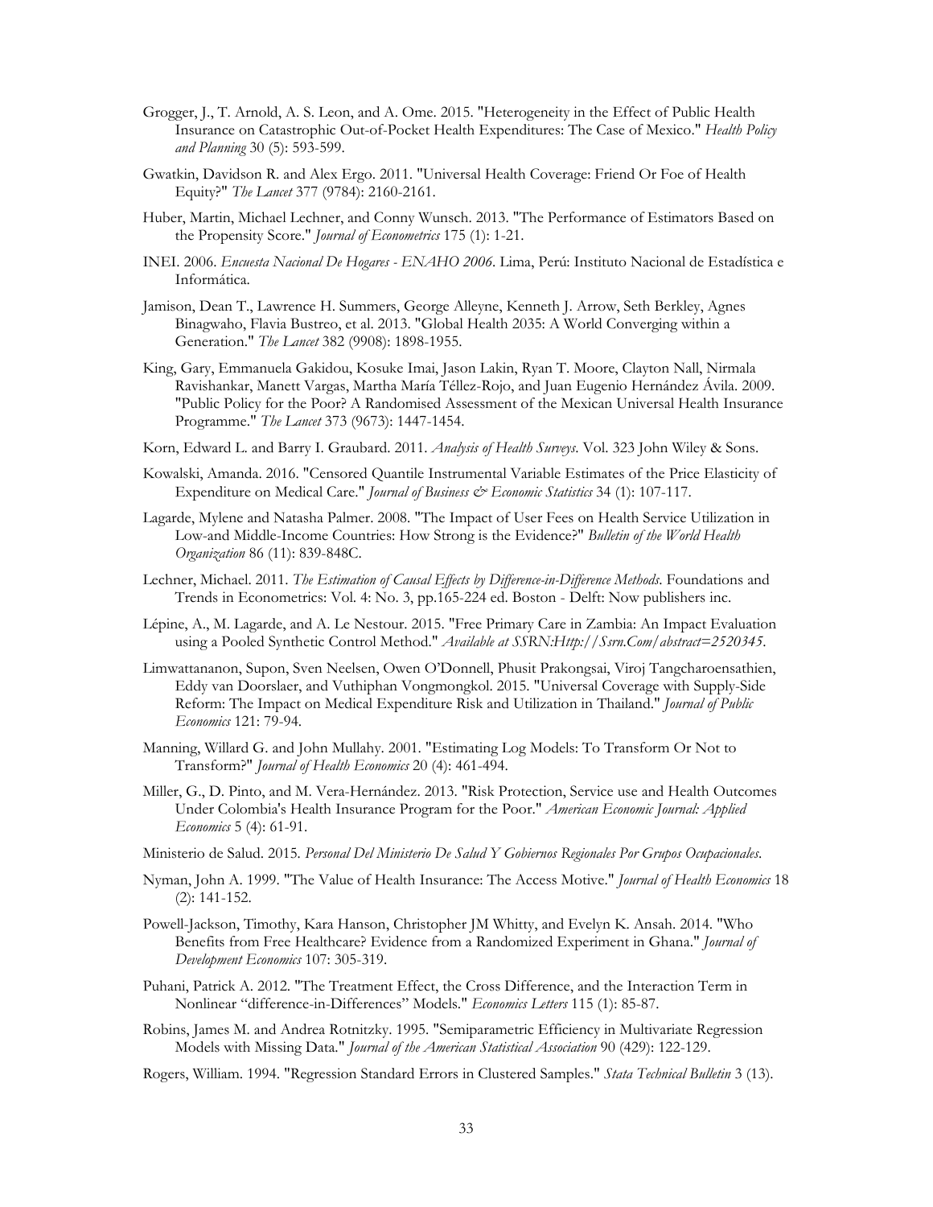Grogger, J., T. Arnold, A. S. Leon, and A. Ome. 2015. "Heterogeneity in the Effect of Public Health Insurance on Catastrophic Out-of-Pocket Health Expenditures: The Case of Mexico." *Health Policy and Planning* 30 (5): 593-599.

Gwatkin, Davidson R. and Alex Ergo. 2011. "Universal Health Coverage: Friend Or Foe of Health Equity?" *The Lancet* 377 (9784): 2160-2161.

Huber, Martin, Michael Lechner, and Conny Wunsch. 2013. "The Performance of Estimators Based on the Propensity Score." *Journal of Econometrics* 175 (1): 1-21.

INEI. 2006. *Encuesta Nacional De Hogares - ENAHO 2006*. Lima, Perú: Instituto Nacional de Estadística e Informática.

Jamison, Dean T., Lawrence H. Summers, George Alleyne, Kenneth J. Arrow, Seth Berkley, Agnes Binagwaho, Flavia Bustreo, et al. 2013. "Global Health 2035: A World Converging within a Generation." *The Lancet* 382 (9908): 1898-1955.

King, Gary, Emmanuela Gakidou, Kosuke Imai, Jason Lakin, Ryan T. Moore, Clayton Nall, Nirmala Ravishankar, Manett Vargas, Martha María Téllez-Rojo, and Juan Eugenio Hernández Ávila. 2009. "Public Policy for the Poor? A Randomised Assessment of the Mexican Universal Health Insurance Programme." *The Lancet* 373 (9673): 1447-1454.

Korn, Edward L. and Barry I. Graubard. 2011. *Analysis of Health Surveys*. Vol. 323 John Wiley & Sons.

Kowalski, Amanda. 2016. "Censored Quantile Instrumental Variable Estimates of the Price Elasticity of Expenditure on Medical Care." *Journal of Business & Economic Statistics* 34 (1): 107-117.

Lagarde, Mylene and Natasha Palmer. 2008. "The Impact of User Fees on Health Service Utilization in Low-and Middle-Income Countries: How Strong is the Evidence?" *Bulletin of the World Health Organization* 86 (11): 839-848C.

Lechner, Michael. 2011. *The Estimation of Causal Effects by Difference-in-Difference Methods*. Foundations and Trends in Econometrics: Vol. 4: No. 3, pp.165-224 ed. Boston - Delft: Now publishers inc.

Lépine, A., M. Lagarde, and A. Le Nestour. 2015. "Free Primary Care in Zambia: An Impact Evaluation using a Pooled Synthetic Control Method." *Available at SSRN:Http://Ssrn.Com/abstract=2520345*.

Limwattananon, Supon, Sven Neelsen, Owen O'Donnell, Phusit Prakongsai, Viroj Tangcharoensathien, Eddy van Doorslaer, and Vuthiphan Vongmongkol. 2015. "Universal Coverage with Supply-Side Reform: The Impact on Medical Expenditure Risk and Utilization in Thailand." *Journal of Public Economics* 121: 79-94.

Manning, Willard G. and John Mullahy. 2001. "Estimating Log Models: To Transform Or Not to Transform?" *Journal of Health Economics* 20 (4): 461-494.

Miller, G., D. Pinto, and M. Vera-Hernández. 2013. "Risk Protection, Service use and Health Outcomes Under Colombia's Health Insurance Program for the Poor." *American Economic Journal: Applied Economics* 5 (4): 61-91.

Ministerio de Salud. 2015. *Personal Del Ministerio De Salud Y Gobiernos Regionales Por Grupos Ocupacionales*.

Nyman, John A. 1999. "The Value of Health Insurance: The Access Motive." *Journal of Health Economics* 18 (2): 141-152.

Powell-Jackson, Timothy, Kara Hanson, Christopher JM Whitty, and Evelyn K. Ansah. 2014. "Who Benefits from Free Healthcare? Evidence from a Randomized Experiment in Ghana." *Journal of Development Economics* 107: 305-319.

Puhani, Patrick A. 2012. "The Treatment Effect, the Cross Difference, and the Interaction Term in Nonlinear "difference-in-Differences" Models." *Economics Letters* 115 (1): 85-87.

Robins, James M. and Andrea Rotnitzky. 1995. "Semiparametric Efficiency in Multivariate Regression Models with Missing Data." *Journal of the American Statistical Association* 90 (429): 122-129.

Rogers, William. 1994. "Regression Standard Errors in Clustered Samples." *Stata Technical Bulletin* 3 (13).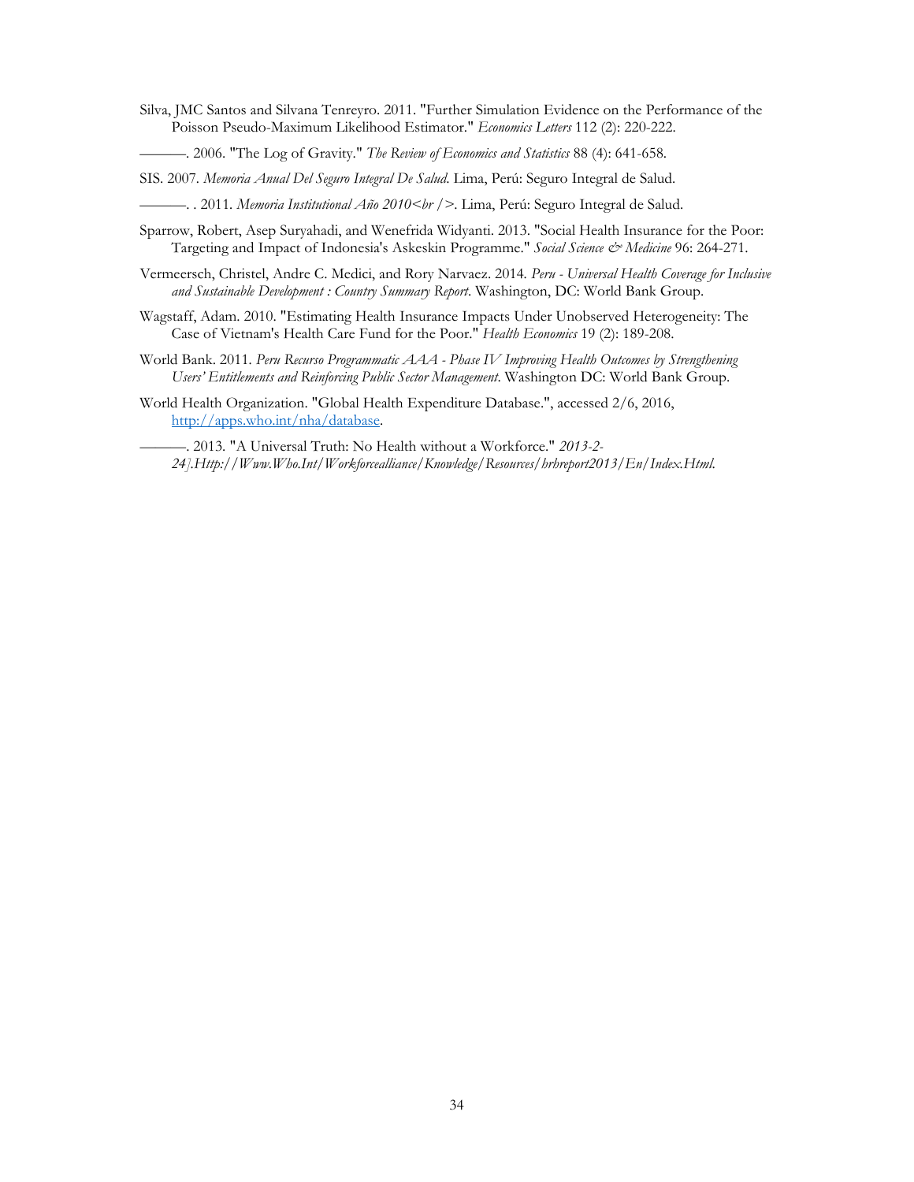Silva, JMC Santos and Silvana Tenreyro. 2011. "Further Simulation Evidence on the Performance of the Poisson Pseudo-Maximum Likelihood Estimator." *Economics Letters* 112 (2): 220-222.

———. 2006. "The Log of Gravity." *The Review of Economics and Statistics* 88 (4): 641-658.

SIS. 2007. *Memoria Anual Del Seguro Integral De Salud*. Lima, Perú: Seguro Integral de Salud.

———. . 2011. *Memoria Institutional Año 2010<br />*. Lima, Perú: Seguro Integral de Salud.

Sparrow, Robert, Asep Suryahadi, and Wenefrida Widyanti. 2013. "Social Health Insurance for the Poor: Targeting and Impact of Indonesia's Askeskin Programme." *Social Science & Medicine* 96: 264-271.

Vermeersch, Christel, Andre C. Medici, and Rory Narvaez. 2014. *Peru - Universal Health Coverage for Inclusive and Sustainable Development : Country Summary Report*. Washington, DC: World Bank Group.

Wagstaff, Adam. 2010. "Estimating Health Insurance Impacts Under Unobserved Heterogeneity: The Case of Vietnam's Health Care Fund for the Poor." *Health Economics* 19 (2): 189-208.

World Bank. 2011. *Peru Recurso Programmatic AAA - Phase IV Improving Health Outcomes by Strengthening Users' Entitlements and Reinforcing Public Sector Management*. Washington DC: World Bank Group.

World Health Organization. "Global Health Expenditure Database.", accessed 2/6, 2016, http://apps.who.int/nha/database.

———. 2013. "A Universal Truth: No Health without a Workforce." *2013-2-24].Http://Www.Who.Int/Workforcealliance/Knowledge/Resources/hrhreport2013/En/Index.Html*.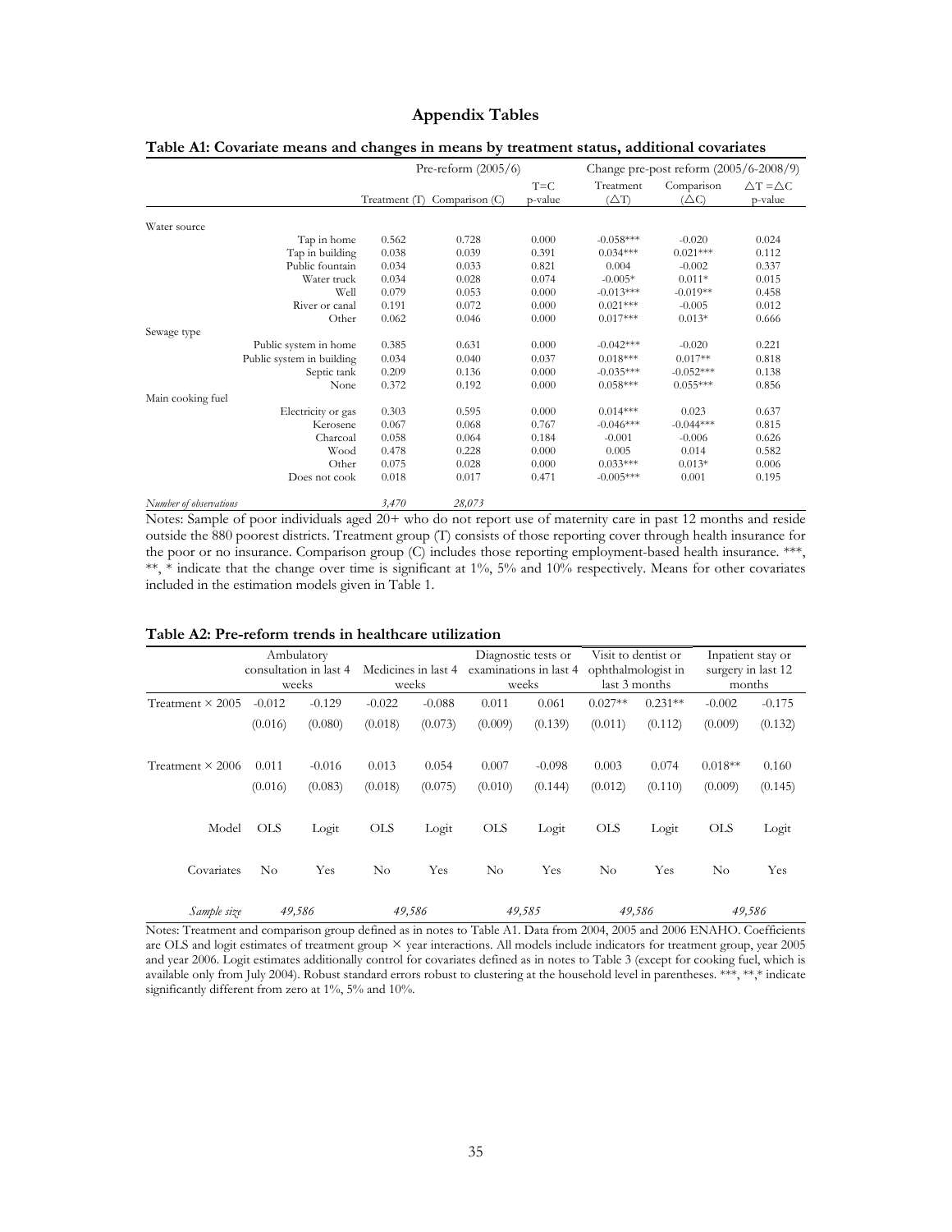## Appendix Tables

**Table A1: Covariate means and changes in means by treatment status, additional covariates**

| | Pre-reform (2005/6) | | | Change pre-post reform (2005/6-2008/9) | | |
|---|---|---|---|---|---|---|
| | Treatment (T) | Comparison (C) | T=C p-value | Treatment (△T) | Comparison (△C) | △T =△C p-value |
| *Water source* | | | | | | |
| Tap in home | 0.562 | 0.728 | 0.000 | -0.058*** | -0.020 | 0.024 |
| Tap in building | 0.038 | 0.039 | 0.391 | 0.034*** | 0.021*** | 0.112 |
| Public fountain | 0.034 | 0.033 | 0.821 | 0.004 | -0.002 | 0.337 |
| Water truck | 0.034 | 0.028 | 0.074 | -0.005* | 0.011* | 0.015 |
| Well | 0.079 | 0.053 | 0.000 | -0.013*** | -0.019** | 0.458 |
| River or canal | 0.191 | 0.072 | 0.000 | 0.021*** | -0.005 | 0.012 |
| Other | 0.062 | 0.046 | 0.000 | 0.017*** | 0.013* | 0.666 |
| *Sewage type* | | | | | | |
| Public system in home | 0.385 | 0.631 | 0.000 | -0.042*** | -0.020 | 0.221 |
| Public system in building | 0.034 | 0.040 | 0.037 | 0.018*** | 0.017** | 0.818 |
| Septic tank | 0.209 | 0.136 | 0.000 | -0.035*** | -0.052*** | 0.138 |
| None | 0.372 | 0.192 | 0.000 | 0.058*** | 0.055*** | 0.856 |
| *Main cooking fuel* | | | | | | |
| Electricity or gas | 0.303 | 0.595 | 0.000 | 0.014*** | 0.023 | 0.637 |
| Kerosene | 0.067 | 0.068 | 0.767 | -0.046*** | -0.044*** | 0.815 |
| Charcoal | 0.058 | 0.064 | 0.184 | -0.001 | -0.006 | 0.626 |
| Wood | 0.478 | 0.228 | 0.000 | 0.005 | 0.014 | 0.582 |
| Other | 0.075 | 0.028 | 0.000 | 0.033*** | 0.013* | 0.006 |
| Does not cook | 0.018 | 0.017 | 0.471 | -0.005*** | 0.001 | 0.195 |
| *Number of observations* | *3,470* | *28,073* | | | | |

Notes: Sample of poor individuals aged 20+ who do not report use of maternity care in past 12 months and reside outside the 880 poorest districts. Treatment group (T) consists of those reporting cover through health insurance for the poor or no insurance. Comparison group (C) includes those reporting employment-based health insurance. ***, **, * indicate that the change over time is significant at 1%, 5% and 10% respectively. Means for other covariates included in the estimation models given in Table 1.

**Table A2: Pre-reform trends in healthcare utilization**

| | Ambulatory consultation in last 4 weeks | | Medicines in last 4 weeks | | Diagnostic tests or examinations in last 4 weeks | | Visit to dentist or ophthalmologist in last 3 months | | Inpatient stay or surgery in last 12 months | |
|---|---|---|---|---|---|---|---|---|---|---|
| Treatment × 2005 | -0.012 | -0.129 | -0.022 | -0.088 | 0.011 | 0.061 | 0.027** | 0.231** | -0.002 | -0.175 |
| | (0.016) | (0.080) | (0.018) | (0.073) | (0.009) | (0.139) | (0.011) | (0.112) | (0.009) | (0.132) |
| Treatment × 2006 | 0.011 | -0.016 | 0.013 | 0.054 | 0.007 | -0.098 | 0.003 | 0.074 | 0.018** | 0.160 |
| | (0.016) | (0.083) | (0.018) | (0.075) | (0.010) | (0.144) | (0.012) | (0.110) | (0.009) | (0.145) |
| Model | OLS | Logit | OLS | Logit | OLS | Logit | OLS | Logit | OLS | Logit |
| Covariates | No | Yes | No | Yes | No | Yes | No | Yes | No | Yes |
| *Sample size* | *49,586* | | *49,586* | | *49,585* | | *49,586* | | *49,586* | |

Notes: Treatment and comparison group defined as in notes to Table A1. Data from 2004, 2005 and 2006 ENAHO. Coefficients are OLS and logit estimates of treatment group × year interactions. All models include indicators for treatment group, year 2005 and year 2006. Logit estimates additionally control for covariates defined as in notes to Table 3 (except for cooking fuel, which is available only from July 2004). Robust standard errors robust to clustering at the household level in parentheses. ***, **,* indicate significantly different from zero at 1%, 5% and 10%.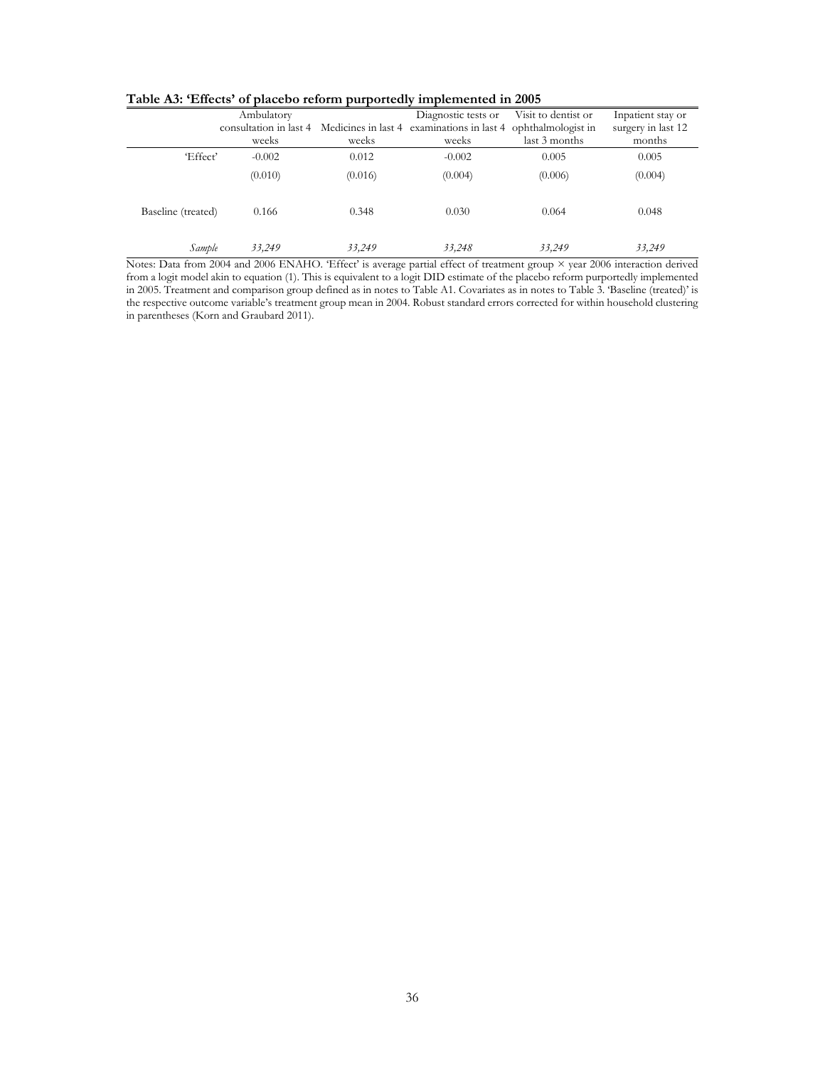**Table A3: 'Effects' of placebo reform purportedly implemented in 2005**

| | Ambulatory consultation in last 4 weeks | Medicines in last 4 weeks | Diagnostic tests or examinations in last 4 weeks | Visit to dentist or ophthalmologist in last 3 months | Inpatient stay or surgery in last 12 months |
|---|---|---|---|---|---|
| 'Effect' | -0.002 | 0.012 | -0.002 | 0.005 | 0.005 |
| | (0.010) | (0.016) | (0.004) | (0.006) | (0.004) |
| Baseline (treated) | 0.166 | 0.348 | 0.030 | 0.064 | 0.048 |
| *Sample* | *33,249* | *33,249* | *33,248* | *33,249* | *33,249* |

Notes: Data from 2004 and 2006 ENAHO. 'Effect' is average partial effect of treatment group × year 2006 interaction derived from a logit model akin to equation (1). This is equivalent to a logit DID estimate of the placebo reform purportedly implemented in 2005. Treatment and comparison group defined as in notes to Table A1. Covariates as in notes to Table 3. 'Baseline (treated)' is the respective outcome variable's treatment group mean in 2004. Robust standard errors corrected for within household clustering in parentheses (Korn and Graubard 2011).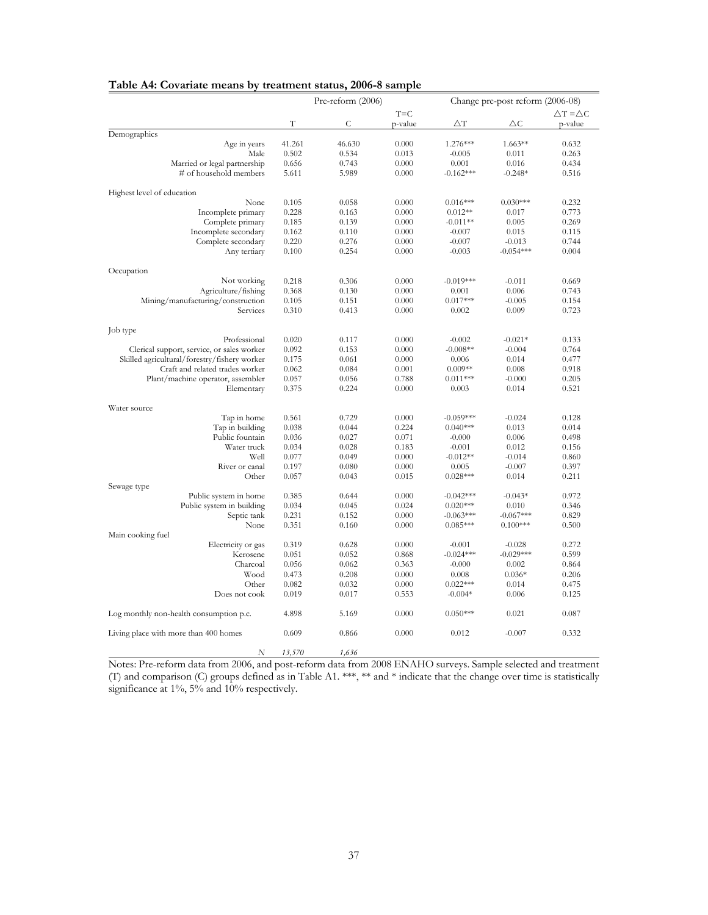**Table A4: Covariate means by treatment status, 2006-8 sample**

| | Pre-reform (2006) | | | Change pre-post reform (2006-08) | | |
|---|---|---|---|---|---|---|
| | T | C | T=C p-value | $\triangle$T | $\triangle$C | $\triangle$T = $\triangle$C p-value |
| Demographics | | | | | | |
| Age in years | 41.261 | 46.630 | 0.000 | 1.276*** | 1.663** | 0.632 |
| Male | 0.502 | 0.534 | 0.013 | -0.005 | 0.011 | 0.263 |
| Married or legal partnership | 0.656 | 0.743 | 0.000 | 0.001 | 0.016 | 0.434 |
| # of household members | 5.611 | 5.989 | 0.000 | -0.162*** | -0.248* | 0.516 |
| Highest level of education | | | | | | |
| None | 0.105 | 0.058 | 0.000 | 0.016*** | 0.030*** | 0.232 |
| Incomplete primary | 0.228 | 0.163 | 0.000 | 0.012** | 0.017 | 0.773 |
| Complete primary | 0.185 | 0.139 | 0.000 | -0.011** | 0.005 | 0.269 |
| Incomplete secondary | 0.162 | 0.110 | 0.000 | -0.007 | 0.015 | 0.115 |
| Complete secondary | 0.220 | 0.276 | 0.000 | -0.007 | -0.013 | 0.744 |
| Any tertiary | 0.100 | 0.254 | 0.000 | -0.003 | -0.054*** | 0.004 |
| Occupation | | | | | | |
| Not working | 0.218 | 0.306 | 0.000 | -0.019*** | -0.011 | 0.669 |
| Agriculture/fishing | 0.368 | 0.130 | 0.000 | 0.001 | 0.006 | 0.743 |
| Mining/manufacturing/construction | 0.105 | 0.151 | 0.000 | 0.017*** | -0.005 | 0.154 |
| Services | 0.310 | 0.413 | 0.000 | 0.002 | 0.009 | 0.723 |
| Job type | | | | | | |
| Professional | 0.020 | 0.117 | 0.000 | -0.002 | -0.021* | 0.133 |
| Clerical support, service, or sales worker | 0.092 | 0.153 | 0.000 | -0.008** | -0.004 | 0.764 |
| Skilled agricultural/forestry/fishery worker | 0.175 | 0.061 | 0.000 | 0.006 | 0.014 | 0.477 |
| Craft and related trades worker | 0.062 | 0.084 | 0.001 | 0.009** | 0.008 | 0.918 |
| Plant/machine operator, assembler | 0.057 | 0.056 | 0.788 | 0.011*** | -0.000 | 0.205 |
| Elementary | 0.375 | 0.224 | 0.000 | 0.003 | 0.014 | 0.521 |
| Water source | | | | | | |
| Tap in home | 0.561 | 0.729 | 0.000 | -0.059*** | -0.024 | 0.128 |
| Tap in building | 0.038 | 0.044 | 0.224 | 0.040*** | 0.013 | 0.014 |
| Public fountain | 0.036 | 0.027 | 0.071 | -0.000 | 0.006 | 0.498 |
| Water truck | 0.034 | 0.028 | 0.183 | -0.001 | 0.012 | 0.156 |
| Well | 0.077 | 0.049 | 0.000 | -0.012** | -0.014 | 0.860 |
| River or canal | 0.197 | 0.080 | 0.000 | 0.005 | -0.007 | 0.397 |
| Other | 0.057 | 0.043 | 0.015 | 0.028*** | 0.014 | 0.211 |
| Sewage type | | | | | | |
| Public system in home | 0.385 | 0.644 | 0.000 | -0.042*** | -0.043* | 0.972 |
| Public system in building | 0.034 | 0.045 | 0.024 | 0.020*** | 0.010 | 0.346 |
| Septic tank | 0.231 | 0.152 | 0.000 | -0.063*** | -0.067*** | 0.829 |
| None | 0.351 | 0.160 | 0.000 | 0.085*** | 0.100*** | 0.500 |
| Main cooking fuel | | | | | | |
| Electricity or gas | 0.319 | 0.628 | 0.000 | -0.001 | -0.028 | 0.272 |
| Kerosene | 0.051 | 0.052 | 0.868 | -0.024*** | -0.029*** | 0.599 |
| Charcoal | 0.056 | 0.062 | 0.363 | -0.000 | 0.002 | 0.864 |
| Wood | 0.473 | 0.208 | 0.000 | 0.008 | 0.036* | 0.206 |
| Other | 0.082 | 0.032 | 0.000 | 0.022*** | 0.014 | 0.475 |
| Does not cook | 0.019 | 0.017 | 0.553 | -0.004* | 0.006 | 0.125 |
| Log monthly non-health consumption p.c. | 4.898 | 5.169 | 0.000 | 0.050*** | 0.021 | 0.087 |
| Living place with more than 400 homes | 0.609 | 0.866 | 0.000 | 0.012 | -0.007 | 0.332 |
| *N* | *13,570* | *1,636* | | | | |

Notes: Pre-reform data from 2006, and post-reform data from 2008 ENAHO surveys. Sample selected and treatment (T) and comparison (C) groups defined as in Table A1. ***, ** and * indicate that the change over time is statistically significance at 1%, 5% and 10% respectively.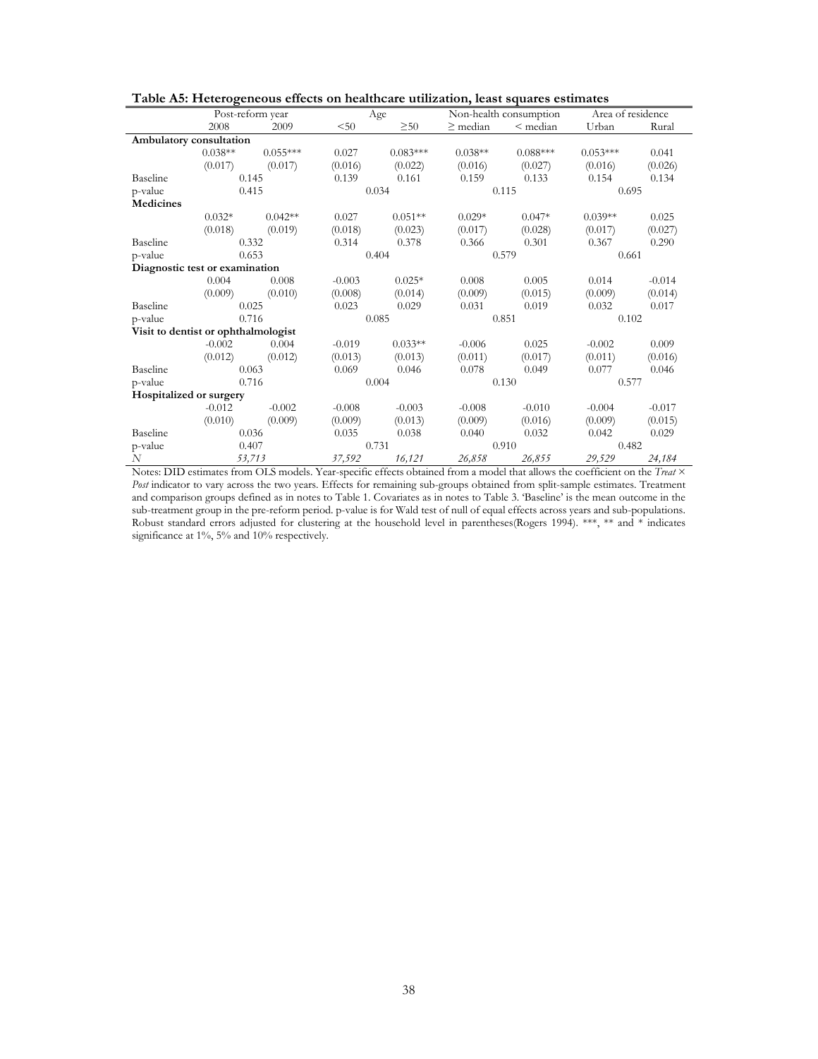**Table A5: Heterogeneous effects on healthcare utilization, least squares estimates**

| | Post-reform year | | Age | | Non-health consumption | | Area of residence | |
|---|---|---|---|---|---|---|---|---|
| | 2008 | 2009 | <50 | ≥50 | ≥ median | < median | Urban | Rural |
| **Ambulatory consultation** | | | | | | | | |
| | 0.038** | 0.055*** | 0.027 | 0.083*** | 0.038** | 0.088*** | 0.053*** | 0.041 |
| | (0.017) | (0.017) | (0.016) | (0.022) | (0.016) | (0.027) | (0.016) | (0.026) |
| Baseline | 0.145 | | 0.139 | 0.161 | 0.159 | 0.133 | 0.154 | 0.134 |
| p-value | 0.415 | | 0.034 | | 0.115 | | 0.695 | |
| **Medicines** | | | | | | | | |
| | 0.032* | 0.042** | 0.027 | 0.051** | 0.029* | 0.047* | 0.039** | 0.025 |
| | (0.018) | (0.019) | (0.018) | (0.023) | (0.017) | (0.028) | (0.017) | (0.027) |
| Baseline | 0.332 | | 0.314 | 0.378 | 0.366 | 0.301 | 0.367 | 0.290 |
| p-value | 0.653 | | 0.404 | | 0.579 | | 0.661 | |
| **Diagnostic test or examination** | | | | | | | | |
| | 0.004 | 0.008 | -0.003 | 0.025* | 0.008 | 0.005 | 0.014 | -0.014 |
| | (0.009) | (0.010) | (0.008) | (0.014) | (0.009) | (0.015) | (0.009) | (0.014) |
| Baseline | 0.025 | | 0.023 | 0.029 | 0.031 | 0.019 | 0.032 | 0.017 |
| p-value | 0.716 | | 0.085 | | 0.851 | | 0.102 | |
| **Visit to dentist or ophthalmologist** | | | | | | | | |
| | -0.002 | 0.004 | -0.019 | 0.033** | -0.006 | 0.025 | -0.002 | 0.009 |
| | (0.012) | (0.012) | (0.013) | (0.013) | (0.011) | (0.017) | (0.011) | (0.016) |
| Baseline | 0.063 | | 0.069 | 0.046 | 0.078 | 0.049 | 0.077 | 0.046 |
| p-value | 0.716 | | 0.004 | | 0.130 | | 0.577 | |
| **Hospitalized or surgery** | | | | | | | | |
| | -0.012 | -0.002 | -0.008 | -0.003 | -0.008 | -0.010 | -0.004 | -0.017 |
| | (0.010) | (0.009) | (0.009) | (0.013) | (0.009) | (0.016) | (0.009) | (0.015) |
| Baseline | 0.036 | | 0.035 | 0.038 | 0.040 | 0.032 | 0.042 | 0.029 |
| p-value | 0.407 | | 0.731 | | 0.910 | | 0.482 | |
| *N* | *53,713* | | *37,592* | *16,121* | *26,858* | *26,855* | *29,529* | *24,184* |

Notes: DID estimates from OLS models. Year-specific effects obtained from a model that allows the coefficient on the *Treat* × *Post* indicator to vary across the two years. Effects for remaining sub-groups obtained from split-sample estimates. Treatment and comparison groups defined as in notes to Table 1. Covariates as in notes to Table 3. 'Baseline' is the mean outcome in the sub-treatment group in the pre-reform period. p-value is for Wald test of null of equal effects across years and sub-populations. Robust standard errors adjusted for clustering at the household level in parentheses(Rogers 1994). ***, ** and * indicates significance at 1%, 5% and 10% respectively.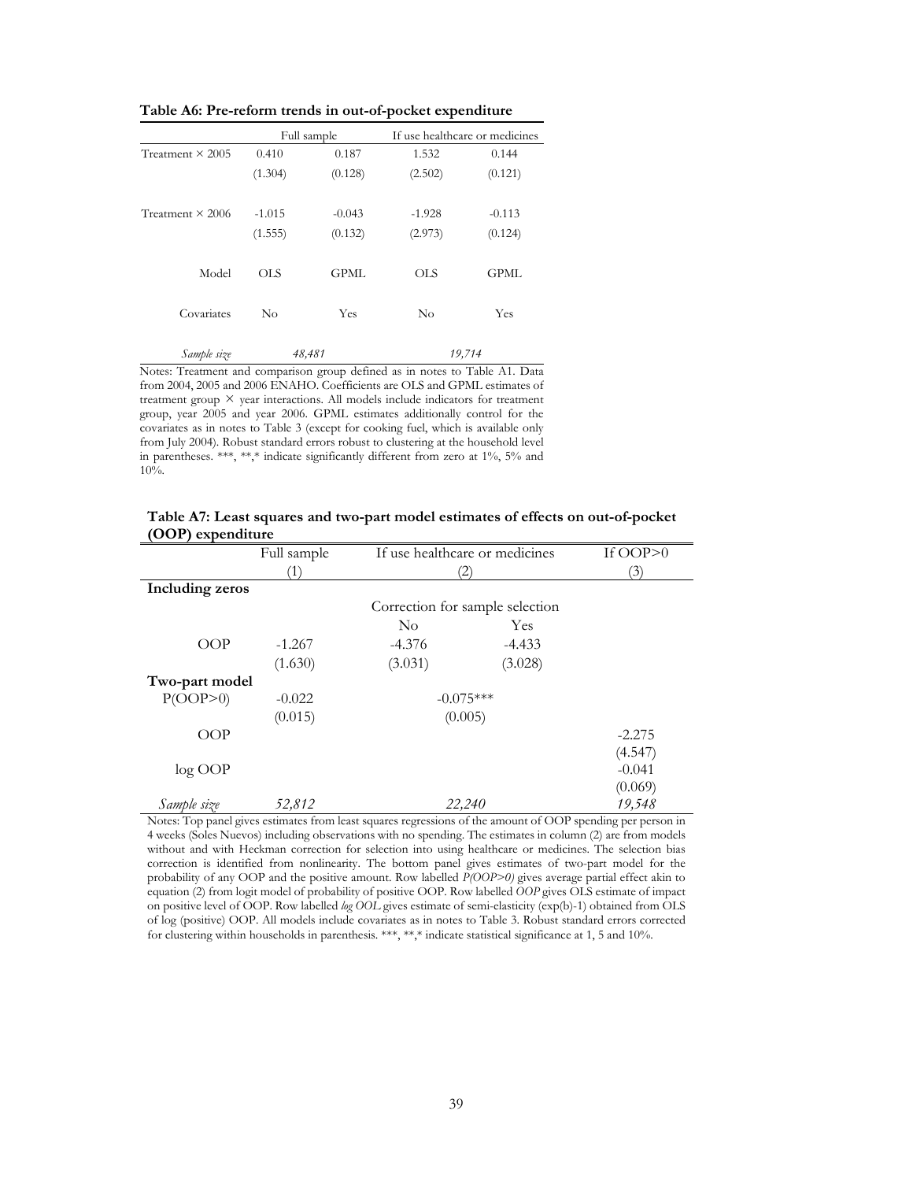**Table A6: Pre-reform trends in out-of-pocket expenditure**

| | Full sample | | If use healthcare or medicines | |
|---|---|---|---|---|
| Treatment × 2005 | 0.410 | 0.187 | 1.532 | 0.144 |
| | (1.304) | (0.128) | (2.502) | (0.121) |
| Treatment × 2006 | -1.015 | -0.043 | -1.928 | -0.113 |
| | (1.555) | (0.132) | (2.973) | (0.124) |
| Model | OLS | GPML | OLS | GPML |
| Covariates | No | Yes | No | Yes |
| *Sample size* | *48,481* | | *19,714* | |

Notes: Treatment and comparison group defined as in notes to Table A1. Data from 2004, 2005 and 2006 ENAHO. Coefficients are OLS and GPML estimates of treatment group × year interactions. All models include indicators for treatment group, year 2005 and year 2006. GPML estimates additionally control for the covariates as in notes to Table 3 (except for cooking fuel, which is available only from July 2004). Robust standard errors robust to clustering at the household level in parentheses. ***, **,* indicate significantly different from zero at 1%, 5% and 10%.

**Table A7: Least squares and two-part model estimates of effects on out-of-pocket (OOP) expenditure**

| | Full sample | If use healthcare or medicines | | If OOP>0 |
|---|---|---|---|---|
| | (1) | (2) | | (3) |
| **Including zeros** | | | | |
| | | Correction for sample selection | | |
| | | No | Yes | |
| OOP | -1.267 | -4.376 | -4.433 | |
| | (1.630) | (3.031) | (3.028) | |
| **Two-part model** | | | | |
| P(OOP>0) | -0.022 | -0.075*** | | |
| | (0.015) | (0.005) | | |
| OOP | | | | -2.275 |
| | | | | (4.547) |
| log OOP | | | | -0.041 |
| | | | | (0.069) |
| *Sample size* | *52,812* | *22,240* | | *19,548* |

Notes: Top panel gives estimates from least squares regressions of the amount of OOP spending per person in 4 weeks (Soles Nuevos) including observations with no spending. The estimates in column (2) are from models without and with Heckman correction for selection into using healthcare or medicines. The selection bias correction is identified from nonlinearity. The bottom panel gives estimates of two-part model for the probability of any OOP and the positive amount. Row labelled *P(OOP>0)* gives average partial effect akin to equation (2) from logit model of probability of positive OOP. Row labelled *OOP* gives OLS estimate of impact on positive level of OOP. Row labelled *log OOL* gives estimate of semi-elasticity (exp(b)-1) obtained from OLS of log (positive) OOP. All models include covariates as in notes to Table 3. Robust standard errors corrected for clustering within households in parenthesis. ***, **,* indicate statistical significance at 1, 5 and 10%.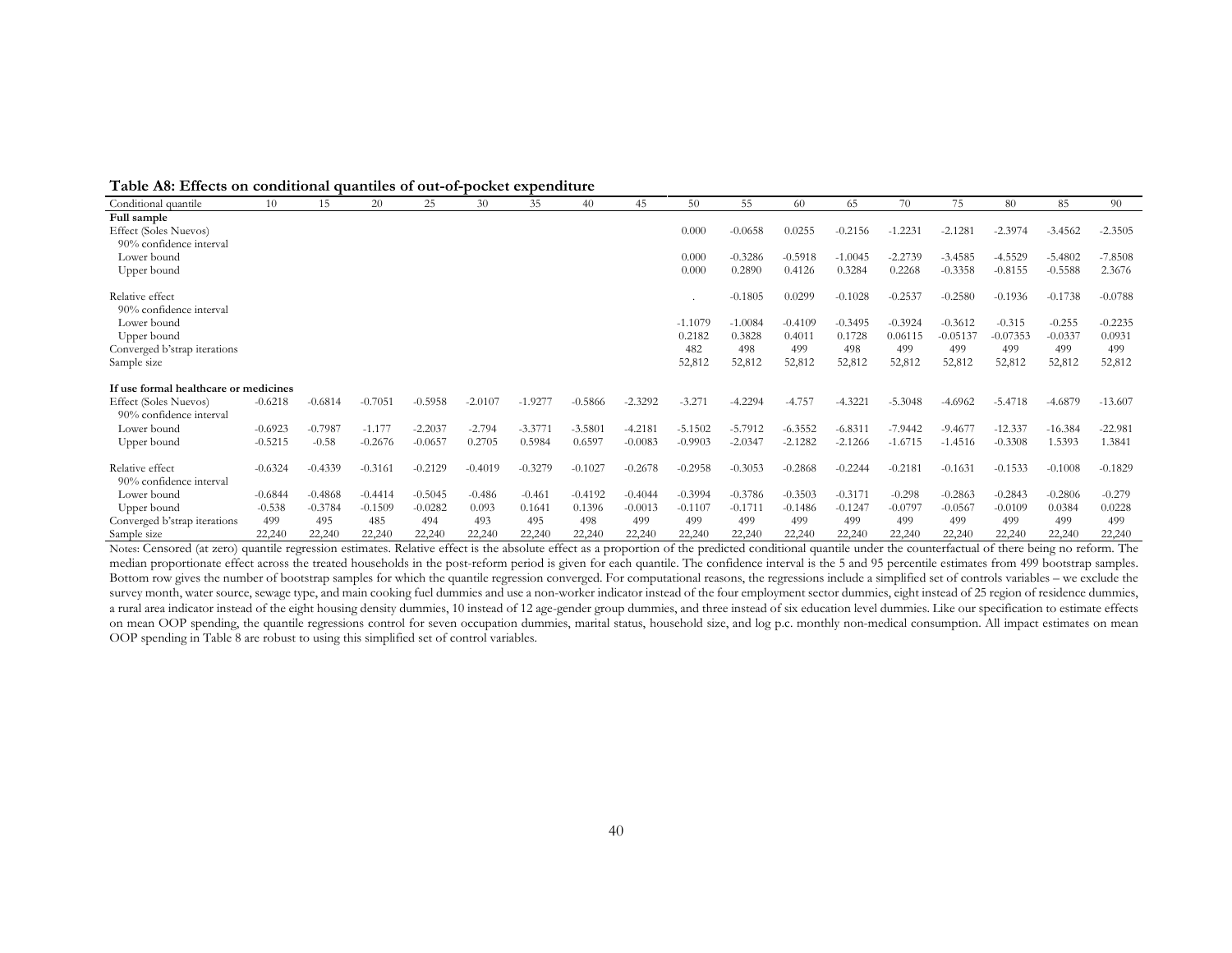**Table A8: Effects on conditional quantiles of out-of-pocket expenditure**

| Conditional quantile | 10 | 15 | 20 | 25 | 30 | 35 | 40 | 45 | 50 | 55 | 60 | 65 | 70 | 75 | 80 | 85 | 90 |
|---|---|---|---|---|---|---|---|---|---|---|---|---|---|---|---|---|---|
| **Full sample** | | | | | | | | | | | | | | | | | |
| Effect (Soles Nuevos) | | | | | | | | | 0.000 | -0.0658 | 0.0255 | -0.2156 | -1.2231 | -2.1281 | -2.3974 | -3.4562 | -2.3505 |
| 90% confidence interval | | | | | | | | | | | | | | | | | |
| Lower bound | | | | | | | | | 0.000 | -0.3286 | -0.5918 | -1.0045 | -2.2739 | -3.4585 | -4.5529 | -5.4802 | -7.8508 |
| Upper bound | | | | | | | | | 0.000 | 0.2890 | 0.4126 | 0.3284 | 0.2268 | -0.3358 | -0.8155 | -0.5588 | 2.3676 |
| Relative effect | | | | | | | | | . | -0.1805 | 0.0299 | -0.1028 | -0.2537 | -0.2580 | -0.1936 | -0.1738 | -0.0788 |
| 90% confidence interval | | | | | | | | | | | | | | | | | |
| Lower bound | | | | | | | | | -1.1079 | -1.0084 | -0.4109 | -0.3495 | -0.3924 | -0.3612 | -0.315 | -0.255 | -0.2235 |
| Upper bound | | | | | | | | | 0.2182 | 0.3828 | 0.4011 | 0.1728 | 0.06115 | -0.05137 | -0.07353 | -0.0337 | 0.0931 |
| Converged b'strap iterations | | | | | | | | | 482 | 498 | 499 | 498 | 499 | 499 | 499 | 499 | 499 |
| Sample size | | | | | | | | | 52,812 | 52,812 | 52,812 | 52,812 | 52,812 | 52,812 | 52,812 | 52,812 | 52,812 |
| **If use formal healthcare or medicines** | | | | | | | | | | | | | | | | | |
| Effect (Soles Nuevos) | -0.6218 | -0.6814 | -0.7051 | -0.5958 | -2.0107 | -1.9277 | -0.5866 | -2.3292 | -3.271 | -4.2294 | -4.757 | -4.3221 | -5.3048 | -4.6962 | -5.4718 | -4.6879 | -13.607 |
| 90% confidence interval | | | | | | | | | | | | | | | | | |
| Lower bound | -0.6923 | -0.7987 | -1.177 | -2.2037 | -2.794 | -3.3771 | -3.5801 | -4.2181 | -5.1502 | -5.7912 | -6.3552 | -6.8311 | -7.9442 | -9.4677 | -12.337 | -16.384 | -22.981 |
| Upper bound | -0.5215 | -0.58 | -0.2676 | -0.0657 | 0.2705 | 0.5984 | 0.6597 | -0.0083 | -0.9903 | -2.0347 | -2.1282 | -2.1266 | -1.6715 | -1.4516 | -0.3308 | 1.5393 | 1.3841 |
| Relative effect | -0.6324 | -0.4339 | -0.3161 | -0.2129 | -0.4019 | -0.3279 | -0.1027 | -0.2678 | -0.2958 | -0.3053 | -0.2868 | -0.2244 | -0.2181 | -0.1631 | -0.1533 | -0.1008 | -0.1829 |
| 90% confidence interval | | | | | | | | | | | | | | | | | |
| Lower bound | -0.6844 | -0.4868 | -0.4414 | -0.5045 | -0.486 | -0.461 | -0.4192 | -0.4044 | -0.3994 | -0.3786 | -0.3503 | -0.3171 | -0.298 | -0.2863 | -0.2843 | -0.2806 | -0.279 |
| Upper bound | -0.538 | -0.3784 | -0.1509 | -0.0282 | 0.093 | 0.1641 | 0.1396 | -0.0013 | -0.1107 | -0.1711 | -0.1486 | -0.1247 | -0.0797 | -0.0567 | -0.0109 | 0.0384 | 0.0228 |
| Converged b'strap iterations | 499 | 495 | 485 | 494 | 493 | 495 | 498 | 499 | 499 | 499 | 499 | 499 | 499 | 499 | 499 | 499 | 499 |
| Sample size | 22,240 | 22,240 | 22,240 | 22,240 | 22,240 | 22,240 | 22,240 | 22,240 | 22,240 | 22,240 | 22,240 | 22,240 | 22,240 | 22,240 | 22,240 | 22,240 | 22,240 |

Notes: Censored (at zero) quantile regression estimates. Relative effect is the absolute effect as a proportion of the predicted conditional quantile under the counterfactual of there being no reform. The median proportionate effect across the treated households in the post-reform period is given for each quantile. The confidence interval is the 5 and 95 percentile estimates from 499 bootstrap samples. Bottom row gives the number of bootstrap samples for which the quantile regression converged. For computational reasons, the regressions include a simplified set of controls variables – we exclude the survey month, water source, sewage type, and main cooking fuel dummies and use a non-worker indicator instead of the four employment sector dummies, eight instead of 25 region of residence dummies, a rural area indicator instead of the eight housing density dummies, 10 instead of 12 age-gender group dummies, and three instead of six education level dummies. Like our specification to estimate effects on mean OOP spending, the quantile regressions control for seven occupation dummies, marital status, household size, and log p.c. monthly non-medical consumption. All impact estimates on mean OOP spending in Table 8 are robust to using this simplified set of control variables.